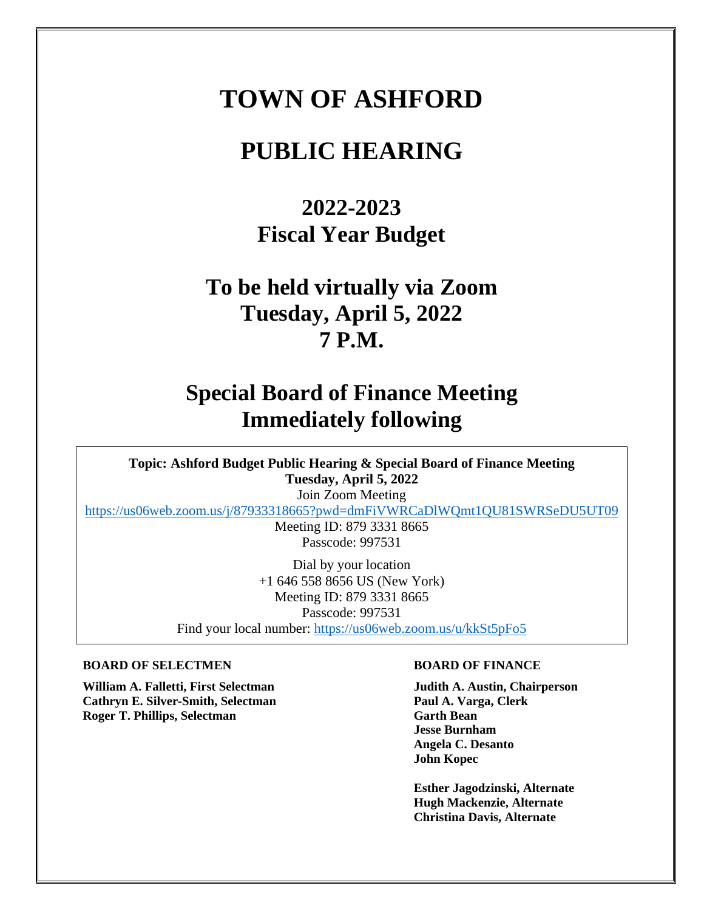# TOWN OF ASHFORD

# PUBLIC HEARING

## 2022-2023
## Fiscal Year Budget

## To be held virtually via Zoom
## Tuesday, April 5, 2022
## 7 P.M.

## Special Board of Finance Meeting
## Immediately following

**Topic: Ashford Budget Public Hearing & Special Board of Finance Meeting**
**Tuesday, April 5, 2022**
Join Zoom Meeting
https://us06web.zoom.us/j/87933318665?pwd=dmFiVWRCaDlWQmt1QU81SWRSeDU5UT09
Meeting ID: 879 3331 8665
Passcode: 997531

Dial by your location
+1 646 558 8656 US (New York)
Meeting ID: 879 3331 8665
Passcode: 997531
Find your local number: https://us06web.zoom.us/u/kkSt5pFo5

**BOARD OF SELECTMEN**

**William A. Falletti, First Selectman**
**Cathryn E. Silver-Smith, Selectman**
**Roger T. Phillips, Selectman**

**BOARD OF FINANCE**

**Judith A. Austin, Chairperson**
**Paul A. Varga, Clerk**
**Garth Bean**
**Jesse Burnham**
**Angela C. Desanto**
**John Kopec**

**Esther Jagodzinski, Alternate**
**Hugh Mackenzie, Alternate**
**Christina Davis, Alternate**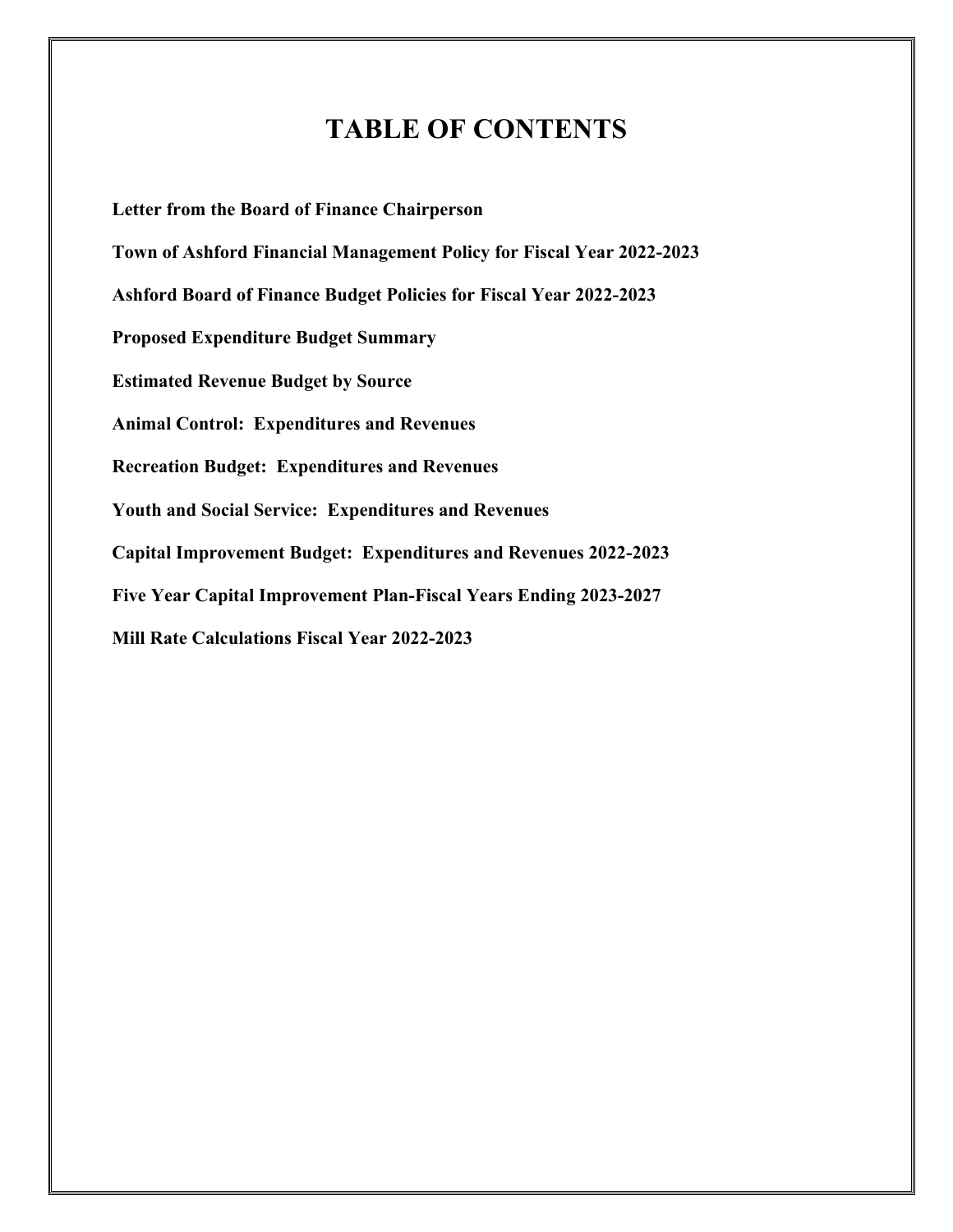# TABLE OF CONTENTS

**Letter from the Board of Finance Chairperson**

**Town of Ashford Financial Management Policy for Fiscal Year 2022-2023**

**Ashford Board of Finance Budget Policies for Fiscal Year 2022-2023**

**Proposed Expenditure Budget Summary**

**Estimated Revenue Budget by Source**

**Animal Control: Expenditures and Revenues**

**Recreation Budget: Expenditures and Revenues**

**Youth and Social Service: Expenditures and Revenues**

**Capital Improvement Budget: Expenditures and Revenues 2022-2023**

**Five Year Capital Improvement Plan-Fiscal Years Ending 2023-2027**

**Mill Rate Calculations Fiscal Year 2022-2023**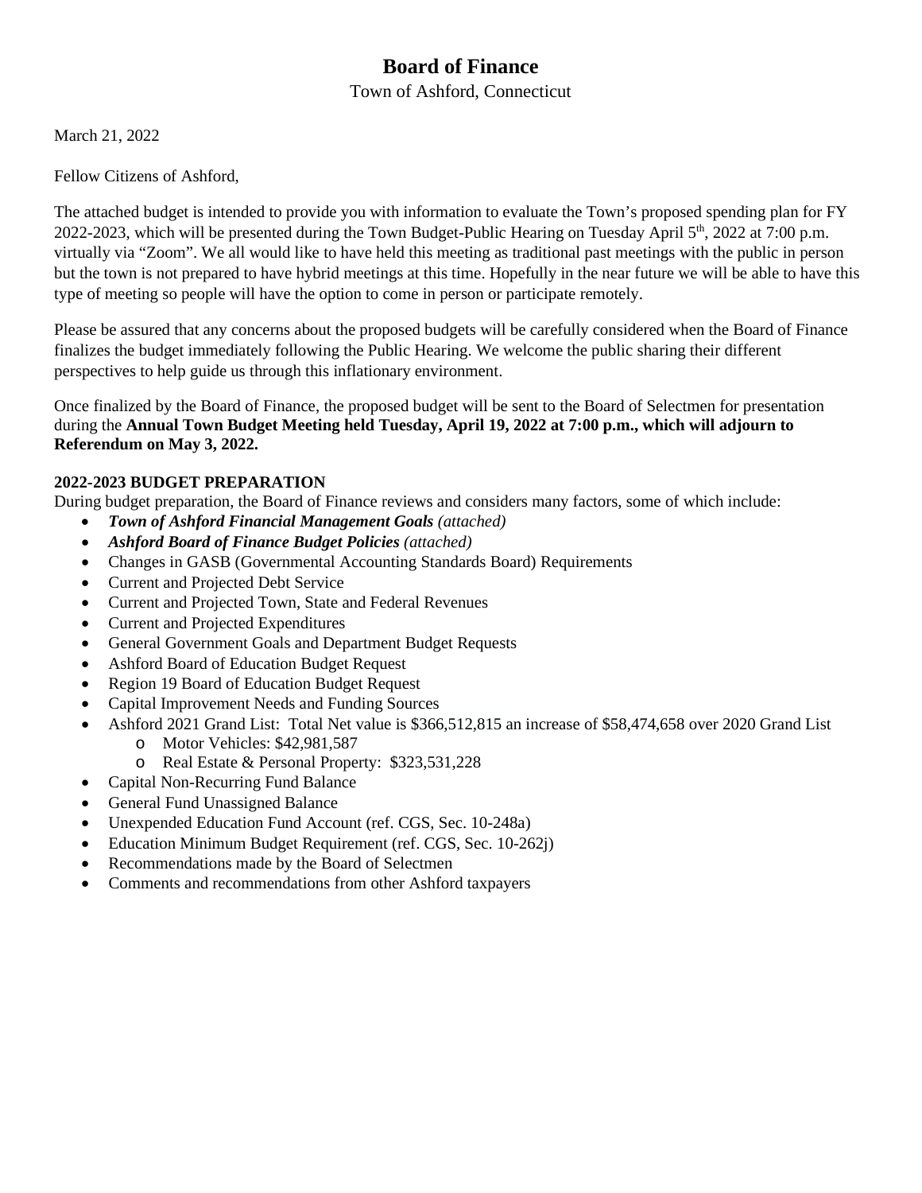# Board of Finance

Town of Ashford, Connecticut

March 21, 2022

Fellow Citizens of Ashford,

The attached budget is intended to provide you with information to evaluate the Town's proposed spending plan for FY 2022-2023, which will be presented during the Town Budget-Public Hearing on Tuesday April 5th, 2022 at 7:00 p.m. virtually via "Zoom". We all would like to have held this meeting as traditional past meetings with the public in person but the town is not prepared to have hybrid meetings at this time. Hopefully in the near future we will be able to have this type of meeting so people will have the option to come in person or participate remotely.

Please be assured that any concerns about the proposed budgets will be carefully considered when the Board of Finance finalizes the budget immediately following the Public Hearing. We welcome the public sharing their different perspectives to help guide us through this inflationary environment.

Once finalized by the Board of Finance, the proposed budget will be sent to the Board of Selectmen for presentation during the **Annual Town Budget Meeting held Tuesday, April 19, 2022 at 7:00 p.m., which will adjourn to Referendum on May 3, 2022.**

**2022-2023 BUDGET PREPARATION**

During budget preparation, the Board of Finance reviews and considers many factors, some of which include:

- ***Town of Ashford Financial Management Goals*** *(attached)*
- ***Ashford Board of Finance Budget Policies*** *(attached)*
- Changes in GASB (Governmental Accounting Standards Board) Requirements
- Current and Projected Debt Service
- Current and Projected Town, State and Federal Revenues
- Current and Projected Expenditures
- General Government Goals and Department Budget Requests
- Ashford Board of Education Budget Request
- Region 19 Board of Education Budget Request
- Capital Improvement Needs and Funding Sources
- Ashford 2021 Grand List: Total Net value is $366,512,815 an increase of $58,474,658 over 2020 Grand List
    - Motor Vehicles: $42,981,587
    - Real Estate & Personal Property: $323,531,228
- Capital Non-Recurring Fund Balance
- General Fund Unassigned Balance
- Unexpended Education Fund Account (ref. CGS, Sec. 10-248a)
- Education Minimum Budget Requirement (ref. CGS, Sec. 10-262j)
- Recommendations made by the Board of Selectmen
- Comments and recommendations from other Ashford taxpayers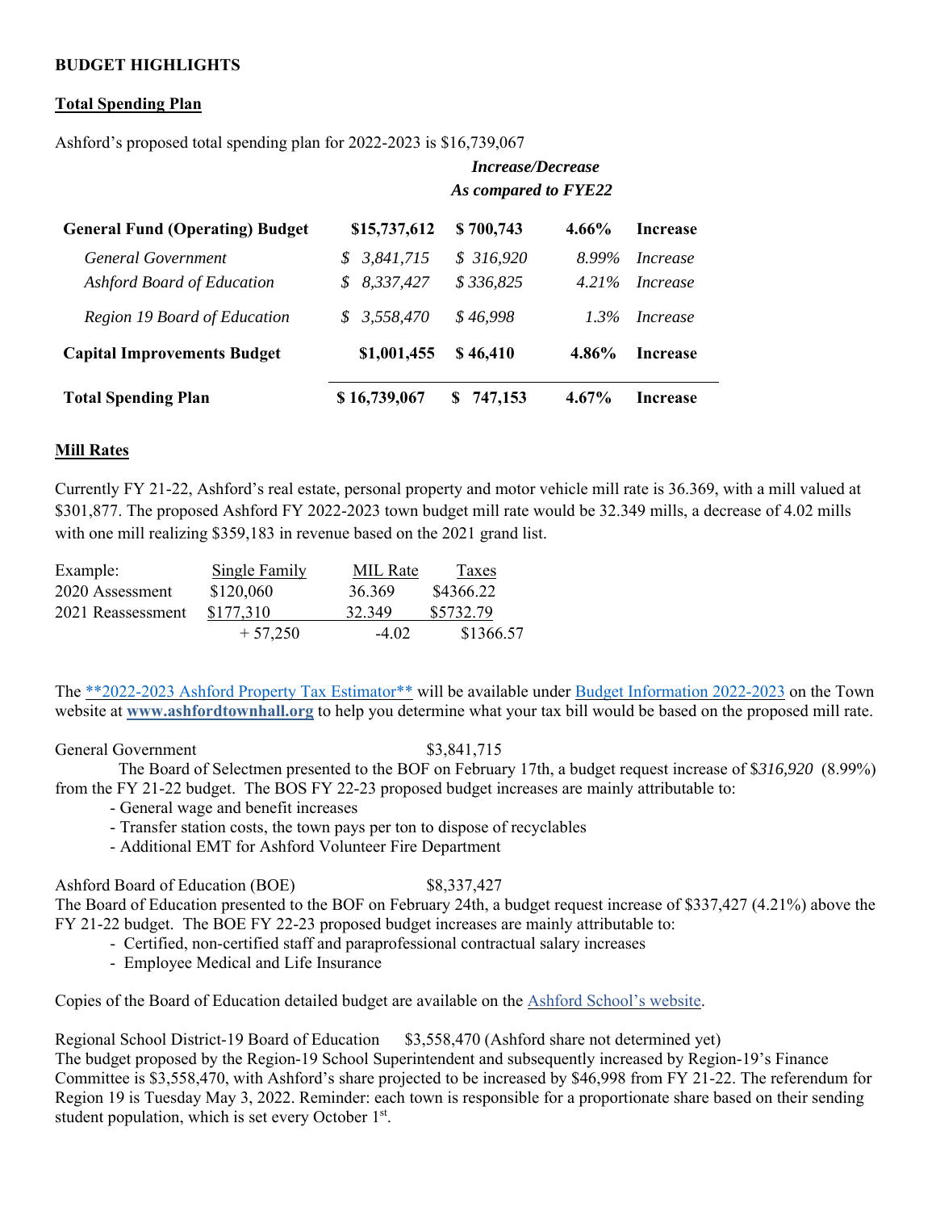**BUDGET HIGHLIGHTS**

**Total Spending Plan**

Ashford's proposed total spending plan for 2022-2023 is $16,739,067

| | | *Increase/Decrease As compared to FYE22* | | |
|---|---|---|---|---|
| **General Fund (Operating) Budget** | **$15,737,612** | **$ 700,743** | **4.66%** | **Increase** |
| *General Government* | *$ 3,841,715* | *$ 316,920* | *8.99%* | *Increase* |
| *Ashford Board of Education* | *$ 8,337,427* | *$ 336,825* | *4.21%* | *Increase* |
| *Region 19 Board of Education* | *$ 3,558,470* | *$ 46,998* | *1.3%* | *Increase* |
| **Capital Improvements Budget** | **$1,001,455** | **$ 46,410** | **4.86%** | **Increase** |
| **Total Spending Plan** | **$ 16,739,067** | **$ 747,153** | **4.67%** | **Increase** |

**Mill Rates**

Currently FY 21-22, Ashford's real estate, personal property and motor vehicle mill rate is 36.369, with a mill valued at $301,877. The proposed Ashford FY 2022-2023 town budget mill rate would be 32.349 mills, a decrease of 4.02 mills with one mill realizing $359,183 in revenue based on the 2021 grand list.

| Example: | Single Family | MIL Rate | Taxes |
|---|---|---|---|
| 2020 Assessment | $120,060 | 36.369 | $4366.22 |
| 2021 Reassessment | $177,310 | 32.349 | $5732.79 |
| | + 57,250 | -4.02 | $1366.57 |

The **2022-2023 Ashford Property Tax Estimator** will be available under Budget Information 2022-2023 on the Town website at **www.ashfordtownhall.org** to help you determine what your tax bill would be based on the proposed mill rate.

General Government $3,841,715

The Board of Selectmen presented to the BOF on February 17th, a budget request increase of $*316,920* (8.99%) from the FY 21-22 budget. The BOS FY 22-23 proposed budget increases are mainly attributable to:

- General wage and benefit increases
- Transfer station costs, the town pays per ton to dispose of recyclables
- Additional EMT for Ashford Volunteer Fire Department

Ashford Board of Education (BOE) $8,337,427

The Board of Education presented to the BOF on February 24th, a budget request increase of $337,427 (4.21%) above the FY 21-22 budget. The BOE FY 22-23 proposed budget increases are mainly attributable to:

- Certified, non-certified staff and paraprofessional contractual salary increases
- Employee Medical and Life Insurance

Copies of the Board of Education detailed budget are available on the Ashford School's website.

Regional School District-19 Board of Education $3,558,470 (Ashford share not determined yet)

The budget proposed by the Region-19 School Superintendent and subsequently increased by Region-19's Finance Committee is $3,558,470, with Ashford's share projected to be increased by $46,998 from FY 21-22. The referendum for Region 19 is Tuesday May 3, 2022. Reminder: each town is responsible for a proportionate share based on their sending student population, which is set every October 1st.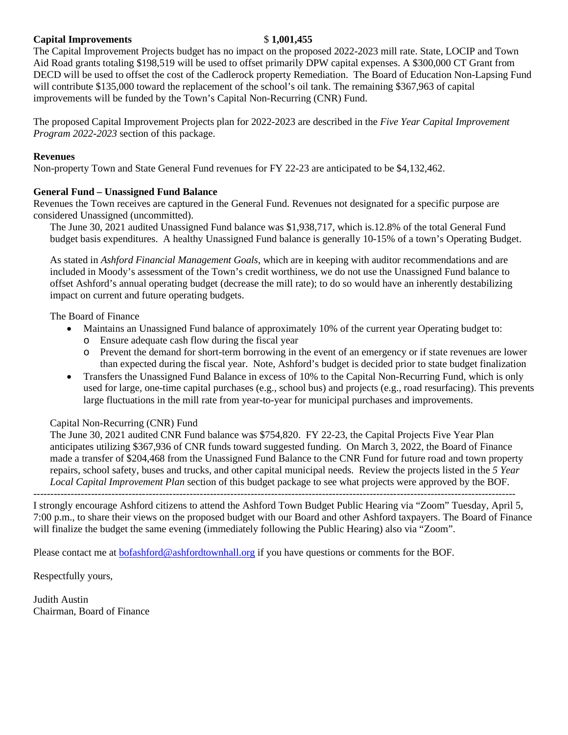**Capital Improvements** $ **1,001,455**

The Capital Improvement Projects budget has no impact on the proposed 2022-2023 mill rate. State, LOCIP and Town Aid Road grants totaling $198,519 will be used to offset primarily DPW capital expenses. A $300,000 CT Grant from DECD will be used to offset the cost of the Cadlerock property Remediation. The Board of Education Non-Lapsing Fund will contribute $135,000 toward the replacement of the school's oil tank. The remaining $367,963 of capital improvements will be funded by the Town's Capital Non-Recurring (CNR) Fund.

The proposed Capital Improvement Projects plan for 2022-2023 are described in the *Five Year Capital Improvement Program 2022-2023* section of this package.

**Revenues**

Non-property Town and State General Fund revenues for FY 22-23 are anticipated to be $4,132,462.

**General Fund – Unassigned Fund Balance**

Revenues the Town receives are captured in the General Fund. Revenues not designated for a specific purpose are considered Unassigned (uncommitted).

The June 30, 2021 audited Unassigned Fund balance was $1,938,717, which is.12.8% of the total General Fund budget basis expenditures. A healthy Unassigned Fund balance is generally 10-15% of a town's Operating Budget.

As stated in *Ashford Financial Management Goals*, which are in keeping with auditor recommendations and are included in Moody's assessment of the Town's credit worthiness, we do not use the Unassigned Fund balance to offset Ashford's annual operating budget (decrease the mill rate); to do so would have an inherently destabilizing impact on current and future operating budgets.

The Board of Finance

- Maintains an Unassigned Fund balance of approximately 10% of the current year Operating budget to:
  - Ensure adequate cash flow during the fiscal year
  - Prevent the demand for short-term borrowing in the event of an emergency or if state revenues are lower than expected during the fiscal year. Note, Ashford's budget is decided prior to state budget finalization
- Transfers the Unassigned Fund Balance in excess of 10% to the Capital Non-Recurring Fund, which is only used for large, one-time capital purchases (e.g., school bus) and projects (e.g., road resurfacing). This prevents large fluctuations in the mill rate from year-to-year for municipal purchases and improvements.

Capital Non-Recurring (CNR) Fund

The June 30, 2021 audited CNR Fund balance was $754,820. FY 22-23, the Capital Projects Five Year Plan anticipates utilizing $367,936 of CNR funds toward suggested funding. On March 3, 2022, the Board of Finance made a transfer of $204,468 from the Unassigned Fund Balance to the CNR Fund for future road and town property repairs, school safety, buses and trucks, and other capital municipal needs. Review the projects listed in the *5 Year Local Capital Improvement Plan* section of this budget package to see what projects were approved by the BOF.

---

I strongly encourage Ashford citizens to attend the Ashford Town Budget Public Hearing via "Zoom" Tuesday, April 5, 7:00 p.m., to share their views on the proposed budget with our Board and other Ashford taxpayers. The Board of Finance will finalize the budget the same evening (immediately following the Public Hearing) also via "Zoom".

Please contact me at bofashford@ashfordtownhall.org if you have questions or comments for the BOF.

Respectfully yours,

Judith Austin
Chairman, Board of Finance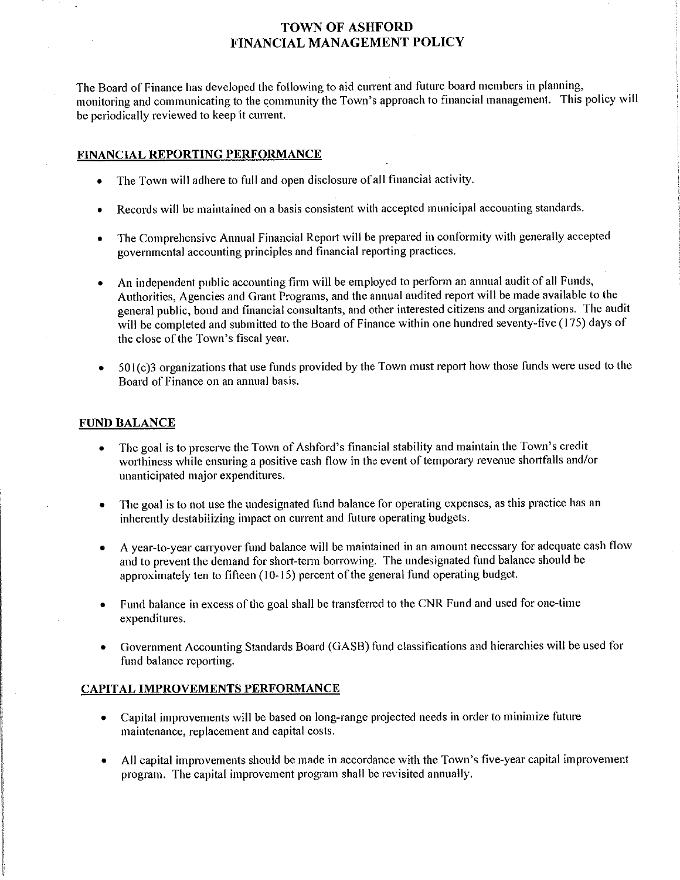# TOWN OF ASHFORD
# FINANCIAL MANAGEMENT POLICY

The Board of Finance has developed the following to aid current and future board members in planning, monitoring and communicating to the community the Town's approach to financial management. This policy will be periodically reviewed to keep it current.

## FINANCIAL REPORTING PERFORMANCE

- The Town will adhere to full and open disclosure of all financial activity.
- Records will be maintained on a basis consistent with accepted municipal accounting standards.
- The Comprehensive Annual Financial Report will be prepared in conformity with generally accepted governmental accounting principles and financial reporting practices.
- An independent public accounting firm will be employed to perform an annual audit of all Funds, Authorities, Agencies and Grant Programs, and the annual audited report will be made available to the general public, bond and financial consultants, and other interested citizens and organizations. The audit will be completed and submitted to the Board of Finance within one hundred seventy-five (175) days of the close of the Town's fiscal year.
- 501(c)3 organizations that use funds provided by the Town must report how those funds were used to the Board of Finance on an annual basis.

## FUND BALANCE

- The goal is to preserve the Town of Ashford's financial stability and maintain the Town's credit worthiness while ensuring a positive cash flow in the event of temporary revenue shortfalls and/or unanticipated major expenditures.
- The goal is to not use the undesignated fund balance for operating expenses, as this practice has an inherently destabilizing impact on current and future operating budgets.
- A year-to-year carryover fund balance will be maintained in an amount necessary for adequate cash flow and to prevent the demand for short-term borrowing. The undesignated fund balance should be approximately ten to fifteen (10-15) percent of the general fund operating budget.
- Fund balance in excess of the goal shall be transferred to the CNR Fund and used for one-time expenditures.
- Government Accounting Standards Board (GASB) fund classifications and hierarchies will be used for fund balance reporting.

## CAPITAL IMPROVEMENTS PERFORMANCE

- Capital improvements will be based on long-range projected needs in order to minimize future maintenance, replacement and capital costs.
- All capital improvements should be made in accordance with the Town's five-year capital improvement program. The capital improvement program shall be revisited annually.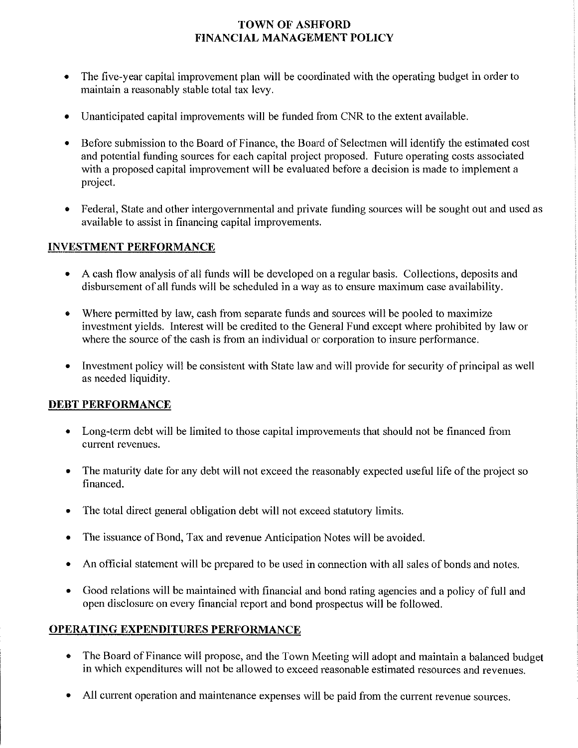# TOWN OF ASHFORD
# FINANCIAL MANAGEMENT POLICY

- The five-year capital improvement plan will be coordinated with the operating budget in order to maintain a reasonably stable total tax levy.
- Unanticipated capital improvements will be funded from CNR to the extent available.
- Before submission to the Board of Finance, the Board of Selectmen will identify the estimated cost and potential funding sources for each capital project proposed. Future operating costs associated with a proposed capital improvement will be evaluated before a decision is made to implement a project.
- Federal, State and other intergovernmental and private funding sources will be sought out and used as available to assist in financing capital improvements.

## INVESTMENT PERFORMANCE

- A cash flow analysis of all funds will be developed on a regular basis. Collections, deposits and disbursement of all funds will be scheduled in a way as to ensure maximum case availability.
- Where permitted by law, cash from separate funds and sources will be pooled to maximize investment yields. Interest will be credited to the General Fund except where prohibited by law or where the source of the cash is from an individual or corporation to insure performance.
- Investment policy will be consistent with State law and will provide for security of principal as well as needed liquidity.

## DEBT PERFORMANCE

- Long-term debt will be limited to those capital improvements that should not be financed from current revenues.
- The maturity date for any debt will not exceed the reasonably expected useful life of the project so financed.
- The total direct general obligation debt will not exceed statutory limits.
- The issuance of Bond, Tax and revenue Anticipation Notes will be avoided.
- An official statement will be prepared to be used in connection with all sales of bonds and notes.
- Good relations will be maintained with financial and bond rating agencies and a policy of full and open disclosure on every financial report and bond prospectus will be followed.

## OPERATING EXPENDITURES PERFORMANCE

- The Board of Finance will propose, and the Town Meeting will adopt and maintain a balanced budget in which expenditures will not be allowed to exceed reasonable estimated resources and revenues.
- All current operation and maintenance expenses will be paid from the current revenue sources.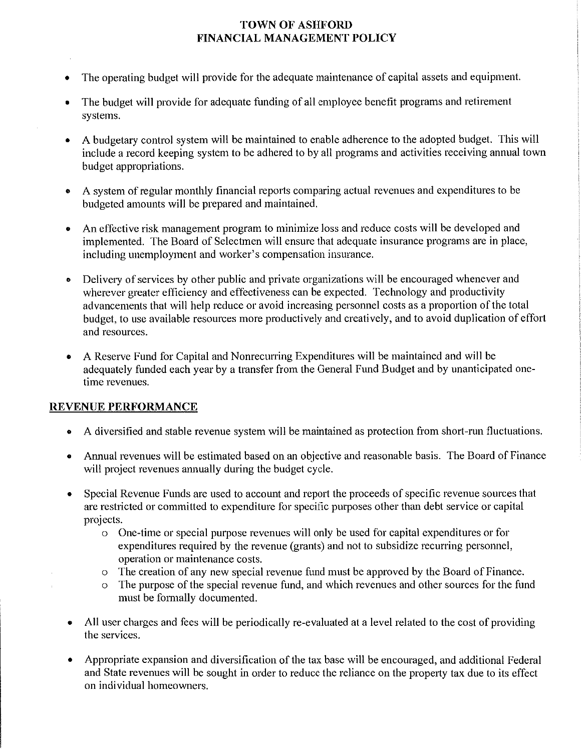# TOWN OF ASHFORD
# FINANCIAL MANAGEMENT POLICY

- The operating budget will provide for the adequate maintenance of capital assets and equipment.
- The budget will provide for adequate funding of all employee benefit programs and retirement systems.
- A budgetary control system will be maintained to enable adherence to the adopted budget. This will include a record keeping system to be adhered to by all programs and activities receiving annual town budget appropriations.
- A system of regular monthly financial reports comparing actual revenues and expenditures to be budgeted amounts will be prepared and maintained.
- An effective risk management program to minimize loss and reduce costs will be developed and implemented. The Board of Selectmen will ensure that adequate insurance programs are in place, including unemployment and worker's compensation insurance.
- Delivery of services by other public and private organizations will be encouraged whenever and wherever greater efficiency and effectiveness can be expected. Technology and productivity advancements that will help reduce or avoid increasing personnel costs as a proportion of the total budget, to use available resources more productively and creatively, and to avoid duplication of effort and resources.
- A Reserve Fund for Capital and Nonrecurring Expenditures will be maintained and will be adequately funded each year by a transfer from the General Fund Budget and by unanticipated one-time revenues.

## REVENUE PERFORMANCE

- A diversified and stable revenue system will be maintained as protection from short-run fluctuations.
- Annual revenues will be estimated based on an objective and reasonable basis. The Board of Finance will project revenues annually during the budget cycle.
- Special Revenue Funds are used to account and report the proceeds of specific revenue sources that are restricted or committed to expenditure for specific purposes other than debt service or capital projects.
  - One-time or special purpose revenues will only be used for capital expenditures or for expenditures required by the revenue (grants) and not to subsidize recurring personnel, operation or maintenance costs.
  - The creation of any new special revenue fund must be approved by the Board of Finance.
  - The purpose of the special revenue fund, and which revenues and other sources for the fund must be formally documented.
- All user charges and fees will be periodically re-evaluated at a level related to the cost of providing the services.
- Appropriate expansion and diversification of the tax base will be encouraged, and additional Federal and State revenues will be sought in order to reduce the reliance on the property tax due to its effect on individual homeowners.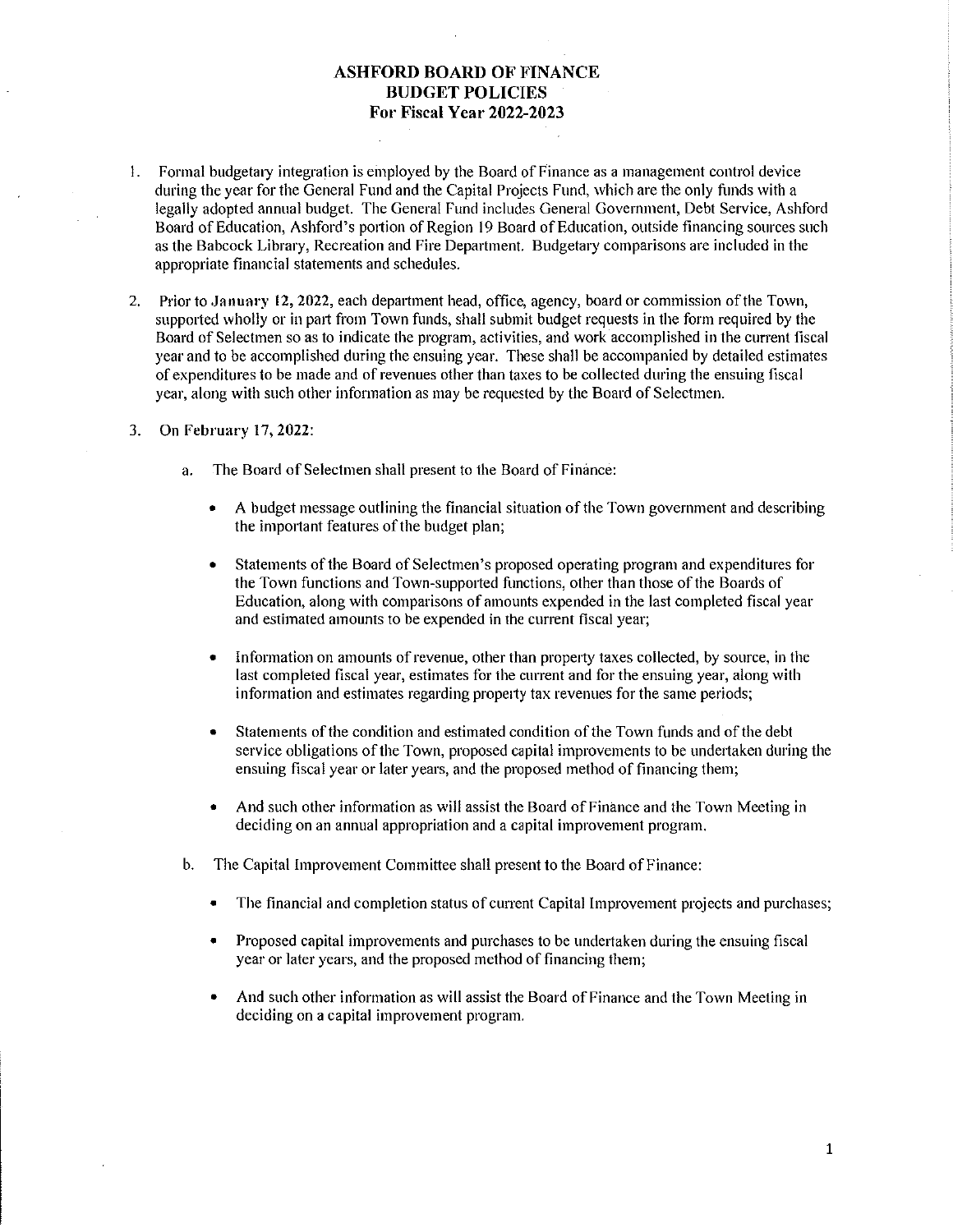# ASHFORD BOARD OF FINANCE
## BUDGET POLICIES
### For Fiscal Year 2022-2023

1. Formal budgetary integration is employed by the Board of Finance as a management control device during the year for the General Fund and the Capital Projects Fund, which are the only funds with a legally adopted annual budget. The General Fund includes General Government, Debt Service, Ashford Board of Education, Ashford's portion of Region 19 Board of Education, outside financing sources such as the Babcock Library, Recreation and Fire Department. Budgetary comparisons are included in the appropriate financial statements and schedules.

2. Prior to **January 12, 2022**, each department head, office, agency, board or commission of the Town, supported wholly or in part from Town funds, shall submit budget requests in the form required by the Board of Selectmen so as to indicate the program, activities, and work accomplished in the current fiscal year and to be accomplished during the ensuing year. These shall be accompanied by detailed estimates of expenditures to be made and of revenues other than taxes to be collected during the ensuing fiscal year, along with such other information as may be requested by the Board of Selectmen.

3. On February 17, 2022:

   a. The Board of Selectmen shall present to the Board of Finance:

      - A budget message outlining the financial situation of the Town government and describing the important features of the budget plan;

      - Statements of the Board of Selectmen's proposed operating program and expenditures for the Town functions and Town-supported functions, other than those of the Boards of Education, along with comparisons of amounts expended in the last completed fiscal year and estimated amounts to be expended in the current fiscal year;

      - Information on amounts of revenue, other than property taxes collected, by source, in the last completed fiscal year, estimates for the current and for the ensuing year, along with information and estimates regarding property tax revenues for the same periods;

      - Statements of the condition and estimated condition of the Town funds and of the debt service obligations of the Town, proposed capital improvements to be undertaken during the ensuing fiscal year or later years, and the proposed method of financing them;

      - And such other information as will assist the Board of Finance and the Town Meeting in deciding on an annual appropriation and a capital improvement program.

   b. The Capital Improvement Committee shall present to the Board of Finance:

      - The financial and completion status of current Capital Improvement projects and purchases;

      - Proposed capital improvements and purchases to be undertaken during the ensuing fiscal year or later years, and the proposed method of financing them;

      - And such other information as will assist the Board of Finance and the Town Meeting in deciding on a capital improvement program.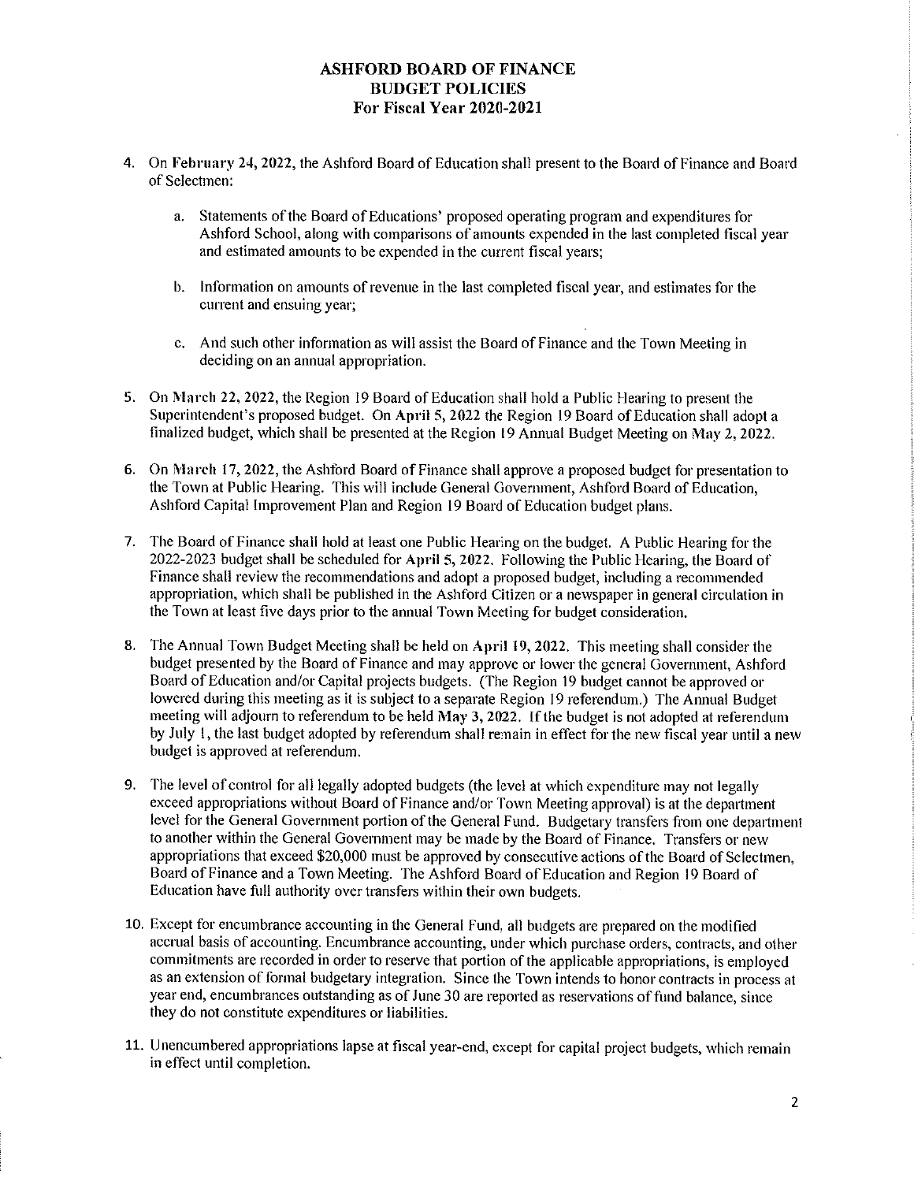# ASHFORD BOARD OF FINANCE
# BUDGET POLICIES
# For Fiscal Year 2020-2021

4. On **February 24, 2022**, the Ashford Board of Education shall present to the Board of Finance and Board of Selectmen:

    a. Statements of the Board of Educations' proposed operating program and expenditures for Ashford School, along with comparisons of amounts expended in the last completed fiscal year and estimated amounts to be expended in the current fiscal years;

    b. Information on amounts of revenue in the last completed fiscal year, and estimates for the current and ensuing year;

    c. And such other information as will assist the Board of Finance and the Town Meeting in deciding on an annual appropriation.

5. On **March 22, 2022**, the Region 19 Board of Education shall hold a Public Hearing to present the Superintendent's proposed budget. On **April 5, 2022** the Region 19 Board of Education shall adopt a finalized budget, which shall be presented at the Region 19 Annual Budget Meeting on **May 2, 2022**.

6. On **March 17, 2022**, the Ashford Board of Finance shall approve a proposed budget for presentation to the Town at Public Hearing. This will include General Government, Ashford Board of Education, Ashford Capital Improvement Plan and Region 19 Board of Education budget plans.

7. The Board of Finance shall hold at least one Public Hearing on the budget. A Public Hearing for the 2022-2023 budget shall be scheduled for **April 5, 2022**. Following the Public Hearing, the Board of Finance shall review the recommendations and adopt a proposed budget, including a recommended appropriation, which shall be published in the Ashford Citizen or a newspaper in general circulation in the Town at least five days prior to the annual Town Meeting for budget consideration.

8. The Annual Town Budget Meeting shall be held on **April 19, 2022**. This meeting shall consider the budget presented by the Board of Finance and may approve or lower the general Government, Ashford Board of Education and/or Capital projects budgets. (The Region 19 budget cannot be approved or lowered during this meeting as it is subject to a separate Region 19 referendum.) The Annual Budget meeting will adjourn to referendum to be held **May 3, 2022**. If the budget is not adopted at referendum by July 1, the last budget adopted by referendum shall remain in effect for the new fiscal year until a new budget is approved at referendum.

9. The level of control for all legally adopted budgets (the level at which expenditure may not legally exceed appropriations without Board of Finance and/or Town Meeting approval) is at the department level for the General Government portion of the General Fund. Budgetary transfers from one department to another within the General Government may be made by the Board of Finance. Transfers or new appropriations that exceed $20,000 must be approved by consecutive actions of the Board of Selectmen, Board of Finance and a Town Meeting. The Ashford Board of Education and Region 19 Board of Education have full authority over transfers within their own budgets.

10. Except for encumbrance accounting in the General Fund, all budgets are prepared on the modified accrual basis of accounting. Encumbrance accounting, under which purchase orders, contracts, and other commitments are recorded in order to reserve that portion of the applicable appropriations, is employed as an extension of formal budgetary integration. Since the Town intends to honor contracts in process at year end, encumbrances outstanding as of June 30 are reported as reservations of fund balance, since they do not constitute expenditures or liabilities.

11. Unencumbered appropriations lapse at fiscal year-end, except for capital project budgets, which remain in effect until completion.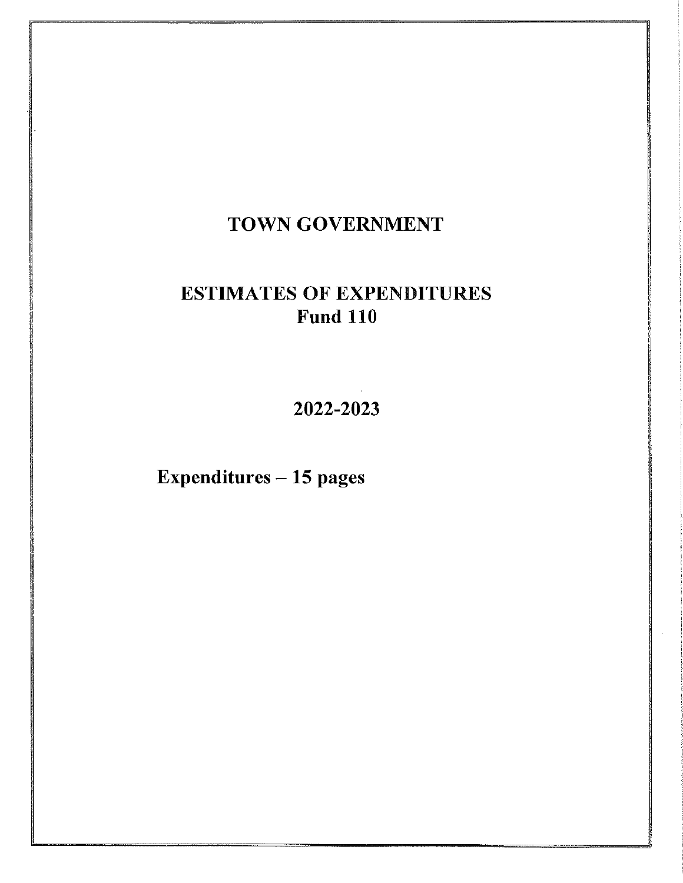# TOWN GOVERNMENT

## ESTIMATES OF EXPENDITURES
## Fund 110

## 2022-2023

**Expenditures – 15 pages**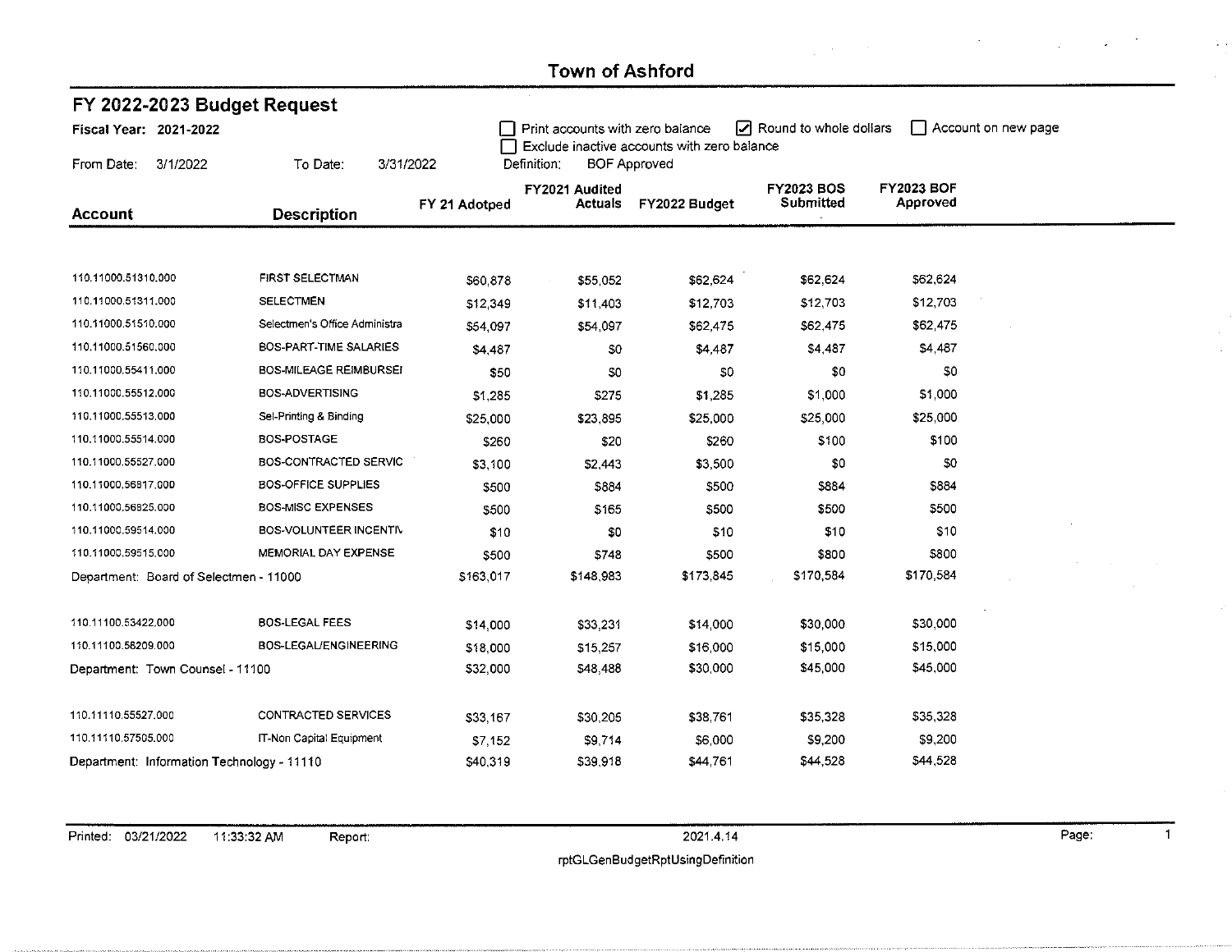# Town of Ashford

## FY 2022-2023 Budget Request

**Fiscal Year:** 2021-2022

From Date: 3/1/2022 To Date: 3/31/2022

☐ Print accounts with zero balance ☑ Round to whole dollars ☐ Account on new page
☐ Exclude inactive accounts with zero balance

Definition: BOF Approved

| Account | Description | FY 21 Adotped | FY2021 Audited Actuals | FY2022 Budget | FY2023 BOS Submitted | FY2023 BOF Approved |
|---|---|---|---|---|---|---|
| 110.11000.51310.000 | FIRST SELECTMAN | $60,878 | $55,052 | $62,624 | $62,624 | $62,624 |
| 110.11000.51311.000 | SELECTMEN | $12,349 | $11,403 | $12,703 | $12,703 | $12,703 |
| 110.11000.51510.000 | Selectmen's Office Administra | $54,097 | $54,097 | $62,475 | $62,475 | $62,475 |
| 110.11000.51560.000 | BOS-PART-TIME SALARIES | $4,487 | $0 | $4,487 | $4,487 | $4,487 |
| 110.11000.55411.000 | BOS-MILEAGE REIMBURSEI | $50 | $0 | $0 | $0 | $0 |
| 110.11000.55512.000 | BOS-ADVERTISING | $1,285 | $275 | $1,285 | $1,000 | $1,000 |
| 110.11000.55513.000 | Sel-Printing & Binding | $25,000 | $23,895 | $25,000 | $25,000 | $25,000 |
| 110.11000.55514.000 | BOS-POSTAGE | $260 | $20 | $260 | $100 | $100 |
| 110.11000.55527.000 | BOS-CONTRACTED SERVIC | $3,100 | $2,443 | $3,500 | $0 | $0 |
| 110.11000.56817.000 | BOS-OFFICE SUPPLIES | $500 | $884 | $500 | $884 | $884 |
| 110.11000.56825.000 | BOS-MISC EXPENSES | $500 | $165 | $500 | $500 | $500 |
| 110.11000.59514.000 | BOS-VOLUNTEER INCENTIV | $10 | $0 | $10 | $10 | $10 |
| 110.11000.59515.000 | MEMORIAL DAY EXPENSE | $500 | $748 | $500 | $800 | $800 |
| Department: Board of Selectmen - 11000 | | $163,017 | $148,983 | $173,845 | $170,584 | $170,584 |
| 110.11100.53422.000 | BOS-LEGAL FEES | $14,000 | $33,231 | $14,000 | $30,000 | $30,000 |
| 110.11100.58209.000 | BOS-LEGAL/ENGINEERING | $18,000 | $15,257 | $16,000 | $15,000 | $15,000 |
| Department: Town Counsel - 11100 | | $32,000 | $48,488 | $30,000 | $45,000 | $45,000 |
| 110.11110.55527.000 | CONTRACTED SERVICES | $33,167 | $30,205 | $38,761 | $35,328 | $35,328 |
| 110.11110.57505.000 | IT-Non Capital Equipment | $7,152 | $9,714 | $6,000 | $9,200 | $9,200 |
| Department: Information Technology - 11110 | | $40,319 | $39,918 | $44,761 | $44,528 | $44,528 |

Printed: 03/21/2022 11:33:32 AM Report: rptGLGenBudgetRptUsingDefinition 2021.4.14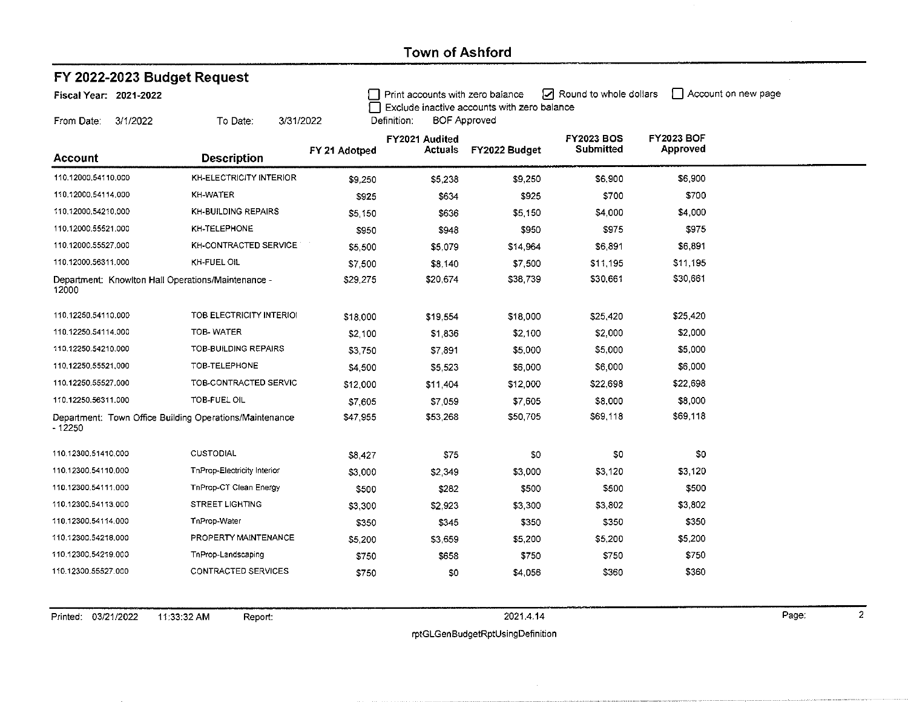# Town of Ashford

## FY 2022-2023 Budget Request

**Fiscal Year:** 2021-2022

**From Date:** 3/1/2022 **To Date:** 3/31/2022

☐ Print accounts with zero balance ☑ Round to whole dollars ☐ Account on new page
☐ Exclude inactive accounts with zero balance
Definition: BOF Approved

| Account | Description | FY 21 Adotped | FY2021 Audited Actuals | FY2022 Budget | FY2023 BOS Submitted | FY2023 BOF Approved |
|---|---|---|---|---|---|---|
| 110.12000.54110.000 | KH-ELECTRICITY INTERIOR | $9,250 | $5,238 | $9,250 | $6,900 | $6,900 |
| 110.12000.54114.000 | KH-WATER | $925 | $634 | $925 | $700 | $700 |
| 110.12000.54210.000 | KH-BUILDING REPAIRS | $5,150 | $636 | $5,150 | $4,000 | $4,000 |
| 110.12000.55521.000 | KH-TELEPHONE | $950 | $948 | $950 | $975 | $975 |
| 110.12000.55527.000 | KH-CONTRACTED SERVICE | $5,500 | $5,079 | $14,964 | $6,891 | $6,891 |
| 110.12000.56311.000 | KH-FUEL OIL | $7,500 | $8,140 | $7,500 | $11,195 | $11,195 |
| Department: Knowlton Hall Operations/Maintenance - 12000 | | $29,275 | $20,674 | $38,739 | $30,661 | $30,661 |
| 110.12250.54110.000 | TOB ELECTRICITY INTERIOI | $18,000 | $19,554 | $18,000 | $25,420 | $25,420 |
| 110.12250.54114.000 | TOB- WATER | $2,100 | $1,836 | $2,100 | $2,000 | $2,000 |
| 110.12250.54210.000 | TOB-BUILDING REPAIRS | $3,750 | $7,891 | $5,000 | $5,000 | $5,000 |
| 110.12250.55521.000 | TOB-TELEPHONE | $4,500 | $5,523 | $6,000 | $6,000 | $6,000 |
| 110.12250.55527.000 | TOB-CONTRACTED SERVIC | $12,000 | $11,404 | $12,000 | $22,698 | $22,698 |
| 110.12250.56311.000 | TOB-FUEL OIL | $7,605 | $7,059 | $7,605 | $8,000 | $8,000 |
| Department: Town Office Building Operations/Maintenance - 12250 | | $47,955 | $53,268 | $50,705 | $69,118 | $69,118 |
| 110.12300.51410.000 | CUSTODIAL | $8,427 | $75 | $0 | $0 | $0 |
| 110.12300.54110.000 | TnProp-Electricity Interior | $3,000 | $2,349 | $3,000 | $3,120 | $3,120 |
| 110.12300.54111.000 | TnProp-CT Clean Energy | $500 | $282 | $500 | $500 | $500 |
| 110.12300.54113.000 | STREET LIGHTING | $3,300 | $2,923 | $3,300 | $3,802 | $3,802 |
| 110.12300.54114.000 | TnProp-Water | $350 | $345 | $350 | $350 | $350 |
| 110.12300.54218.000 | PROPERTY MAINTENANCE | $5,200 | $3,659 | $5,200 | $5,200 | $5,200 |
| 110.12300.54219.000 | TnProp-Landscaping | $750 | $658 | $750 | $750 | $750 |
| 110.12300.55527.000 | CONTRACTED SERVICES | $750 | $0 | $4,056 | $360 | $360 |

Printed: 03/21/2022 11:33:32 AM Report: 2021.4.14 rptGLGenBudgetRptUsingDefinition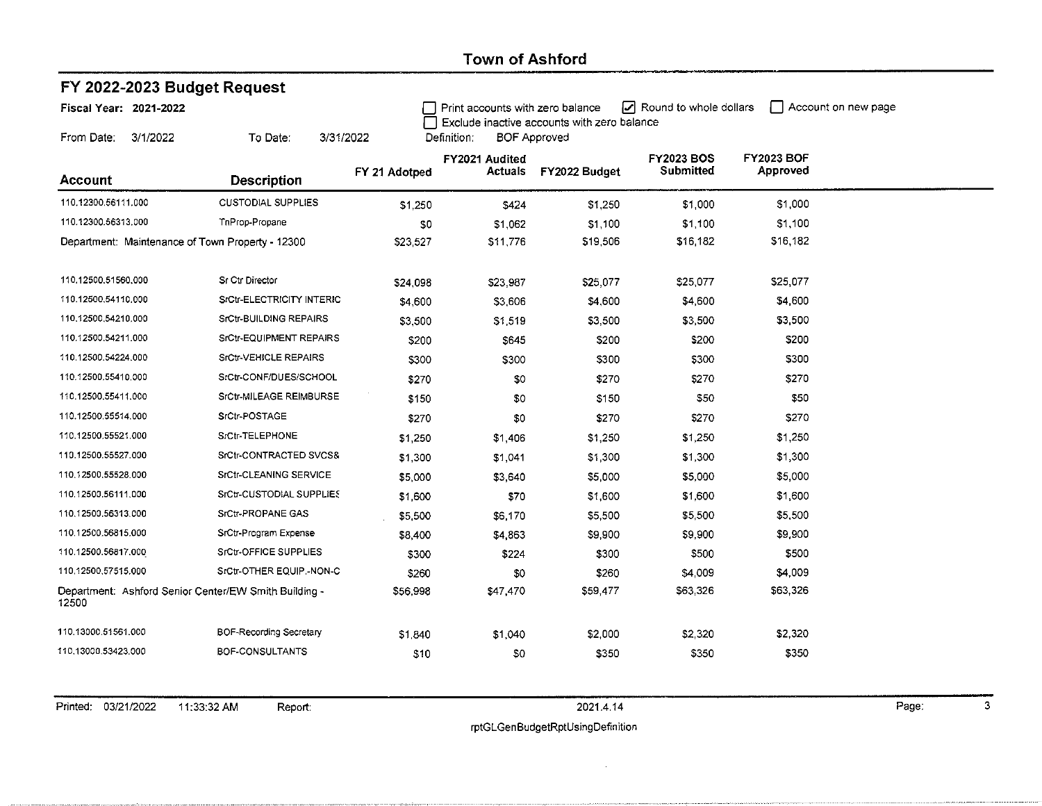# Town of Ashford

## FY 2022-2023 Budget Request

**Fiscal Year:** 2021-2022

From Date: 3/1/2022 To Date: 3/31/2022

☐ Print accounts with zero balance ☑ Round to whole dollars ☐ Account on new page
☐ Exclude inactive accounts with zero balance
Definition: BOF Approved

| Account | Description | FY 21 Adotped | FY2021 Audited Actuals | FY2022 Budget | FY2023 BOS Submitted | FY2023 BOF Approved |
|---|---|---|---|---|---|---|
| 110.12300.56111.000 | CUSTODIAL SUPPLIES | $1,250 | $424 | $1,250 | $1,000 | $1,000 |
| 110.12300.56313.000 | TnProp-Propane | $0 | $1,062 | $1,100 | $1,100 | $1,100 |
| Department: Maintenance of Town Property - 12300 | | $23,527 | $11,776 | $19,506 | $16,182 | $16,182 |
| 110.12500.51560.000 | Sr Ctr Director | $24,098 | $23,987 | $25,077 | $25,077 | $25,077 |
| 110.12500.54110.000 | SrCtr-ELECTRICITY INTERIC | $4,600 | $3,606 | $4,600 | $4,600 | $4,600 |
| 110.12500.54210.000 | SrCtr-BUILDING REPAIRS | $3,500 | $1,519 | $3,500 | $3,500 | $3,500 |
| 110.12500.54211.000 | SrCtr-EQUIPMENT REPAIRS | $200 | $645 | $200 | $200 | $200 |
| 110.12500.54224.000 | SrCtr-VEHICLE REPAIRS | $300 | $300 | $300 | $300 | $300 |
| 110.12500.55410.000 | SrCtr-CONF/DUES/SCHOOL | $270 | $0 | $270 | $270 | $270 |
| 110.12500.55411.000 | SrCtr-MILEAGE REIMBURSE | $150 | $0 | $150 | $50 | $50 |
| 110.12500.55514.000 | SrCtr-POSTAGE | $270 | $0 | $270 | $270 | $270 |
| 110.12500.55521.000 | SrCtr-TELEPHONE | $1,250 | $1,406 | $1,250 | $1,250 | $1,250 |
| 110.12500.55527.000 | SrCtr-CONTRACTED SVCS& | $1,300 | $1,041 | $1,300 | $1,300 | $1,300 |
| 110.12500.55528.000 | SrCtr-CLEANING SERVICE | $5,000 | $3,640 | $5,000 | $5,000 | $5,000 |
| 110.12500.56111.000 | SrCtr-CUSTODIAL SUPPLIES | $1,600 | $70 | $1,600 | $1,600 | $1,600 |
| 110.12500.56313.000 | SrCtr-PROPANE GAS | $5,500 | $6,170 | $5,500 | $5,500 | $5,500 |
| 110.12500.56815.000 | SrCtr-Program Expense | $8,400 | $4,863 | $9,900 | $9,900 | $9,900 |
| 110.12500.56817.000 | SrCtr-OFFICE SUPPLIES | $300 | $224 | $300 | $500 | $500 |
| 110.12500.57515.000 | SrCtr-OTHER EQUIP.-NON-C | $260 | $0 | $260 | $4,009 | $4,009 |
| Department: Ashford Senior Center/EW Smith Building - 12500 | | $56,998 | $47,470 | $59,477 | $63,326 | $63,326 |
| 110.13000.51561.000 | BOF-Recording Secretary | $1,840 | $1,040 | $2,000 | $2,320 | $2,320 |
| 110.13000.53423.000 | BOF-CONSULTANTS | $10 | $0 | $350 | $350 | $350 |

Printed: 03/21/2022 11:33:32 AM Report: 2021.4.14 rptGLGenBudgetRptUsingDefinition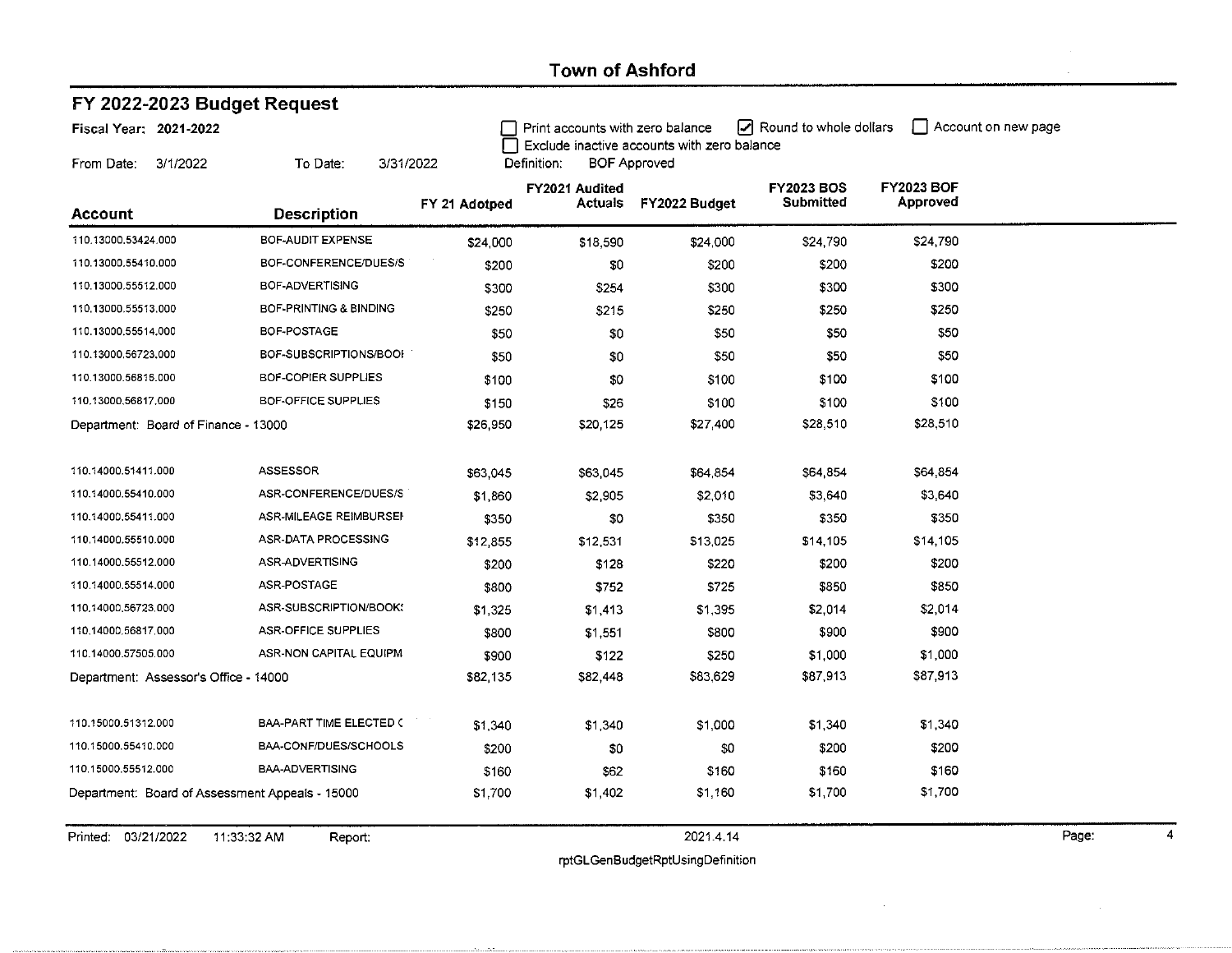## Town of Ashford

### FY 2022-2023 Budget Request

**Fiscal Year:** 2021-2022

From Date: 3/1/2022 To Date: 3/31/2022

☐ Print accounts with zero balance ☑ Round to whole dollars ☐ Account on new page

☐ Exclude inactive accounts with zero balance

Definition: BOF Approved

| Account | Description | FY 21 Adotped | FY2021 Audited Actuals | FY2022 Budget | FY2023 BOS Submitted | FY2023 BOF Approved |
|---|---|---|---|---|---|---|
| 110.13000.53424.000 | BOF-AUDIT EXPENSE | $24,000 | $18,590 | $24,000 | $24,790 | $24,790 |
| 110.13000.55410.000 | BOF-CONFERENCE/DUES/S | $200 | $0 | $200 | $200 | $200 |
| 110.13000.55512.000 | BOF-ADVERTISING | $300 | $254 | $300 | $300 | $300 |
| 110.13000.55513.000 | BOF-PRINTING & BINDING | $250 | $215 | $250 | $250 | $250 |
| 110.13000.55514.000 | BOF-POSTAGE | $50 | $0 | $50 | $50 | $50 |
| 110.13000.56723.000 | BOF-SUBSCRIPTIONS/BOOI | $50 | $0 | $50 | $50 | $50 |
| 110.13000.56816.000 | BOF-COPIER SUPPLIES | $100 | $0 | $100 | $100 | $100 |
| 110.13000.56817.000 | BOF-OFFICE SUPPLIES | $150 | $26 | $100 | $100 | $100 |
| Department: Board of Finance - 13000 | | $26,950 | $20,125 | $27,400 | $28,510 | $28,510 |
| 110.14000.51411.000 | ASSESSOR | $63,045 | $63,045 | $64,854 | $64,854 | $64,854 |
| 110.14000.55410.000 | ASR-CONFERENCE/DUES/S | $1,860 | $2,905 | $2,010 | $3,640 | $3,640 |
| 110.14000.55411.000 | ASR-MILEAGE REIMBURSEI | $350 | $0 | $350 | $350 | $350 |
| 110.14000.55510.000 | ASR-DATA PROCESSING | $12,855 | $12,531 | $13,025 | $14,105 | $14,105 |
| 110.14000.55512.000 | ASR-ADVERTISING | $200 | $128 | $220 | $200 | $200 |
| 110.14000.55514.000 | ASR-POSTAGE | $800 | $752 | $725 | $850 | $850 |
| 110.14000.56723.000 | ASR-SUBSCRIPTION/BOOK! | $1,325 | $1,413 | $1,395 | $2,014 | $2,014 |
| 110.14000.56817.000 | ASR-OFFICE SUPPLIES | $800 | $1,551 | $800 | $900 | $900 |
| 110.14000.57505.000 | ASR-NON CAPITAL EQUIPM | $900 | $122 | $250 | $1,000 | $1,000 |
| Department: Assessor's Office - 14000 | | $82,135 | $82,448 | $83,629 | $87,913 | $87,913 |
| 110.15000.51312.000 | BAA-PART TIME ELECTED ( | $1,340 | $1,340 | $1,000 | $1,340 | $1,340 |
| 110.15000.55410.000 | BAA-CONF/DUES/SCHOOLS | $200 | $0 | $0 | $200 | $200 |
| 110.15000.55512.000 | BAA-ADVERTISING | $160 | $62 | $160 | $160 | $160 |
| Department: Board of Assessment Appeals - 15000 | | $1,700 | $1,402 | $1,160 | $1,700 | $1,700 |

Printed: 03/21/2022 11:33:32 AM Report: 2021.4.14 rptGLGenBudgetRptUsingDefinition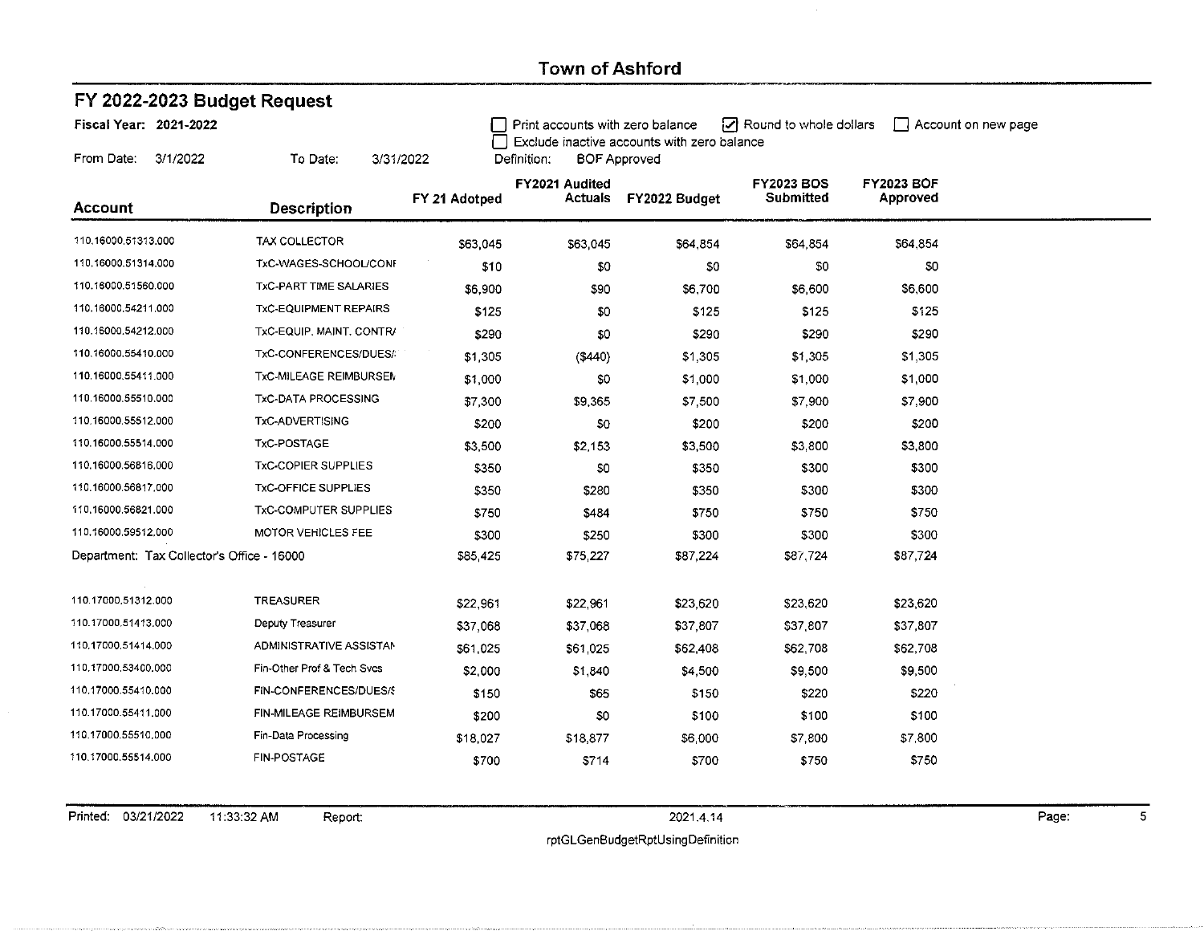## Town of Ashford

## FY 2022-2023 Budget Request

**Fiscal Year:** 2021-2022

From Date: 3/1/2022 To Date: 3/31/2022

☐ Print accounts with zero balance ☑ Round to whole dollars ☐ Account on new page

☐ Exclude inactive accounts with zero balance

Definition: BOF Approved

| Account | Description | FY 21 Adotped | FY2021 Audited Actuals | FY2022 Budget | FY2023 BOS Submitted | FY2023 BOF Approved |
|---|---|---|---|---|---|---|
| 110.16000.51313.000 | TAX COLLECTOR | $63,045 | $63,045 | $64,854 | $64,854 | $64,854 |
| 110.16000.51314.000 | TxC-WAGES-SCHOOL/CONF | $10 | $0 | $0 | $0 | $0 |
| 110.16000.51560.000 | TxC-PART TIME SALARIES | $6,900 | $90 | $6,700 | $6,600 | $6,600 |
| 110.16000.54211.000 | TxC-EQUIPMENT REPAIRS | $125 | $0 | $125 | $125 | $125 |
| 110.16000.54212.000 | TxC-EQUIP. MAINT. CONTR/ | $290 | $0 | $290 | $290 | $290 |
| 110.16000.55410.000 | TxC-CONFERENCES/DUES/: | $1,305 | ($440) | $1,305 | $1,305 | $1,305 |
| 110.16000.55411.000 | TxC-MILEAGE REIMBURSEM | $1,000 | $0 | $1,000 | $1,000 | $1,000 |
| 110.16000.55510.000 | TxC-DATA PROCESSING | $7,300 | $9,365 | $7,500 | $7,900 | $7,900 |
| 110.16000.55512.000 | TxC-ADVERTISING | $200 | $0 | $200 | $200 | $200 |
| 110.16000.55514.000 | TxC-POSTAGE | $3,500 | $2,153 | $3,500 | $3,800 | $3,800 |
| 110.16000.56816.000 | TxC-COPIER SUPPLIES | $350 | $0 | $350 | $300 | $300 |
| 110.16000.56817.000 | TxC-OFFICE SUPPLIES | $350 | $280 | $350 | $300 | $300 |
| 110.16000.56821.000 | TxC-COMPUTER SUPPLIES | $750 | $484 | $750 | $750 | $750 |
| 110.16000.59512.000 | MOTOR VEHICLES FEE | $300 | $250 | $300 | $300 | $300 |
| Department: Tax Collector's Office - 16000 | | $85,425 | $75,227 | $87,224 | $87,724 | $87,724 |
| 110.17000.51312.000 | TREASURER | $22,961 | $22,961 | $23,620 | $23,620 | $23,620 |
| 110.17000.51413.000 | Deputy Treasurer | $37,068 | $37,068 | $37,807 | $37,807 | $37,807 |
| 110.17000.51414.000 | ADMINISTRATIVE ASSISTAN | $61,025 | $61,025 | $62,408 | $62,708 | $62,708 |
| 110.17000.53400.000 | Fin-Other Prof & Tech Svcs | $2,000 | $1,840 | $4,500 | $9,500 | $9,500 |
| 110.17000.55410.000 | FIN-CONFERENCES/DUES/S | $150 | $65 | $150 | $220 | $220 |
| 110.17000.55411.000 | FIN-MILEAGE REIMBURSEM | $200 | $0 | $100 | $100 | $100 |
| 110.17000.55510.000 | Fin-Data Processing | $18,027 | $18,877 | $6,000 | $7,800 | $7,800 |
| 110.17000.55514.000 | FIN-POSTAGE | $700 | $714 | $700 | $750 | $750 |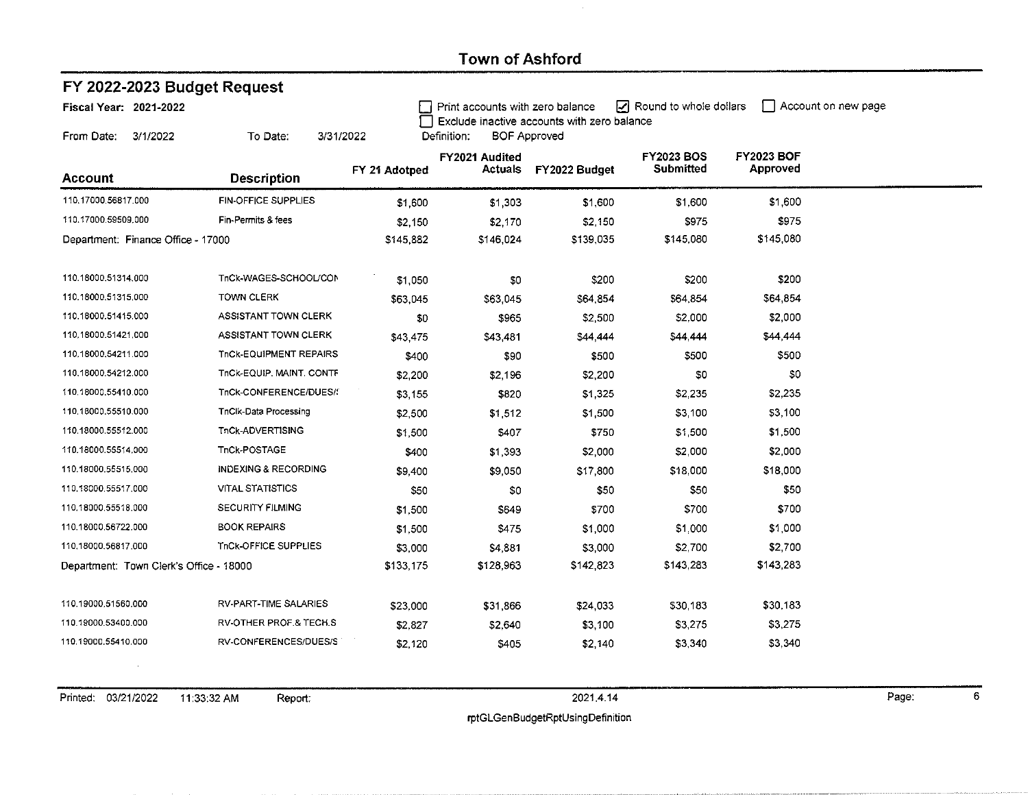# Town of Ashford

## FY 2022-2023 Budget Request

**Fiscal Year:** 2021-2022

☐ Print accounts with zero balance ☑ Round to whole dollars ☐ Account on new page
☐ Exclude inactive accounts with zero balance

**From Date:** 3/1/2022 **To Date:** 3/31/2022 **Definition:** BOF Approved

| Account | Description | FY 21 Adotped | FY2021 Audited Actuals | FY2022 Budget | FY2023 BOS Submitted | FY2023 BOF Approved |
|---|---|---|---|---|---|---|
| 110.17000.56817.000 | FIN-OFFICE SUPPLIES | $1,600 | $1,303 | $1,600 | $1,600 | $1,600 |
| 110.17000.59509.000 | Fin-Permits & fees | $2,150 | $2,170 | $2,150 | $975 | $975 |
| Department: Finance Office - 17000 | | $145,882 | $146,024 | $139,035 | $145,080 | $145,080 |
| 110.18000.51314.000 | TnCk-WAGES-SCHOOL/COI | $1,050 | $0 | $200 | $200 | $200 |
| 110.18000.51315.000 | TOWN CLERK | $63,045 | $63,045 | $64,854 | $64,854 | $64,854 |
| 110.18000.51415.000 | ASSISTANT TOWN CLERK | $0 | $965 | $2,500 | $2,000 | $2,000 |
| 110.18000.51421.000 | ASSISTANT TOWN CLERK | $43,475 | $43,481 | $44,444 | $44,444 | $44,444 |
| 110.18000.54211.000 | TnCk-EQUIPMENT REPAIRS | $400 | $90 | $500 | $500 | $500 |
| 110.18000.54212.000 | TnCk-EQUIP. MAINT. CONTF | $2,200 | $2,196 | $2,200 | $0 | $0 |
| 110.18000.55410.000 | TnCk-CONFERENCE/DUES/ | $3,155 | $820 | $1,325 | $2,235 | $2,235 |
| 110.18000.55510.000 | TnClk-Data Processing | $2,500 | $1,512 | $1,500 | $3,100 | $3,100 |
| 110.18000.55512.000 | TnCk-ADVERTISING | $1,500 | $407 | $750 | $1,500 | $1,500 |
| 110.18000.55514.000 | TnCk-POSTAGE | $400 | $1,393 | $2,000 | $2,000 | $2,000 |
| 110.18000.55515.000 | INDEXING & RECORDING | $9,400 | $9,050 | $17,800 | $18,000 | $18,000 |
| 110.18000.55517.000 | VITAL STATISTICS | $50 | $0 | $50 | $50 | $50 |
| 110.18000.55518.000 | SECURITY FILMING | $1,500 | $649 | $700 | $700 | $700 |
| 110.18000.56722.000 | BOOK REPAIRS | $1,500 | $475 | $1,000 | $1,000 | $1,000 |
| 110.18000.56817.000 | TnCk-OFFICE SUPPLIES | $3,000 | $4,881 | $3,000 | $2,700 | $2,700 |
| Department: Town Clerk's Office - 18000 | | $133,175 | $128,963 | $142,823 | $143,283 | $143,283 |
| 110.19000.51560.000 | RV-PART-TIME SALARIES | $23,000 | $31,866 | $24,033 | $30,183 | $30,183 |
| 110.19000.53400.000 | RV-OTHER PROF.& TECH.S | $2,827 | $2,640 | $3,100 | $3,275 | $3,275 |
| 110.19000.55410.000 | RV-CONFERENCES/DUES/S | $2,120 | $405 | $2,140 | $3,340 | $3,340 |

Printed: 03/21/2022 11:33:32 AM Report: 2021.4.14 rptGLGenBudgetRptUsingDefinition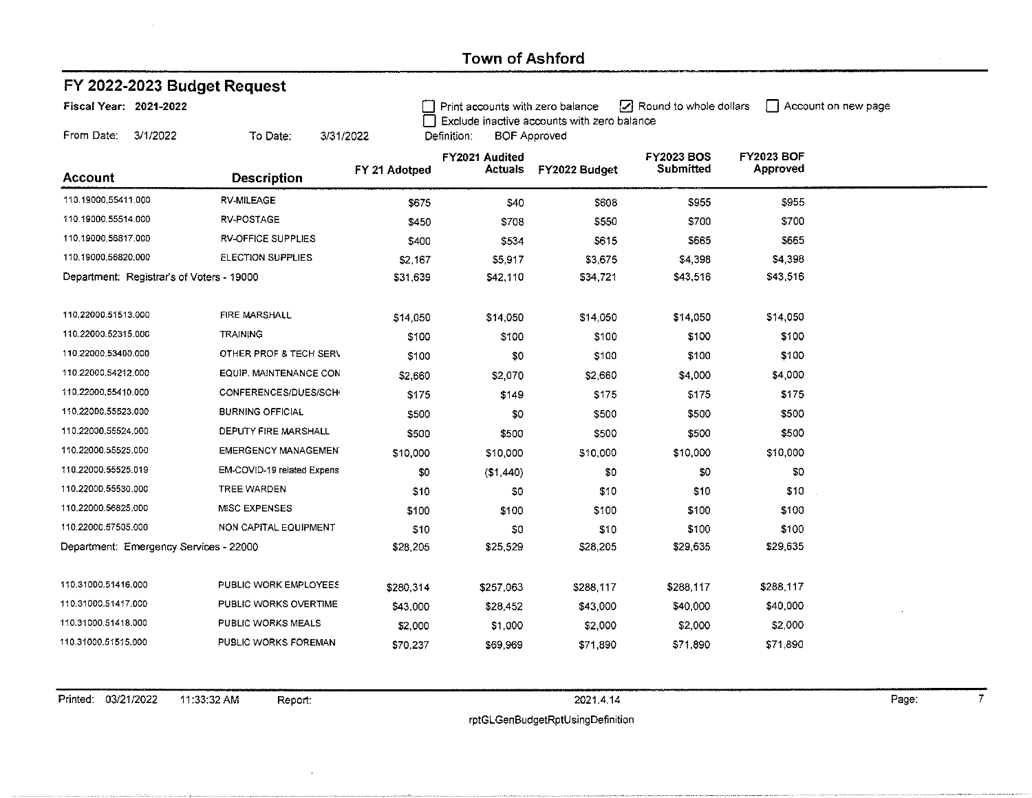# Town of Ashford

## FY 2022-2023 Budget Request

**Fiscal Year:** 2021-2022

☐ Print accounts with zero balance ☑ Round to whole dollars ☐ Account on new page
☐ Exclude inactive accounts with zero balance

From Date: 3/1/2022 To Date: 3/31/2022 Definition: BOF Approved

| Account | Description | FY 21 Adotped | FY2021 Audited Actuals | FY2022 Budget | FY2023 BOS Submitted | FY2023 BOF Approved |
|---|---|---|---|---|---|---|
| 110.19000.55411.000 | RV-MILEAGE | $675 | $40 | $608 | $955 | $955 |
| 110.19000.55514.000 | RV-POSTAGE | $450 | $708 | $550 | $700 | $700 |
| 110.19000.56817.000 | RV-OFFICE SUPPLIES | $400 | $534 | $615 | $665 | $665 |
| 110.19000.56820.000 | ELECTION SUPPLIES | $2,167 | $5,917 | $3,675 | $4,398 | $4,398 |
| Department: Registrar's of Voters - 19000 | | $31,639 | $42,110 | $34,721 | $43,516 | $43,516 |
| 110.22000.51513.000 | FIRE MARSHALL | $14,050 | $14,050 | $14,050 | $14,050 | $14,050 |
| 110.22000.52315.000 | TRAINING | $100 | $100 | $100 | $100 | $100 |
| 110.22000.53400.000 | OTHER PROF & TECH SER\ | $100 | $0 | $100 | $100 | $100 |
| 110.22000.54212.000 | EQUIP. MAINTENANCE CON | $2,660 | $2,070 | $2,660 | $4,000 | $4,000 |
| 110.22000.55410.000 | CONFERENCES/DUES/SCH | $175 | $149 | $175 | $175 | $175 |
| 110.22000.55523.000 | BURNING OFFICIAL | $500 | $0 | $500 | $500 | $500 |
| 110.22000.55524.000 | DEPUTY FIRE MARSHALL | $500 | $500 | $500 | $500 | $500 |
| 110.22000.55525.000 | EMERGENCY MANAGEMEN | $10,000 | $10,000 | $10,000 | $10,000 | $10,000 |
| 110.22000.55525.019 | EM-COVID-19 related Expens | $0 | ($1,440) | $0 | $0 | $0 |
| 110.22000.55530.000 | TREE WARDEN | $10 | $0 | $10 | $10 | $10 |
| 110.22000.56825.000 | MISC EXPENSES | $100 | $100 | $100 | $100 | $100 |
| 110.22000.57505.000 | NON CAPITAL EQUIPMENT | $10 | $0 | $10 | $100 | $100 |
| Department: Emergency Services - 22000 | | $28,205 | $25,529 | $28,205 | $29,635 | $29,635 |
| 110.31000.51416.000 | PUBLIC WORK EMPLOYEES | $280,314 | $257,063 | $288,117 | $288,117 | $288,117 |
| 110.31000.51417.000 | PUBLIC WORKS OVERTIME | $43,000 | $28,452 | $43,000 | $40,000 | $40,000 |
| 110.31000.51418.000 | PUBLIC WORKS MEALS | $2,000 | $1,000 | $2,000 | $2,000 | $2,000 |
| 110.31000.51515.000 | PUBLIC WORKS FOREMAN | $70,237 | $69,969 | $71,890 | $71,890 | $71,890 |

Printed: 03/21/2022 11:33:32 AM Report: rptGLGenBudgetRptUsingDefinition 2021.4.14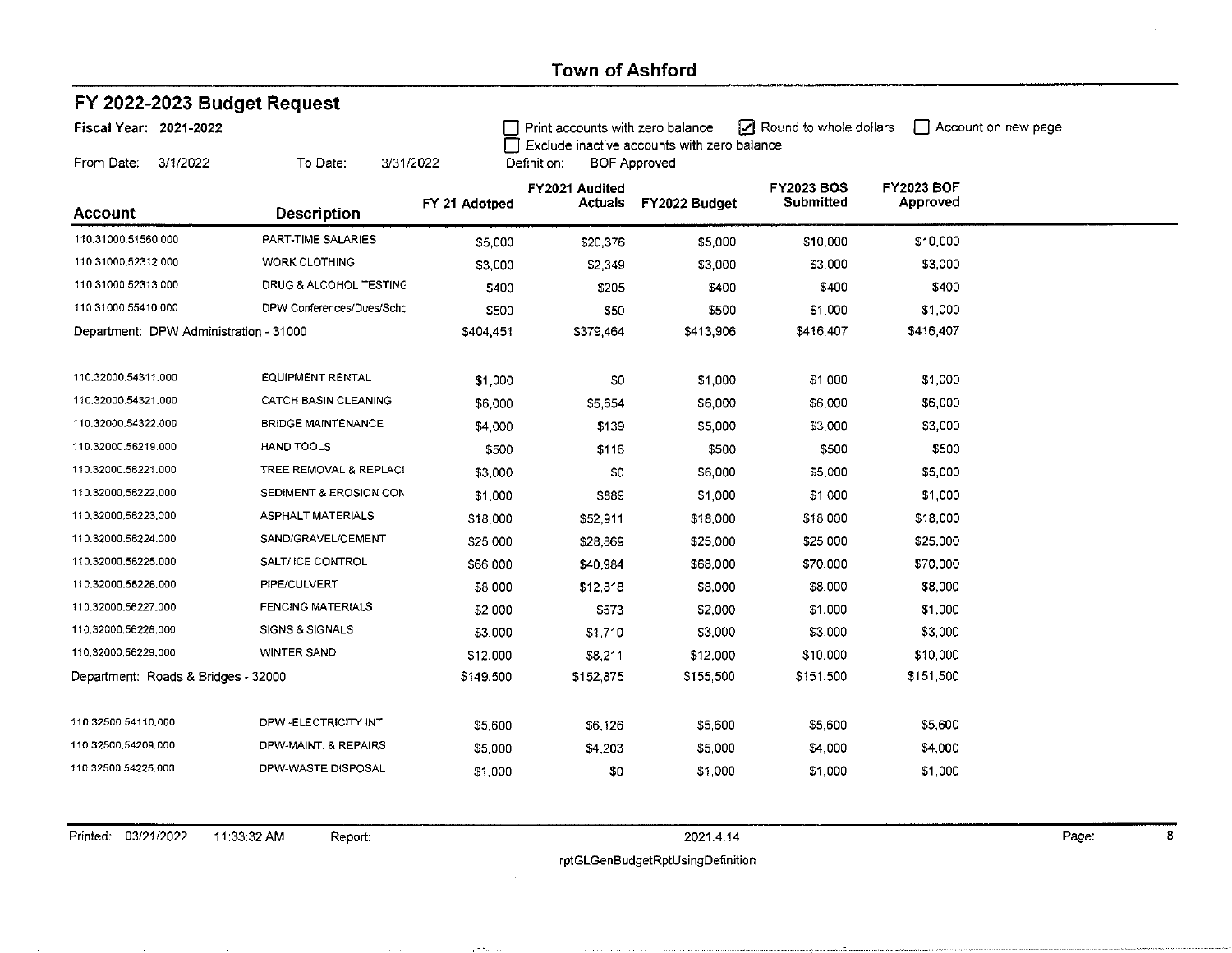# Town of Ashford

## FY 2022-2023 Budget Request

**Fiscal Year:** 2021-2022

From Date: 3/1/2022 To Date: 3/31/2022

☐ Print accounts with zero balance ☑ Round to whole dollars ☐ Account on new page
☐ Exclude inactive accounts with zero balance

Definition: BOF Approved

| Account | Description | FY 21 Adotped | FY2021 Audited Actuals | FY2022 Budget | FY2023 BOS Submitted | FY2023 BOF Approved |
|---|---|---|---|---|---|---|
| 110.31000.51560.000 | PART-TIME SALARIES | $5,000 | $20,376 | $5,000 | $10,000 | $10,000 |
| 110.31000.52312.000 | WORK CLOTHING | $3,000 | $2,349 | $3,000 | $3,000 | $3,000 |
| 110.31000.52313.000 | DRUG & ALCOHOL TESTINC | $400 | $205 | $400 | $400 | $400 |
| 110.31000.55410.000 | DPW Conferences/Dues/Schc | $500 | $50 | $500 | $1,000 | $1,000 |
| Department: DPW Administration - 31000 | | $404,451 | $379,464 | $413,906 | $416,407 | $416,407 |
| 110.32000.54311.000 | EQUIPMENT RENTAL | $1,000 | $0 | $1,000 | $1,000 | $1,000 |
| 110.32000.54321.000 | CATCH BASIN CLEANING | $6,000 | $5,654 | $6,000 | $6,000 | $6,000 |
| 110.32000.54322.000 | BRIDGE MAINTENANCE | $4,000 | $139 | $5,000 | $3,000 | $3,000 |
| 110.32000.56219.000 | HAND TOOLS | $500 | $116 | $500 | $500 | $500 |
| 110.32000.56221.000 | TREE REMOVAL & REPLACI | $3,000 | $0 | $6,000 | $5,000 | $5,000 |
| 110.32000.56222.000 | SEDIMENT & EROSION CON | $1,000 | $889 | $1,000 | $1,000 | $1,000 |
| 110.32000.56223.000 | ASPHALT MATERIALS | $18,000 | $52,911 | $18,000 | $18,000 | $18,000 |
| 110.32000.56224.000 | SAND/GRAVEL/CEMENT | $25,000 | $28,869 | $25,000 | $25,000 | $25,000 |
| 110.32000.56225.000 | SALT/ ICE CONTROL | $66,000 | $40,984 | $68,000 | $70,000 | $70,000 |
| 110.32000.56226.000 | PIPE/CULVERT | $8,000 | $12,818 | $8,000 | $8,000 | $8,000 |
| 110.32000.56227.000 | FENCING MATERIALS | $2,000 | $573 | $2,000 | $1,000 | $1,000 |
| 110.32000.56228.000 | SIGNS & SIGNALS | $3,000 | $1,710 | $3,000 | $3,000 | $3,000 |
| 110.32000.56229.000 | WINTER SAND | $12,000 | $8,211 | $12,000 | $10,000 | $10,000 |
| Department: Roads & Bridges - 32000 | | $149,500 | $152,875 | $155,500 | $151,500 | $151,500 |
| 110.32500.54110.000 | DPW -ELECTRICITY INT | $5,600 | $6,126 | $5,600 | $5,600 | $5,600 |
| 110.32500.54209.000 | DPW-MAINT. & REPAIRS | $5,000 | $4,203 | $5,000 | $4,000 | $4,000 |
| 110.32500.54225.000 | DPW-WASTE DISPOSAL | $1,000 | $0 | $1,000 | $1,000 | $1,000 |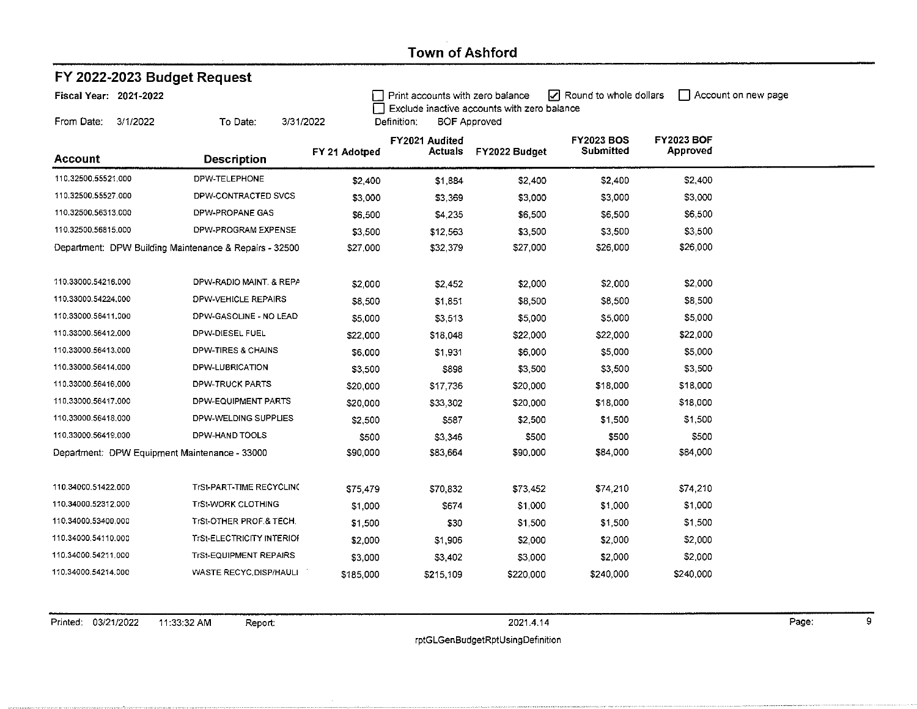# Town of Ashford

## FY 2022-2023 Budget Request

**Fiscal Year:** 2021-2022

From Date: 3/1/2022 To Date: 3/31/2022

☐ Print accounts with zero balance ☑ Round to whole dollars ☐ Account on new page

☐ Exclude inactive accounts with zero balance

Definition: BOF Approved

| Account | Description | FY 21 Adotped | FY2021 Audited Actuals | FY2022 Budget | FY2023 BOS Submitted | FY2023 BOF Approved |
|---|---|---|---|---|---|---|
| 110.32500.55521.000 | DPW-TELEPHONE | $2,400 | $1,884 | $2,400 | $2,400 | $2,400 |
| 110.32500.55527.000 | DPW-CONTRACTED SVCS | $3,000 | $3,369 | $3,000 | $3,000 | $3,000 |
| 110.32500.56313.000 | DPW-PROPANE GAS | $6,500 | $4,235 | $6,500 | $6,500 | $6,500 |
| 110.32500.56815.000 | DPW-PROGRAM EXPENSE | $3,500 | $12,563 | $3,500 | $3,500 | $3,500 |
| Department: DPW Building Maintenance & Repairs - 32500 | | $27,000 | $32,379 | $27,000 | $26,000 | $26,000 |
| 110.33000.54216.000 | DPW-RADIO MAINT. & REPA | $2,000 | $2,452 | $2,000 | $2,000 | $2,000 |
| 110.33000.54224.000 | DPW-VEHICLE REPAIRS | $8,500 | $1,851 | $8,500 | $8,500 | $8,500 |
| 110.33000.56411.000 | DPW-GASOLINE - NO LEAD | $5,000 | $3,513 | $5,000 | $5,000 | $5,000 |
| 110.33000.56412.000 | DPW-DIESEL FUEL | $22,000 | $18,048 | $22,000 | $22,000 | $22,000 |
| 110.33000.56413.000 | DPW-TIRES & CHAINS | $6,000 | $1,931 | $6,000 | $5,000 | $5,000 |
| 110.33000.56414.000 | DPW-LUBRICATION | $3,500 | $898 | $3,500 | $3,500 | $3,500 |
| 110.33000.56416.000 | DPW-TRUCK PARTS | $20,000 | $17,736 | $20,000 | $18,000 | $18,000 |
| 110.33000.56417.000 | DPW-EQUIPMENT PARTS | $20,000 | $33,302 | $20,000 | $18,000 | $18,000 |
| 110.33000.56418.000 | DPW-WELDING SUPPLIES | $2,500 | $587 | $2,500 | $1,500 | $1,500 |
| 110.33000.56419.000 | DPW-HAND TOOLS | $500 | $3,346 | $500 | $500 | $500 |
| Department: DPW Equipment Maintenance - 33000 | | $90,000 | $83,664 | $90,000 | $84,000 | $84,000 |
| 110.34000.51422.000 | TrSt-PART-TIME RECYCLINC | $75,479 | $70,832 | $73,452 | $74,210 | $74,210 |
| 110.34000.52312.000 | TrSt-WORK CLOTHING | $1,000 | $674 | $1,000 | $1,000 | $1,000 |
| 110.34000.53400.000 | TrSt-OTHER PROF.& TECH. | $1,500 | $30 | $1,500 | $1,500 | $1,500 |
| 110.34000.54110.000 | TrSt-ELECTRICITY INTERIOI | $2,000 | $1,906 | $2,000 | $2,000 | $2,000 |
| 110.34000.54211.000 | TrSt-EQUIPMENT REPAIRS | $3,000 | $3,402 | $3,000 | $2,000 | $2,000 |
| 110.34000.54214.000 | WASTE RECYC.DISP/HAULI | $185,000 | $215,109 | $220,000 | $240,000 | $240,000 |

Printed: 03/21/2022 11:33:32 AM Report: 2021.4.14 rptGLGenBudgetRptUsingDefinition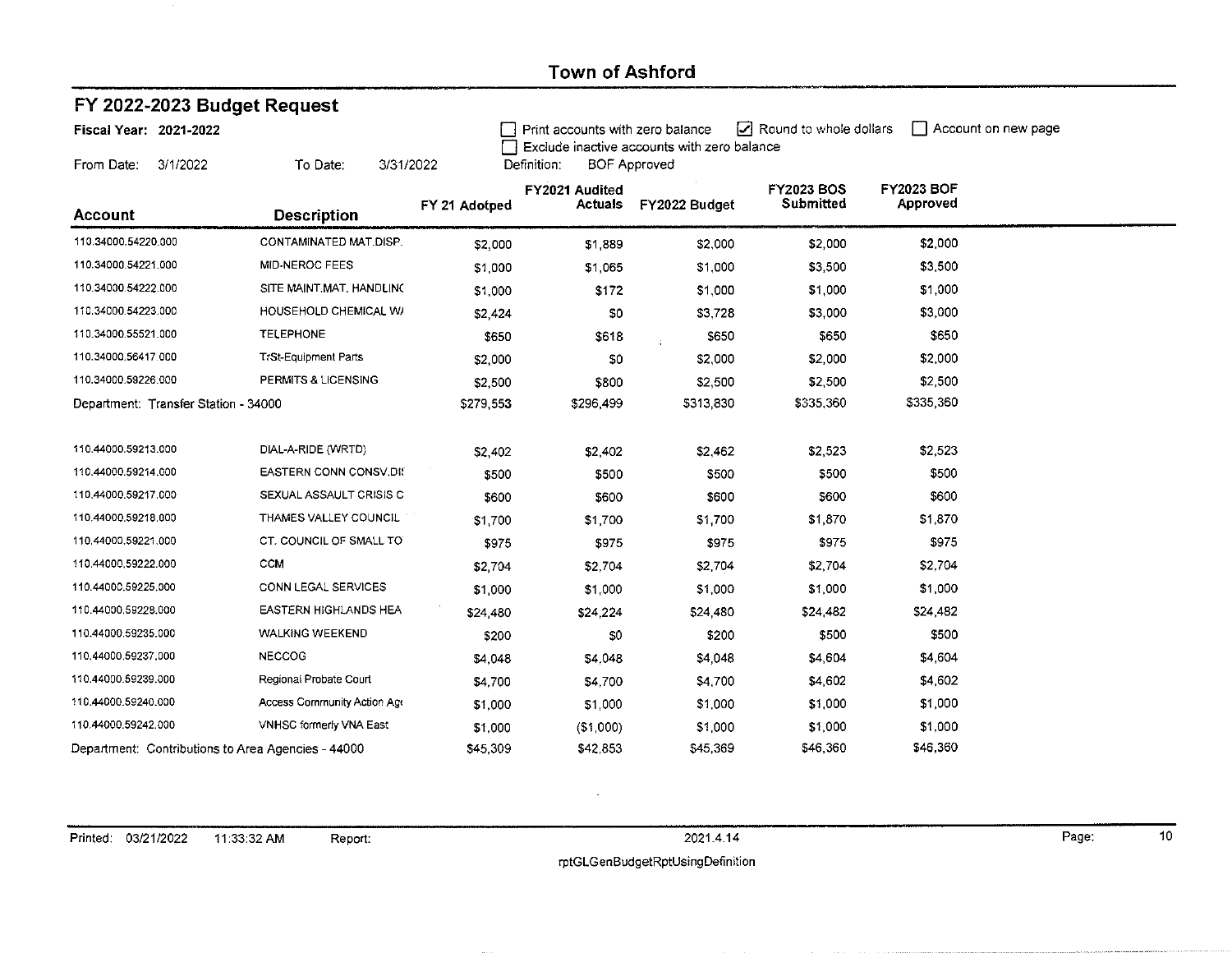# Town of Ashford

## FY 2022-2023 Budget Request

**Fiscal Year: 2021-2022**

From Date: 3/1/2022 To Date: 3/31/2022

☐ Print accounts with zero balance ☑ Round to whole dollars ☐ Account on new page
☐ Exclude inactive accounts with zero balance
Definition: BOF Approved

| Account | Description | FY 21 Adotped | FY2021 Audited Actuals | FY2022 Budget | FY2023 BOS Submitted | FY2023 BOF Approved |
|---|---|---|---|---|---|---|
| 110.34000.54220.000 | CONTAMINATED MAT.DISP. | $2,000 | $1,889 | $2,000 | $2,000 | $2,000 |
| 110.34000.54221.000 | MID-NEROC FEES | $1,000 | $1,065 | $1,000 | $3,500 | $3,500 |
| 110.34000.54222.000 | SITE MAINT.MAT. HANDLINC | $1,000 | $172 | $1,000 | $1,000 | $1,000 |
| 110.34000.54223.000 | HOUSEHOLD CHEMICAL W/ | $2,424 | $0 | $3,728 | $3,000 | $3,000 |
| 110.34000.55521.000 | TELEPHONE | $650 | $618 | $650 | $650 | $650 |
| 110.34000.56417.000 | TrSt-Equipment Parts | $2,000 | $0 | $2,000 | $2,000 | $2,000 |
| 110.34000.59226.000 | PERMITS & LICENSING | $2,500 | $800 | $2,500 | $2,500 | $2,500 |
| Department: Transfer Station - 34000 | | $279,553 | $296,499 | $313,830 | $335,360 | $335,360 |
| 110.44000.59213.000 | DIAL-A-RIDE (WRTD) | $2,402 | $2,402 | $2,462 | $2,523 | $2,523 |
| 110.44000.59214.000 | EASTERN CONN CONSV.DI! | $500 | $500 | $500 | $500 | $500 |
| 110.44000.59217.000 | SEXUAL ASSAULT CRISIS C | $600 | $600 | $600 | $600 | $600 |
| 110.44000.59218.000 | THAMES VALLEY COUNCIL | $1,700 | $1,700 | $1,700 | $1,870 | $1,870 |
| 110.44000.59221.000 | CT. COUNCIL OF SMALL TO | $975 | $975 | $975 | $975 | $975 |
| 110.44000.59222.000 | CCM | $2,704 | $2,704 | $2,704 | $2,704 | $2,704 |
| 110.44000.59225.000 | CONN LEGAL SERVICES | $1,000 | $1,000 | $1,000 | $1,000 | $1,000 |
| 110.44000.59228.000 | EASTERN HIGHLANDS HEA | $24,480 | $24,224 | $24,480 | $24,482 | $24,482 |
| 110.44000.59235.000 | WALKING WEEKEND | $200 | $0 | $200 | $500 | $500 |
| 110.44000.59237.000 | NECCOG | $4,048 | $4,048 | $4,048 | $4,604 | $4,604 |
| 110.44000.59239.000 | Regional Probate Court | $4,700 | $4,700 | $4,700 | $4,602 | $4,602 |
| 110.44000.59240.000 | Access Community Action Ag | $1,000 | $1,000 | $1,000 | $1,000 | $1,000 |
| 110.44000.59242.000 | VNHSC formerly VNA East | $1,000 | ($1,000) | $1,000 | $1,000 | $1,000 |
| Department: Contributions to Area Agencies - 44000 | | $45,309 | $42,853 | $45,369 | $46,360 | $46,360 |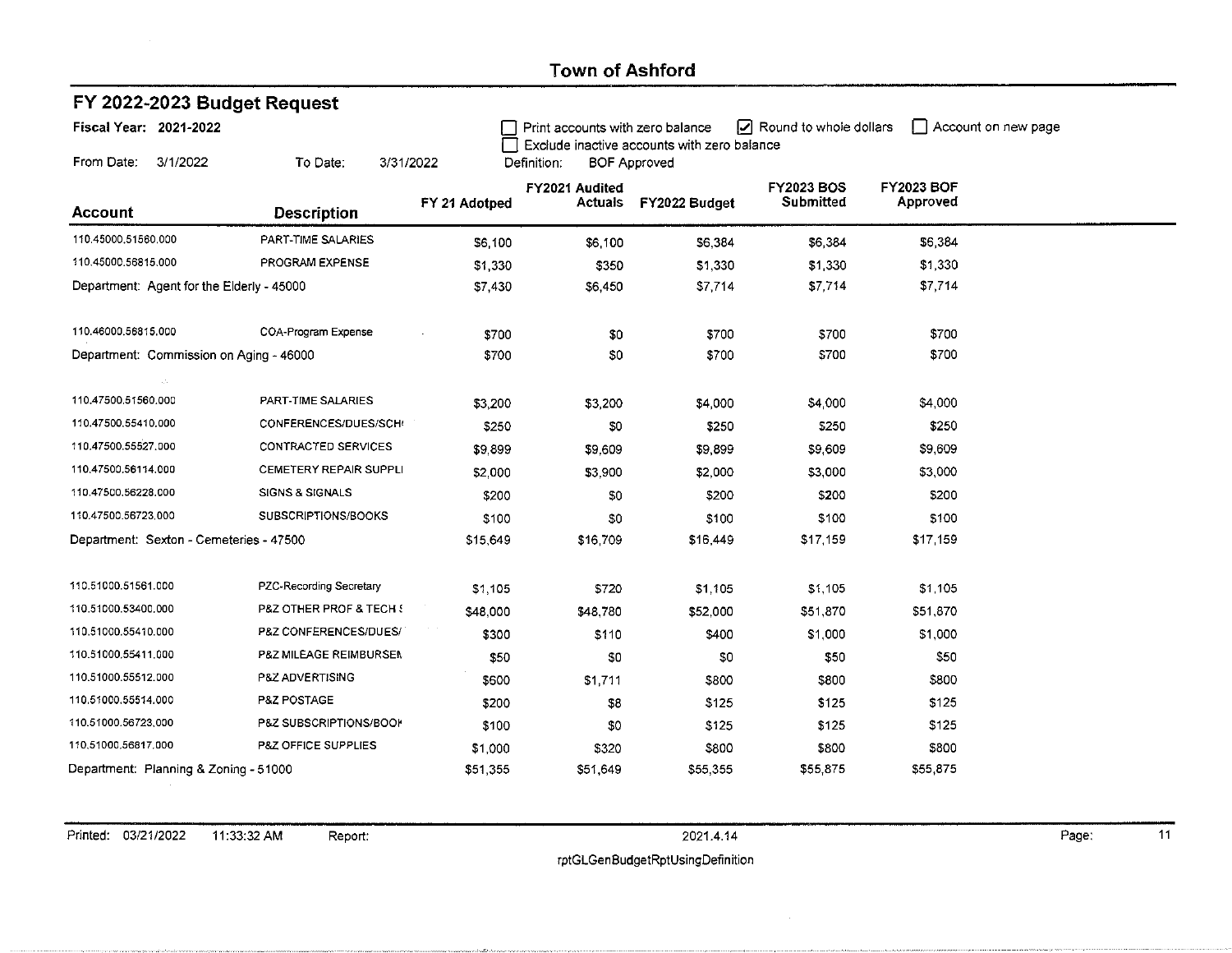## Town of Ashford

## FY 2022-2023 Budget Request

**Fiscal Year:** 2021-2022

**From Date:** 3/1/2022 **To Date:** 3/31/2022

☐ Print accounts with zero balance ☑ Round to whole dollars ☐ Account on new page

☐ Exclude inactive accounts with zero balance

Definition: BOF Approved

| Account | Description | FY 21 Adotped | FY2021 Audited Actuals | FY2022 Budget | FY2023 BOS Submitted | FY2023 BOF Approved |
|---|---|---|---|---|---|---|
| 110.45000.51560.000 | PART-TIME SALARIES | $6,100 | $6,100 | $6,384 | $6,384 | $6,384 |
| 110.45000.56815.000 | PROGRAM EXPENSE | $1,330 | $350 | $1,330 | $1,330 | $1,330 |
| Department: Agent for the Elderly - 45000 | | $7,430 | $6,450 | $7,714 | $7,714 | $7,714 |
| 110.46000.56815.000 | COA-Program Expense | $700 | $0 | $700 | $700 | $700 |
| Department: Commission on Aging - 46000 | | $700 | $0 | $700 | $700 | $700 |
| 110.47500.51560.000 | PART-TIME SALARIES | $3,200 | $3,200 | $4,000 | $4,000 | $4,000 |
| 110.47500.55410.000 | CONFERENCES/DUES/SCH | $250 | $0 | $250 | $250 | $250 |
| 110.47500.55527.000 | CONTRACTED SERVICES | $9,899 | $9,609 | $9,899 | $9,609 | $9,609 |
| 110.47500.56114.000 | CEMETERY REPAIR SUPPLI | $2,000 | $3,900 | $2,000 | $3,000 | $3,000 |
| 110.47500.56228.000 | SIGNS & SIGNALS | $200 | $0 | $200 | $200 | $200 |
| 110.47500.56723.000 | SUBSCRIPTIONS/BOOKS | $100 | $0 | $100 | $100 | $100 |
| Department: Sexton - Cemeteries - 47500 | | $15,649 | $16,709 | $16,449 | $17,159 | $17,159 |
| 110.51000.51561.000 | PZC-Recording Secretary | $1,105 | $720 | $1,105 | $1,105 | $1,105 |
| 110.51000.53400.000 | P&Z OTHER PROF & TECH S | $48,000 | $48,780 | $52,000 | $51,870 | $51,870 |
| 110.51000.55410.000 | P&Z CONFERENCES/DUES/ | $300 | $110 | $400 | $1,000 | $1,000 |
| 110.51000.55411.000 | P&Z MILEAGE REIMBURSEN | $50 | $0 | $0 | $50 | $50 |
| 110.51000.55512.000 | P&Z ADVERTISING | $600 | $1,711 | $800 | $800 | $800 |
| 110.51000.55514.000 | P&Z POSTAGE | $200 | $8 | $125 | $125 | $125 |
| 110.51000.56723.000 | P&Z SUBSCRIPTIONS/BOOK | $100 | $0 | $125 | $125 | $125 |
| 110.51000.56817.000 | P&Z OFFICE SUPPLIES | $1,000 | $320 | $800 | $800 | $800 |
| Department: Planning & Zoning - 51000 | | $51,355 | $51,649 | $55,355 | $55,875 | $55,875 |

Printed: 03/21/2022 11:33:32 AM Report: rptGLGenBudgetRptUsingDefinition 2021.4.14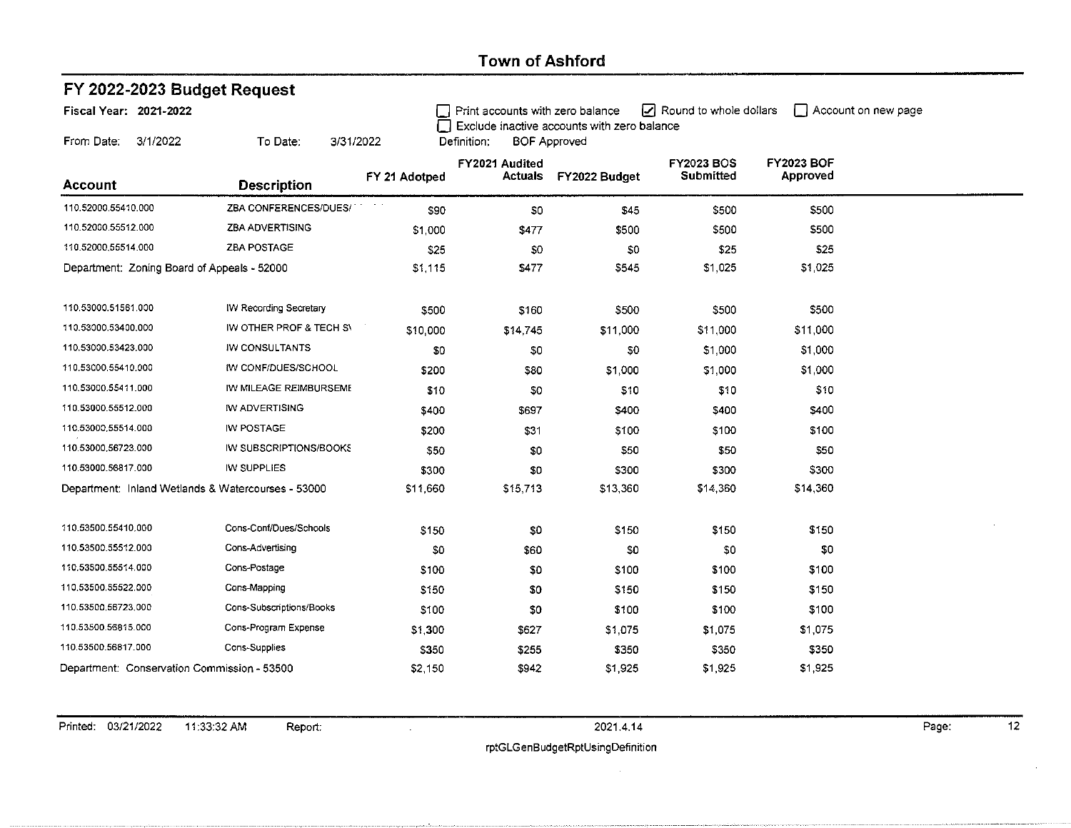# Town of Ashford

## FY 2022-2023 Budget Request

**Fiscal Year:** 2021-2022

**From Date:** 3/1/2022 **To Date:** 3/31/2022

☐ Print accounts with zero balance ☑ Round to whole dollars ☐ Account on new page
☐ Exclude inactive accounts with zero balance

**Definition:** BOF Approved

| Account | Description | FY 21 Adotped | FY2021 Audited Actuals | FY2022 Budget | FY2023 BOS Submitted | FY2023 BOF Approved |
|---|---|---|---|---|---|---|
| 110.52000.55410.000 | ZBA CONFERENCES/DUES/ | $90 | $0 | $45 | $500 | $500 |
| 110.52000.55512.000 | ZBA ADVERTISING | $1,000 | $477 | $500 | $500 | $500 |
| 110.52000.55514.000 | ZBA POSTAGE | $25 | $0 | $0 | $25 | $25 |
| Department: Zoning Board of Appeals - 52000 | | $1,115 | $477 | $545 | $1,025 | $1,025 |
| 110.53000.51561.000 | IW Recording Secretary | $500 | $160 | $500 | $500 | $500 |
| 110.53000.53400.000 | IW OTHER PROF & TECH S\ | $10,000 | $14,745 | $11,000 | $11,000 | $11,000 |
| 110.53000.53423.000 | IW CONSULTANTS | $0 | $0 | $0 | $1,000 | $1,000 |
| 110.53000.55410.000 | IW CONF/DUES/SCHOOL | $200 | $80 | $1,000 | $1,000 | $1,000 |
| 110.53000.55411.000 | IW MILEAGE REIMBURSEMI | $10 | $0 | $10 | $10 | $10 |
| 110.53000.55512.000 | IW ADVERTISING | $400 | $697 | $400 | $400 | $400 |
| 110.53000.55514.000 | IW POSTAGE | $200 | $31 | $100 | $100 | $100 |
| 110.53000.56723.000 | IW SUBSCRIPTIONS/BOOKS | $50 | $0 | $50 | $50 | $50 |
| 110.53000.56817.000 | IW SUPPLIES | $300 | $0 | $300 | $300 | $300 |
| Department: Inland Wetlands & Watercourses - 53000 | | $11,660 | $15,713 | $13,360 | $14,360 | $14,360 |
| 110.53500.55410.000 | Cons-Conf/Dues/Schools | $150 | $0 | $150 | $150 | $150 |
| 110.53500.55512.000 | Cons-Advertising | $0 | $60 | $0 | $0 | $0 |
| 110.53500.55514.000 | Cons-Postage | $100 | $0 | $100 | $100 | $100 |
| 110.53500.55522.000 | Cons-Mapping | $150 | $0 | $150 | $150 | $150 |
| 110.53500.56723.000 | Cons-Subscriptions/Books | $100 | $0 | $100 | $100 | $100 |
| 110.53500.56815.000 | Cons-Program Expense | $1,300 | $627 | $1,075 | $1,075 | $1,075 |
| 110.53500.56817.000 | Cons-Supplies | $350 | $255 | $350 | $350 | $350 |
| Department: Conservation Commission - 53500 | | $2,150 | $942 | $1,925 | $1,925 | $1,925 |

Printed: 03/21/2022 11:33:32 AM Report: rptGLGenBudgetRptUsingDefinition 2021.4.14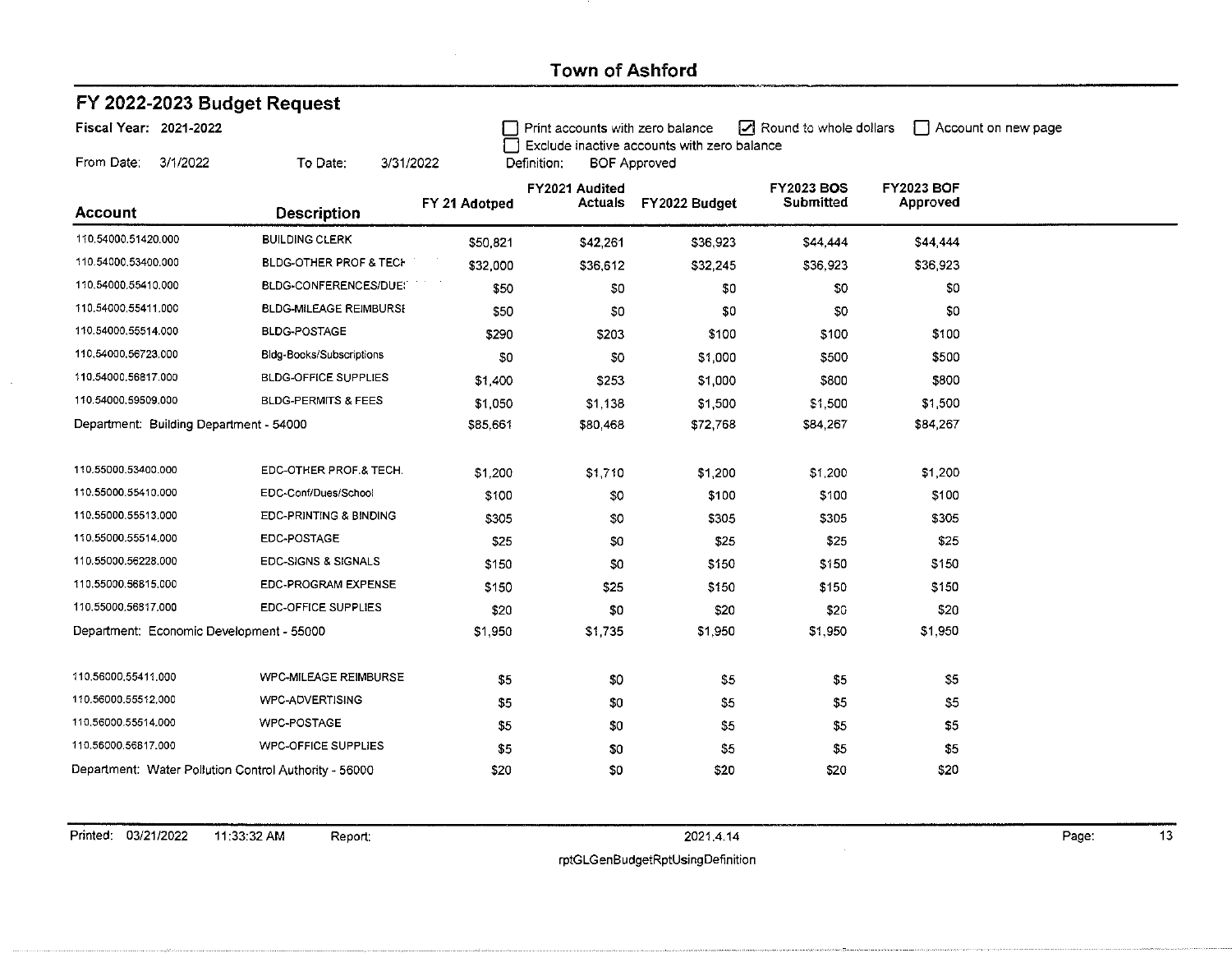# Town of Ashford

## FY 2022-2023 Budget Request

**Fiscal Year:** 2021-2022

☐ Print accounts with zero balance ☑ Round to whole dollars ☐ Account on new page
☐ Exclude inactive accounts with zero balance

**From Date:** 3/1/2022 **To Date:** 3/31/2022 **Definition:** BOF Approved

| Account | Description | FY 21 Adotped | FY2021 Audited Actuals | FY2022 Budget | FY2023 BOS Submitted | FY2023 BOF Approved |
|---|---|---|---|---|---|---|
| 110.54000.51420.000 | BUILDING CLERK | $50,821 | $42,261 | $36,923 | $44,444 | $44,444 |
| 110.54000.53400.000 | BLDG-OTHER PROF & TECH | $32,000 | $36,612 | $32,245 | $36,923 | $36,923 |
| 110.54000.55410.000 | BLDG-CONFERENCES/DUES | $50 | $0 | $0 | $0 | $0 |
| 110.54000.55411.000 | BLDG-MILEAGE REIMBURSE | $50 | $0 | $0 | $0 | $0 |
| 110.54000.55514.000 | BLDG-POSTAGE | $290 | $203 | $100 | $100 | $100 |
| 110.54000.56723.000 | Bldg-Books/Subscriptions | $0 | $0 | $1,000 | $500 | $500 |
| 110.54000.56817.000 | BLDG-OFFICE SUPPLIES | $1,400 | $253 | $1,000 | $800 | $800 |
| 110.54000.59509.000 | BLDG-PERMITS & FEES | $1,050 | $1,138 | $1,500 | $1,500 | $1,500 |
| Department: Building Department - 54000 | | $85,661 | $80,468 | $72,768 | $84,267 | $84,267 |
| 110.55000.53400.000 | EDC-OTHER PROF.& TECH. | $1,200 | $1,710 | $1,200 | $1,200 | $1,200 |
| 110.55000.55410.000 | EDC-Conf/Dues/School | $100 | $0 | $100 | $100 | $100 |
| 110.55000.55513.000 | EDC-PRINTING & BINDING | $305 | $0 | $305 | $305 | $305 |
| 110.55000.55514.000 | EDC-POSTAGE | $25 | $0 | $25 | $25 | $25 |
| 110.55000.56228.000 | EDC-SIGNS & SIGNALS | $150 | $0 | $150 | $150 | $150 |
| 110.55000.56815.000 | EDC-PROGRAM EXPENSE | $150 | $25 | $150 | $150 | $150 |
| 110.55000.56817.000 | EDC-OFFICE SUPPLIES | $20 | $0 | $20 | $20 | $20 |
| Department: Economic Development - 55000 | | $1,950 | $1,735 | $1,950 | $1,950 | $1,950 |
| 110.56000.55411.000 | WPC-MILEAGE REIMBURSE | $5 | $0 | $5 | $5 | $5 |
| 110.56000.55512.000 | WPC-ADVERTISING | $5 | $0 | $5 | $5 | $5 |
| 110.56000.55514.000 | WPC-POSTAGE | $5 | $0 | $5 | $5 | $5 |
| 110.56000.56817.000 | WPC-OFFICE SUPPLIES | $5 | $0 | $5 | $5 | $5 |
| Department: Water Pollution Control Authority - 56000 | | $20 | $0 | $20 | $20 | $20 |

Printed: 03/21/2022 11:33:32 AM Report: rptGLGenBudgetRptUsingDefinition 2021.4.14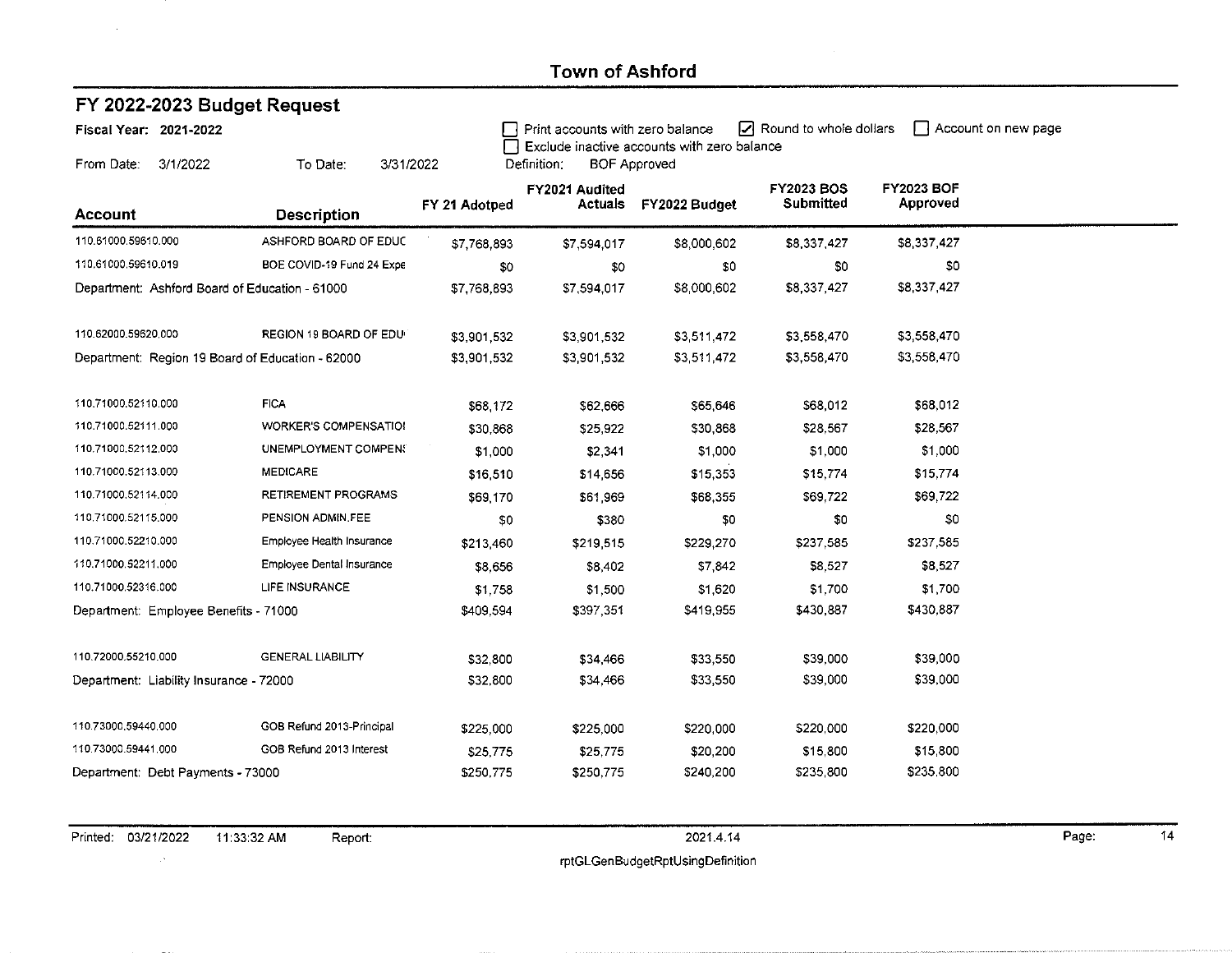# Town of Ashford

## FY 2022-2023 Budget Request

**Fiscal Year:** 2021-2022

From Date: 3/1/2022 To Date: 3/31/2022

☐ Print accounts with zero balance ☑ Round to whole dollars ☐ Account on new page

☐ Exclude inactive accounts with zero balance

Definition: BOF Approved

| Account | Description | FY 21 Adotped | FY2021 Audited Actuals | FY2022 Budget | FY2023 BOS Submitted | FY2023 BOF Approved |
|---|---|---|---|---|---|---|
| 110.61000.59610.000 | ASHFORD BOARD OF EDUC | $7,768,893 | $7,594,017 | $8,000,602 | $8,337,427 | $8,337,427 |
| 110.61000.59610.019 | BOE COVID-19 Fund 24 Expe | $0 | $0 | $0 | $0 | $0 |
| Department: Ashford Board of Education - 61000 | | $7,768,893 | $7,594,017 | $8,000,602 | $8,337,427 | $8,337,427 |
| 110.62000.59620.000 | REGION 19 BOARD OF EDU | $3,901,532 | $3,901,532 | $3,511,472 | $3,558,470 | $3,558,470 |
| Department: Region 19 Board of Education - 62000 | | $3,901,532 | $3,901,532 | $3,511,472 | $3,558,470 | $3,558,470 |
| 110.71000.52110.000 | FICA | $68,172 | $62,666 | $65,646 | $68,012 | $68,012 |
| 110.71000.52111.000 | WORKER'S COMPENSATIO | $30,868 | $25,922 | $30,868 | $28,567 | $28,567 |
| 110.71000.52112.000 | UNEMPLOYMENT COMPEN | $1,000 | $2,341 | $1,000 | $1,000 | $1,000 |
| 110.71000.52113.000 | MEDICARE | $16,510 | $14,656 | $15,353 | $15,774 | $15,774 |
| 110.71000.52114.000 | RETIREMENT PROGRAMS | $69,170 | $61,969 | $68,355 | $69,722 | $69,722 |
| 110.71000.52115.000 | PENSION ADMIN.FEE | $0 | $380 | $0 | $0 | $0 |
| 110.71000.52210.000 | Employee Health Insurance | $213,460 | $219,515 | $229,270 | $237,585 | $237,585 |
| 110.71000.52211.000 | Employee Dental Insurance | $8,656 | $8,402 | $7,842 | $8,527 | $8,527 |
| 110.71000.52316.000 | LIFE INSURANCE | $1,758 | $1,500 | $1,620 | $1,700 | $1,700 |
| Department: Employee Benefits - 71000 | | $409,594 | $397,351 | $419,955 | $430,887 | $430,887 |
| 110.72000.55210.000 | GENERAL LIABILITY | $32,800 | $34,466 | $33,550 | $39,000 | $39,000 |
| Department: Liability Insurance - 72000 | | $32,800 | $34,466 | $33,550 | $39,000 | $39,000 |
| 110.73000.59440.000 | GOB Refund 2013-Principal | $225,000 | $225,000 | $220,000 | $220,000 | $220,000 |
| 110.73000.59441.000 | GOB Refund 2013 Interest | $25,775 | $25,775 | $20,200 | $15,800 | $15,800 |
| Department: Debt Payments - 73000 | | $250,775 | $250,775 | $240,200 | $235,800 | $235,800 |

Printed: 03/21/2022 11:33:32 AM Report: rptGLGenBudgetRptUsingDefinition 2021.4.14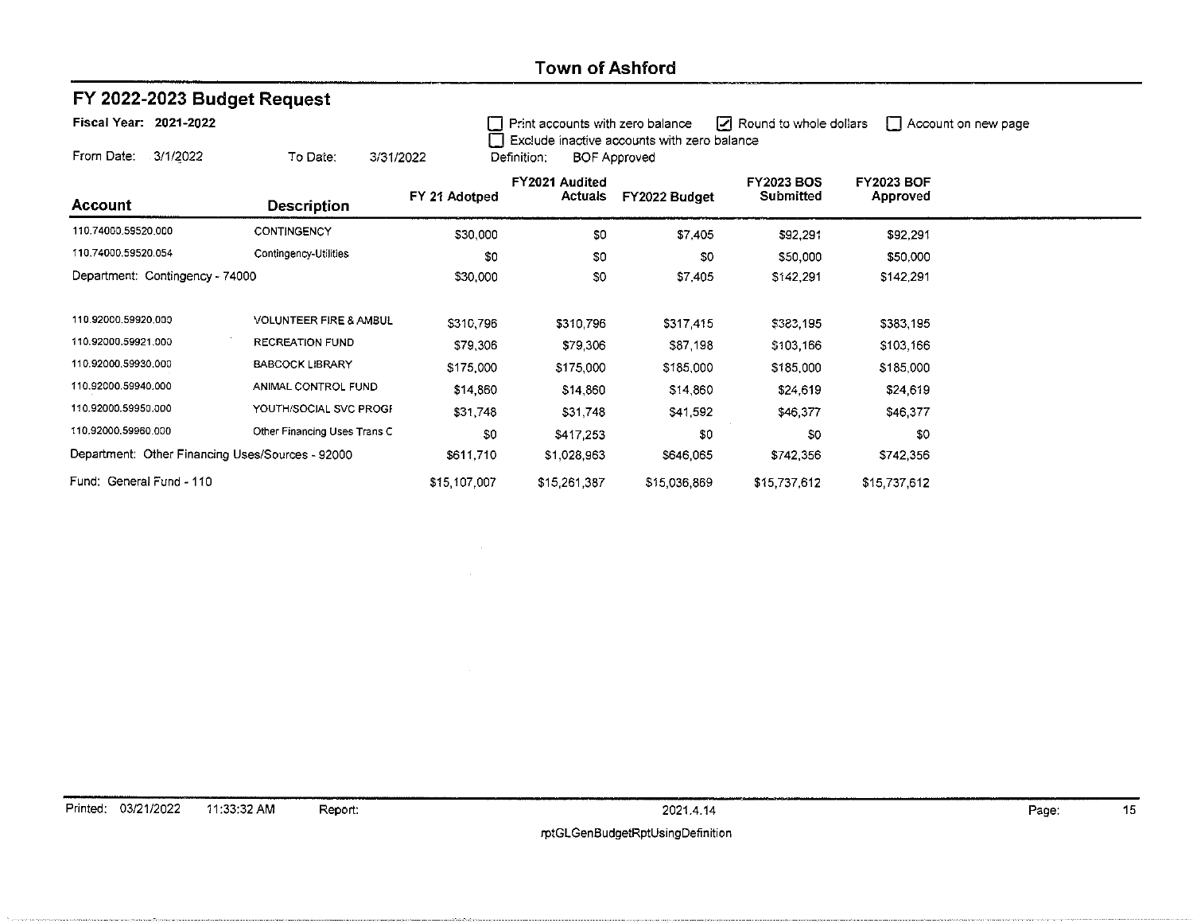# Town of Ashford

## FY 2022-2023 Budget Request

**Fiscal Year: 2021-2022**

From Date: 3/1/2022 To Date: 3/31/2022

☐ Print accounts with zero balance ☑ Round to whole dollars ☐ Account on new page
☐ Exclude inactive accounts with zero balance
Definition: BOF Approved

| Account | Description | FY 21 Adotped | FY2021 Audited Actuals | FY2022 Budget | FY2023 BOS Submitted | FY2023 BOF Approved |
|---|---|---|---|---|---|---|
| 110.74000.59520.000 | CONTINGENCY | $30,000 | $0 | $7,405 | $92,291 | $92,291 |
| 110.74000.59520.054 | Contingency-Utilities | $0 | $0 | $0 | $50,000 | $50,000 |
| Department: Contingency - 74000 | | $30,000 | $0 | $7,405 | $142,291 | $142,291 |
| 110.92000.59920.000 | VOLUNTEER FIRE & AMBUL | $310,796 | $310,796 | $317,415 | $383,195 | $383,195 |
| 110.92000.59921.000 | RECREATION FUND | $79,306 | $79,306 | $87,198 | $103,166 | $103,166 |
| 110.92000.59930.000 | BABCOCK LIBRARY | $175,000 | $175,000 | $185,000 | $185,000 | $185,000 |
| 110.92000.59940.000 | ANIMAL CONTROL FUND | $14,860 | $14,860 | $14,860 | $24,619 | $24,619 |
| 110.92000.59950.000 | YOUTH/SOCIAL SVC PROGI | $31,748 | $31,748 | $41,592 | $46,377 | $46,377 |
| 110.92000.59960.000 | Other Financing Uses Trans C | $0 | $417,253 | $0 | $0 | $0 |
| Department: Other Financing Uses/Sources - 92000 | | $611,710 | $1,028,963 | $646,065 | $742,356 | $742,356 |
| Fund: General Fund - 110 | | $15,107,007 | $15,261,387 | $15,036,869 | $15,737,612 | $15,737,612 |

Printed: 03/21/2022 11:33:32 AM Report: 2021.4.14 rptGLGenBudgetRptUsingDefinition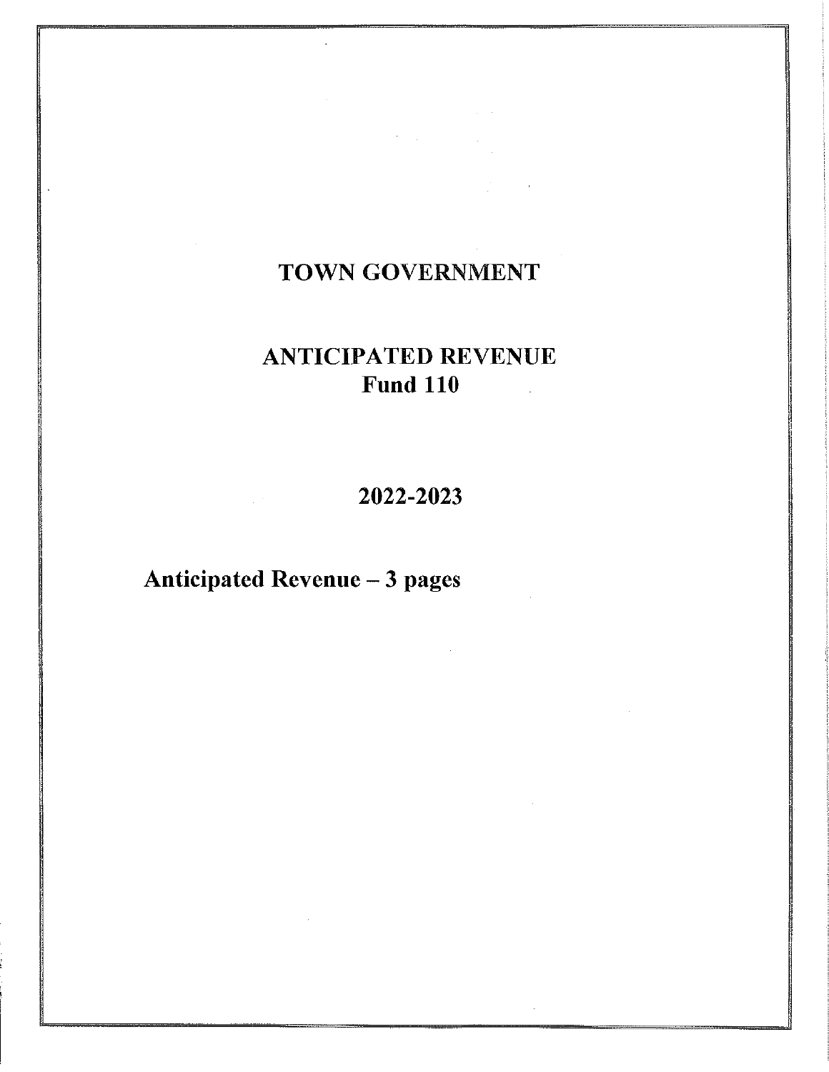# TOWN GOVERNMENT

## ANTICIPATED REVENUE
## Fund 110

## 2022-2023

**Anticipated Revenue – 3 pages**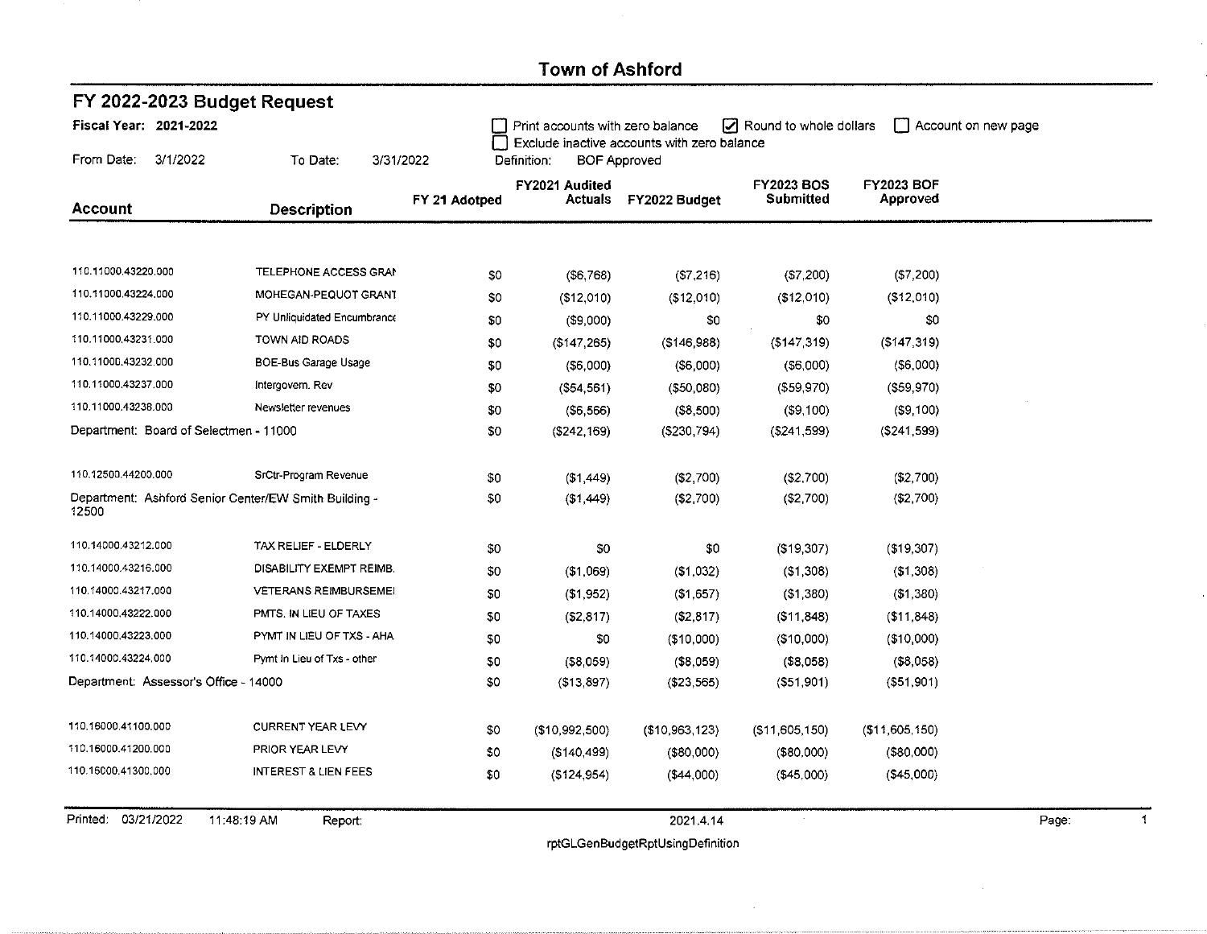# Town of Ashford

## FY 2022-2023 Budget Request

**Fiscal Year: 2021-2022**

From Date: 3/1/2022 To Date: 3/31/2022

☐ Print accounts with zero balance ☑ Round to whole dollars ☐ Account on new page
☐ Exclude inactive accounts with zero balance
Definition: BOF Approved

| Account | Description | FY 21 Adotped | FY2021 Audited Actuals | FY2022 Budget | FY2023 BOS Submitted | FY2023 BOF Approved |
|---|---|---|---|---|---|---|
| 110.11000.43220.000 | TELEPHONE ACCESS GRAI | $0 | ($6,768) | ($7,216) | ($7,200) | ($7,200) |
| 110.11000.43224.000 | MOHEGAN-PEQUOT GRANT | $0 | ($12,010) | ($12,010) | ($12,010) | ($12,010) |
| 110.11000.43229.000 | PY Unliquidated Encumbrance | $0 | ($9,000) | $0 | $0 | $0 |
| 110.11000.43231.000 | TOWN AID ROADS | $0 | ($147,265) | ($146,988) | ($147,319) | ($147,319) |
| 110.11000.43232.000 | BOE-Bus Garage Usage | $0 | ($6,000) | ($6,000) | ($6,000) | ($6,000) |
| 110.11000.43237.000 | Intergovern. Rev | $0 | ($54,561) | ($50,080) | ($59,970) | ($59,970) |
| 110.11000.43238.000 | Newsletter revenues | $0 | ($6,566) | ($8,500) | ($9,100) | ($9,100) |
| Department: Board of Selectmen - 11000 | | $0 | ($242,169) | ($230,794) | ($241,599) | ($241,599) |
| 110.12500.44200.000 | SrCtr-Program Revenue | $0 | ($1,449) | ($2,700) | ($2,700) | ($2,700) |
| Department: Ashford Senior Center/EW Smith Building - 12500 | | $0 | ($1,449) | ($2,700) | ($2,700) | ($2,700) |
| 110.14000.43212.000 | TAX RELIEF - ELDERLY | $0 | $0 | $0 | ($19,307) | ($19,307) |
| 110.14000.43216.000 | DISABILITY EXEMPT REIMB. | $0 | ($1,069) | ($1,032) | ($1,308) | ($1,308) |
| 110.14000.43217.000 | VETERANS REIMBURSEMEI | $0 | ($1,952) | ($1,657) | ($1,380) | ($1,380) |
| 110.14000.43222.000 | PMTS. IN LIEU OF TAXES | $0 | ($2,817) | ($2,817) | ($11,848) | ($11,848) |
| 110.14000.43223.000 | PYMT IN LIEU OF TXS - AHA | $0 | $0 | ($10,000) | ($10,000) | ($10,000) |
| 110.14000.43224.000 | Pymt In Lieu of Txs - other | $0 | ($8,059) | ($8,059) | ($8,058) | ($8,058) |
| Department: Assessor's Office - 14000 | | $0 | ($13,897) | ($23,565) | ($51,901) | ($51,901) |
| 110.16000.41100.000 | CURRENT YEAR LEVY | $0 | ($10,992,500) | ($10,963,123) | ($11,605,150) | ($11,605,150) |
| 110.16000.41200.000 | PRIOR YEAR LEVY | $0 | ($140,499) | ($80,000) | ($80,000) | ($80,000) |
| 110.16000.41300.000 | INTEREST & LIEN FEES | $0 | ($124,954) | ($44,000) | ($45,000) | ($45,000) |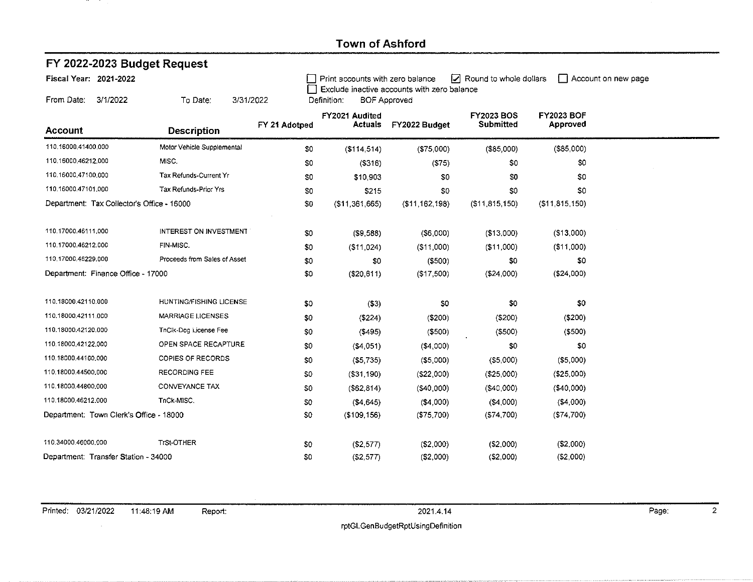## Town of Ashford

### FY 2022-2023 Budget Request

**Fiscal Year:** 2021-2022

From Date: 3/1/2022 To Date: 3/31/2022

☐ Print accounts with zero balance ☑ Round to whole dollars ☐ Account on new page
☐ Exclude inactive accounts with zero balance
Definition: BOF Approved

| Account | Description | FY 21 Adotped | FY2021 Audited Actuals | FY2022 Budget | FY2023 BOS Submitted | FY2023 BOF Approved |
|---|---|---|---|---|---|---|
| 110.16000.41400.000 | Motor Vehicle Supplemental | $0 | ($114,514) | ($75,000) | ($85,000) | ($85,000) |
| 110.16000.46212.000 | MISC. | $0 | ($316) | ($75) | $0 | $0 |
| 110.16000.47100.000 | Tax Refunds-Current Yr | $0 | $10,903 | $0 | $0 | $0 |
| 110.16000.47101.000 | Tax Refunds-Prior Yrs | $0 | $215 | $0 | $0 | $0 |
| Department: Tax Collector's Office - 16000 | | $0 | ($11,361,665) | ($11,162,198) | ($11,815,150) | ($11,815,150) |
| 110.17000.46111.000 | INTEREST ON INVESTMENT | $0 | ($9,588) | ($6,000) | ($13,000) | ($13,000) |
| 110.17000.46212.000 | FIN-MISC. | $0 | ($11,024) | ($11,000) | ($11,000) | ($11,000) |
| 110.17000.46229.000 | Proceeds from Sales of Asset | $0 | $0 | ($500) | $0 | $0 |
| Department: Finance Office - 17000 | | $0 | ($20,611) | ($17,500) | ($24,000) | ($24,000) |
| 110.18000.42110.000 | HUNTING/FISHING LICENSE | $0 | ($3) | $0 | $0 | $0 |
| 110.18000.42111.000 | MARRIAGE LICENSES | $0 | ($224) | ($200) | ($200) | ($200) |
| 110.18000.42120.000 | TnClk-Dog License Fee | $0 | ($495) | ($500) | ($500) | ($500) |
| 110.18000.42122.000 | OPEN SPACE RECAPTURE | $0 | ($4,051) | ($4,000) | $0 | $0 |
| 110.18000.44100.000 | COPIES OF RECORDS | $0 | ($5,735) | ($5,000) | ($5,000) | ($5,000) |
| 110.18000.44500.000 | RECORDING FEE | $0 | ($31,190) | ($22,000) | ($25,000) | ($25,000) |
| 110.18000.44800.000 | CONVEYANCE TAX | $0 | ($62,814) | ($40,000) | ($40,000) | ($40,000) |
| 110.18000.46212.000 | TnCk-MISC. | $0 | ($4,645) | ($4,000) | ($4,000) | ($4,000) |
| Department: Town Clerk's Office - 18000 | | $0 | ($109,156) | ($75,700) | ($74,700) | ($74,700) |
| 110.34000.46000.000 | TrSt-OTHER | $0 | ($2,577) | ($2,000) | ($2,000) | ($2,000) |
| Department: Transfer Station - 34000 | | $0 | ($2,577) | ($2,000) | ($2,000) | ($2,000) |

Printed: 03/21/2022 11:48:19 AM Report: 2021.4.14 rptGLGenBudgetRptUsingDefinition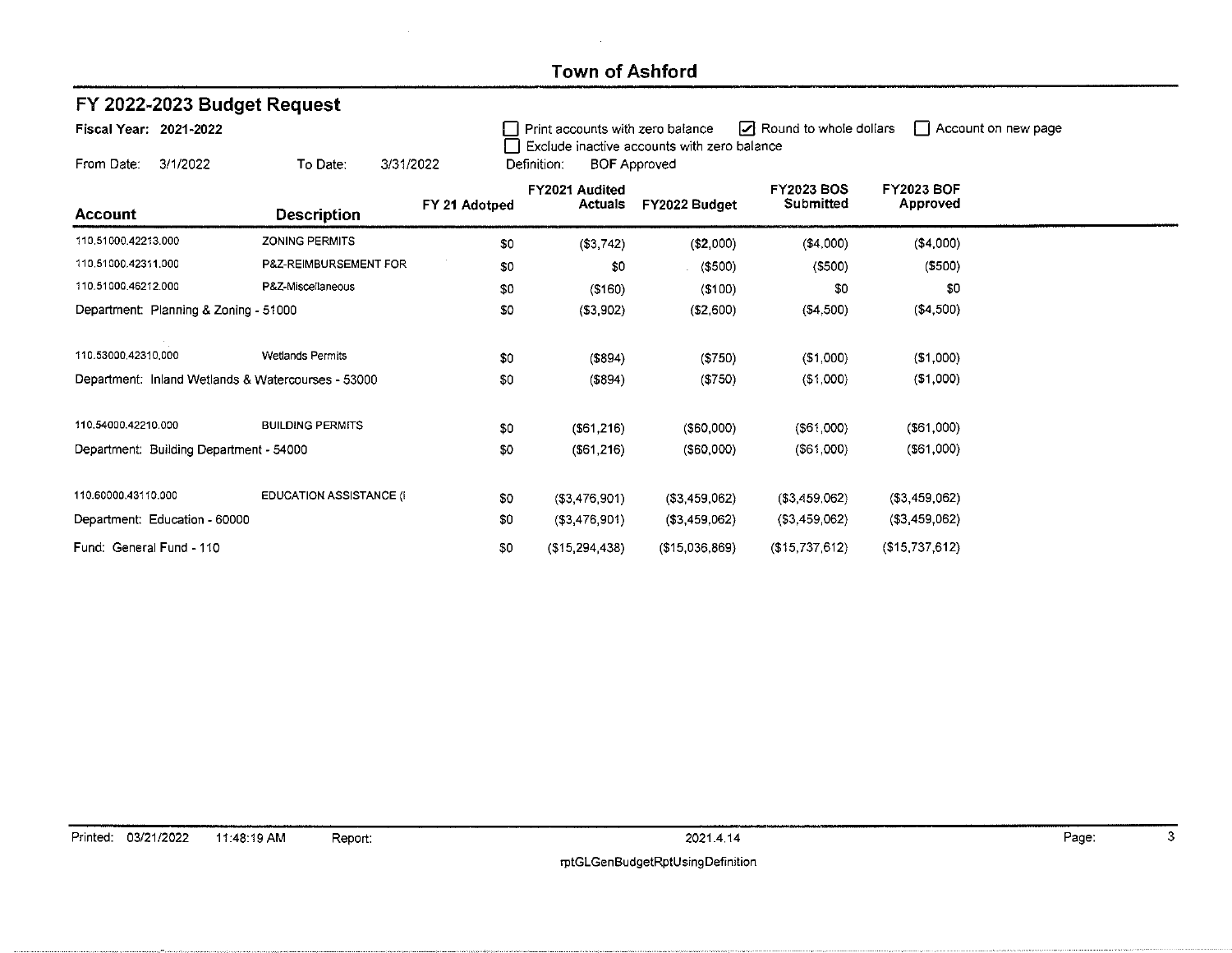# Town of Ashford

## FY 2022-2023 Budget Request

**Fiscal Year:** 2021-2022

From Date: 3/1/2022 To Date: 3/31/2022

☐ Print accounts with zero balance ☑ Round to whole dollars ☐ Account on new page
☐ Exclude inactive accounts with zero balance

Definition: BOF Approved

| Account | Description | FY 21 Adotped | FY2021 Audited Actuals | FY2022 Budget | FY2023 BOS Submitted | FY2023 BOF Approved |
|---|---|---|---|---|---|---|
| 110.51000.42213.000 | ZONING PERMITS | $0 | ($3,742) | ($2,000) | ($4,000) | ($4,000) |
| 110.51000.42311.000 | P&Z-REIMBURSEMENT FOR | $0 | $0 | ($500) | ($500) | ($500) |
| 110.51000.46212.000 | P&Z-Miscellaneous | $0 | ($160) | ($100) | $0 | $0 |
| Department: Planning & Zoning - 51000 | | $0 | ($3,902) | ($2,600) | ($4,500) | ($4,500) |
| 110.53000.42310.000 | Wetlands Permits | $0 | ($894) | ($750) | ($1,000) | ($1,000) |
| Department: Inland Wetlands & Watercourses - 53000 | | $0 | ($894) | ($750) | ($1,000) | ($1,000) |
| 110.54000.42210.000 | BUILDING PERMITS | $0 | ($61,216) | ($60,000) | ($61,000) | ($61,000) |
| Department: Building Department - 54000 | | $0 | ($61,216) | ($60,000) | ($61,000) | ($61,000) |
| 110.60000.43110.000 | EDUCATION ASSISTANCE (I | $0 | ($3,476,901) | ($3,459,062) | ($3,459,062) | ($3,459,062) |
| Department: Education - 60000 | | $0 | ($3,476,901) | ($3,459,062) | ($3,459,062) | ($3,459,062) |
| Fund: General Fund - 110 | | $0 | ($15,294,438) | ($15,036,869) | ($15,737,612) | ($15,737,612) |

Printed: 03/21/2022 11:48:19 AM Report: rptGLGenBudgetRptUsingDefinition 2021.4.14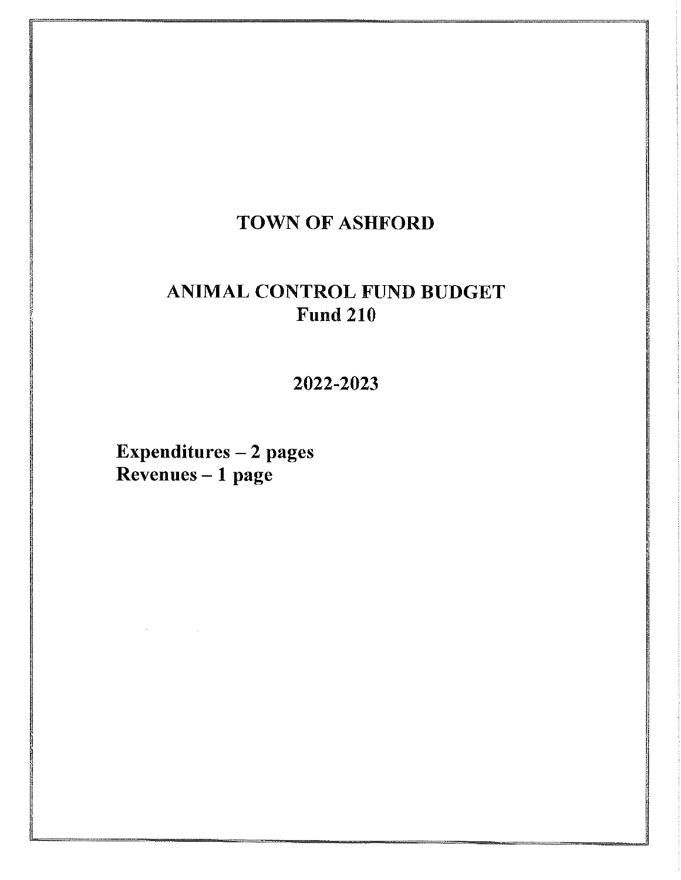# TOWN OF ASHFORD

## ANIMAL CONTROL FUND BUDGET
## Fund 210

## 2022-2023

**Expenditures – 2 pages**
**Revenues – 1 page**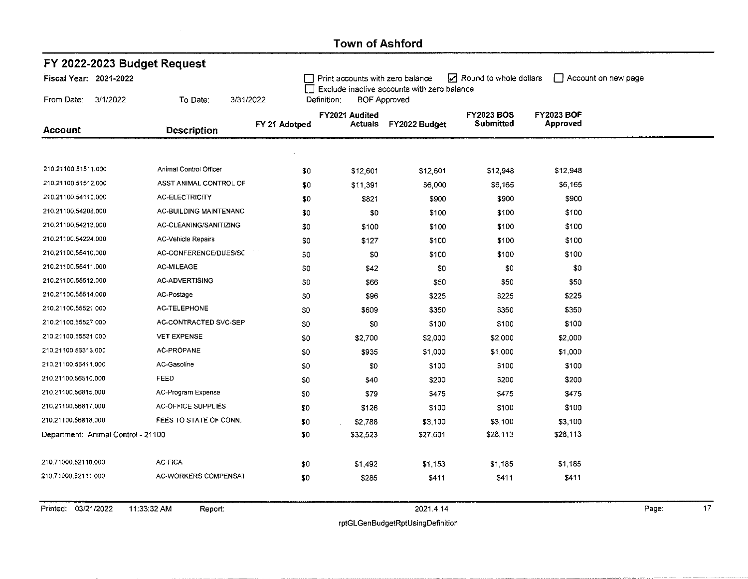# Town of Ashford

## FY 2022-2023 Budget Request

Fiscal Year: 2021-2022

☐ Print accounts with zero balance ☑ Round to whole dollars ☐ Account on new page
☐ Exclude inactive accounts with zero balance

From Date: 3/1/2022 To Date: 3/31/2022 Definition: BOF Approved

| Account | Description | FY 21 Adotped | FY2021 Audited Actuals | FY2022 Budget | FY2023 BOS Submitted | FY2023 BOF Approved |
|---|---|---|---|---|---|---|
| 210.21100.51511.000 | Animal Control Officer | $0 | $12,601 | $12,601 | $12,948 | $12,948 |
| 210.21100.51512.000 | ASST ANIMAL CONTROL OF | $0 | $11,391 | $6,000 | $6,165 | $6,165 |
| 210.21100.54110.000 | AC-ELECTRICITY | $0 | $821 | $900 | $900 | $900 |
| 210.21100.54208.000 | AC-BUILDING MAINTENANC | $0 | $0 | $100 | $100 | $100 |
| 210.21100.54213.000 | AC-CLEANING/SANITIZING | $0 | $100 | $100 | $100 | $100 |
| 210.21100.54224.000 | AC-Vehicle Repairs | $0 | $127 | $100 | $100 | $100 |
| 210.21100.55410.000 | AC-CONFERENCE/DUES/SC | $0 | $0 | $100 | $100 | $100 |
| 210.21100.55411.000 | AC-MILEAGE | $0 | $42 | $0 | $0 | $0 |
| 210.21100.55512.000 | AC-ADVERTISING | $0 | $66 | $50 | $50 | $50 |
| 210.21100.55514.000 | AC-Postage | $0 | $96 | $225 | $225 | $225 |
| 210.21100.55521.000 | AC-TELEPHONE | $0 | $609 | $350 | $350 | $350 |
| 210.21100.55527.000 | AC-CONTRACTED SVC-SEP | $0 | $0 | $100 | $100 | $100 |
| 210.21100.55531.000 | VET EXPENSE | $0 | $2,700 | $2,000 | $2,000 | $2,000 |
| 210.21100.56313.000 | AC-PROPANE | $0 | $935 | $1,000 | $1,000 | $1,000 |
| 210.21100.56411.000 | AC-Gasoline | $0 | $0 | $100 | $100 | $100 |
| 210.21100.56510.000 | FEED | $0 | $40 | $200 | $200 | $200 |
| 210.21100.56815.000 | AC-Program Expense | $0 | $79 | $475 | $475 | $475 |
| 210.21100.56817.000 | AC-OFFICE SUPPLIES | $0 | $126 | $100 | $100 | $100 |
| 210.21100.56818.000 | FEES TO STATE OF CONN. | $0 | $2,788 | $3,100 | $3,100 | $3,100 |
| Department: Animal Control - 21100 | | $0 | $32,523 | $27,601 | $28,113 | $28,113 |
| 210.71000.52110.000 | AC-FICA | $0 | $1,492 | $1,153 | $1,185 | $1,185 |
| 210.71000.52111.000 | AC-WORKERS COMPENSAT | $0 | $285 | $411 | $411 | $411 |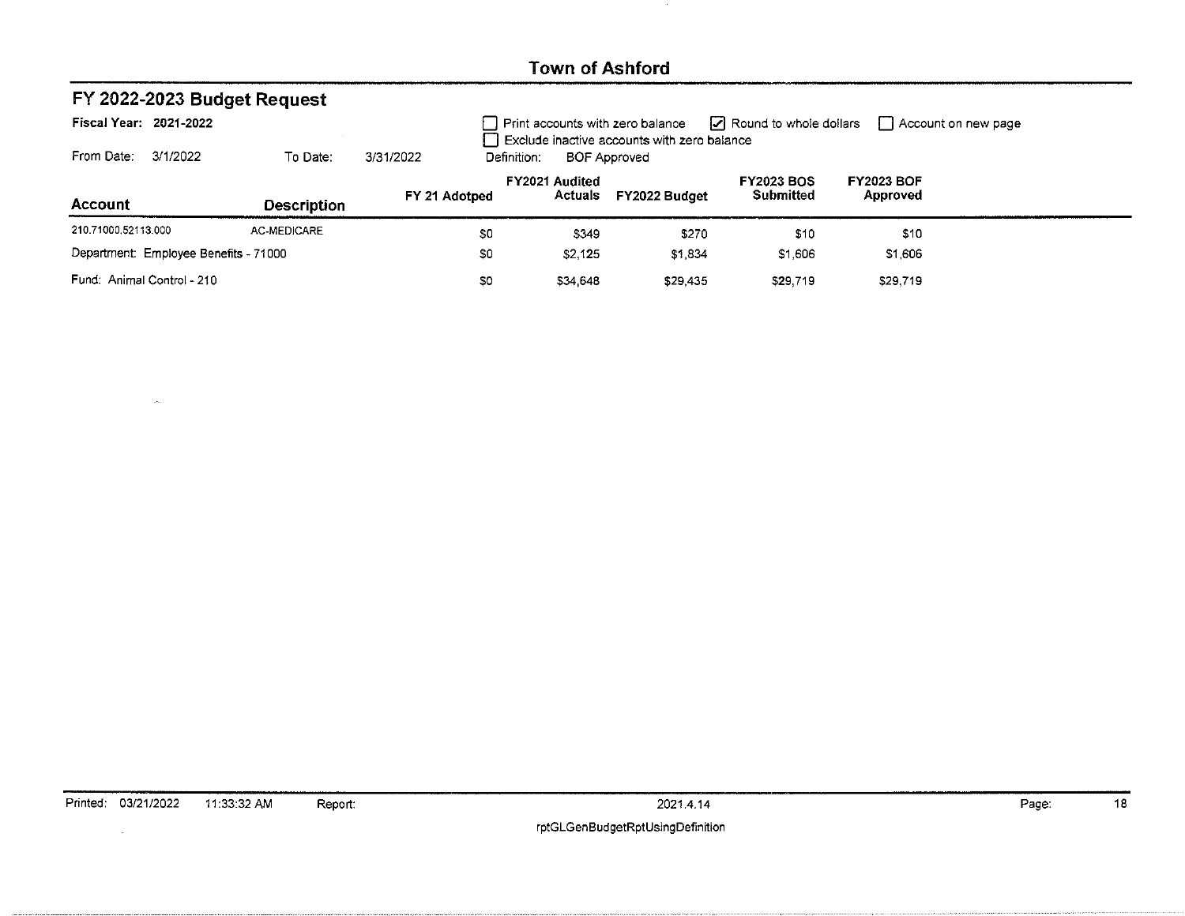## Town of Ashford

### FY 2022-2023 Budget Request

**Fiscal Year:** 2021-2022

From Date: 3/1/2022 To Date: 3/31/2022

☐ Print accounts with zero balance ☑ Round to whole dollars ☐ Account on new page
☐ Exclude inactive accounts with zero balance
Definition: BOF Approved

| Account | Description | FY 21 Adotped | FY2021 Audited Actuals | FY2022 Budget | FY2023 BOS Submitted | FY2023 BOF Approved |
|---|---|---|---|---|---|---|
| 210.71000.52113.000 | AC-MEDICARE | $0 | $349 | $270 | $10 | $10 |
| Department: Employee Benefits - 71000 | | $0 | $2,125 | $1,834 | $1,606 | $1,606 |
| Fund: Animal Control - 210 | | $0 | $34,648 | $29,435 | $29,719 | $29,719 |

Printed: 03/21/2022 11:33:32 AM Report: rptGLGenBudgetRptUsingDefinition 2021.4.14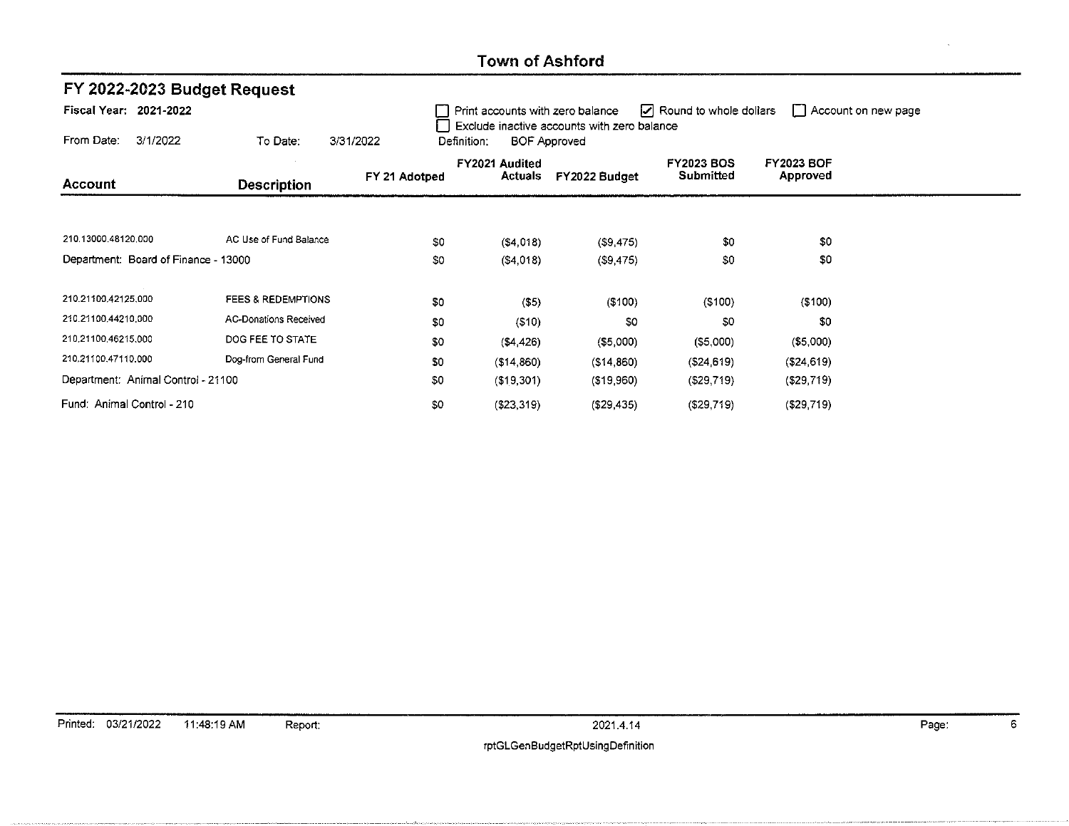# Town of Ashford

## FY 2022-2023 Budget Request

**Fiscal Year: 2021-2022**

From Date: 3/1/2022 To Date: 3/31/2022

☐ Print accounts with zero balance ☑ Round to whole dollars ☐ Account on new page
☐ Exclude inactive accounts with zero balance
Definition: BOF Approved

| Account | Description | FY 21 Adotped | FY2021 Audited Actuals | FY2022 Budget | FY2023 BOS Submitted | FY2023 BOF Approved |
|---|---|---|---|---|---|---|
| 210.13000.48120.000 | AC Use of Fund Balance | $0 | ($4,018) | ($9,475) | $0 | $0 |
| Department: Board of Finance - 13000 | | $0 | ($4,018) | ($9,475) | $0 | $0 |
| 210.21100.42125.000 | FEES & REDEMPTIONS | $0 | ($5) | ($100) | ($100) | ($100) |
| 210.21100.44210.000 | AC-Donations Received | $0 | ($10) | $0 | $0 | $0 |
| 210.21100.46215.000 | DOG FEE TO STATE | $0 | ($4,426) | ($5,000) | ($5,000) | ($5,000) |
| 210.21100.47110.000 | Dog-from General Fund | $0 | ($14,860) | ($14,860) | ($24,619) | ($24,619) |
| Department: Animal Control - 21100 | | $0 | ($19,301) | ($19,960) | ($29,719) | ($29,719) |
| Fund: Animal Control - 210 | | $0 | ($23,319) | ($29,435) | ($29,719) | ($29,719) |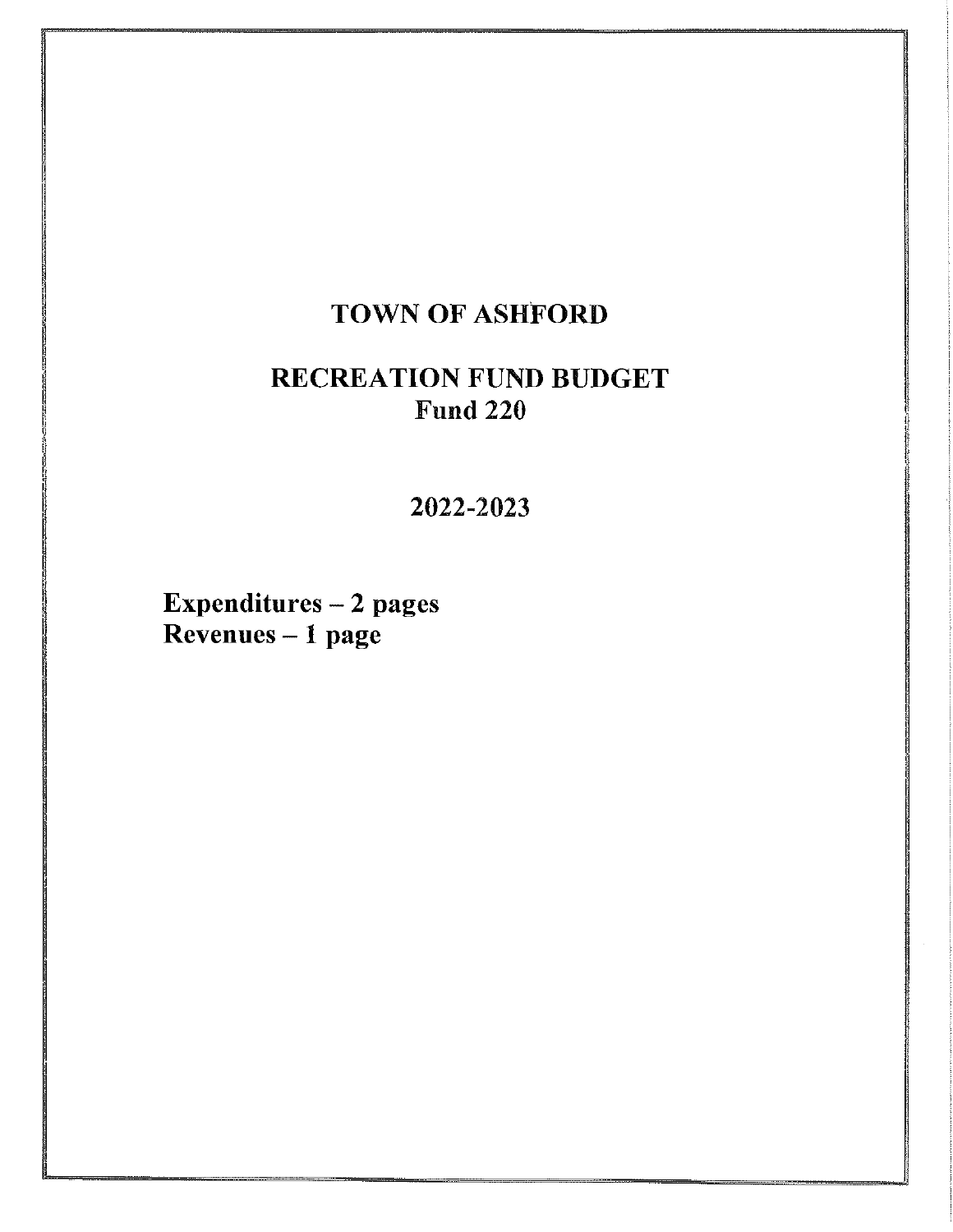# TOWN OF ASHFORD

## RECREATION FUND BUDGET
## Fund 220

## 2022-2023

**Expenditures – 2 pages**
**Revenues – 1 page**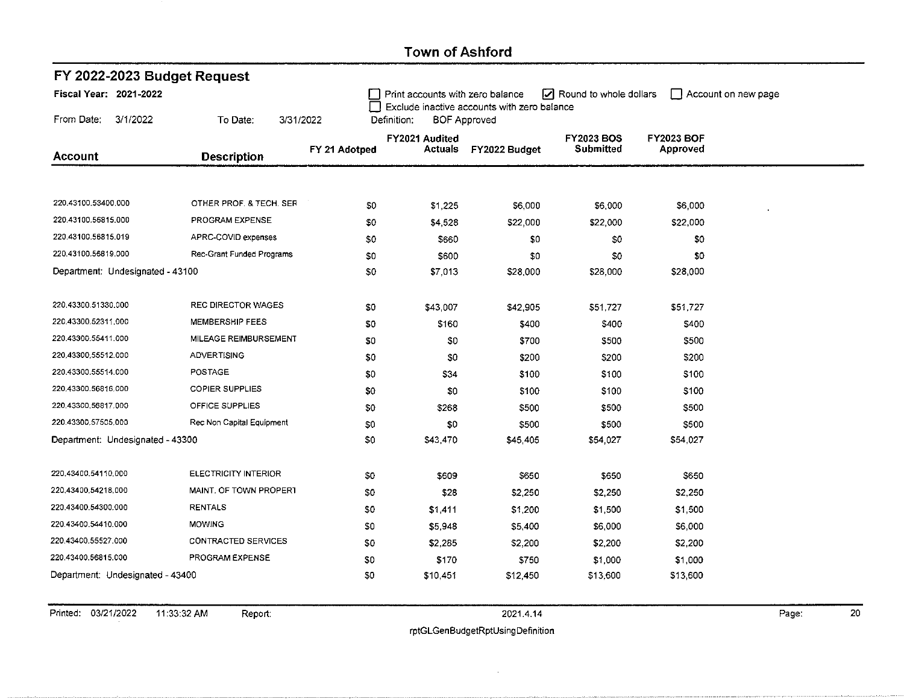# Town of Ashford

## FY 2022-2023 Budget Request

**Fiscal Year: 2021-2022**

From Date: 3/1/2022 To Date: 3/31/2022

☐ Print accounts with zero balance ☑ Round to whole dollars ☐ Account on new page

☐ Exclude inactive accounts with zero balance

Definition: BOF Approved

| Account | Description | FY 21 Adotped | FY2021 Audited Actuals | FY2022 Budget | FY2023 BOS Submitted | FY2023 BOF Approved |
|---|---|---|---|---|---|---|
| 220.43100.53400.000 | OTHER PROF. & TECH. SER | $0 | $1,225 | $6,000 | $6,000 | $6,000 |
| 220.43100.56815.000 | PROGRAM EXPENSE | $0 | $4,528 | $22,000 | $22,000 | $22,000 |
| 220.43100.56815.019 | APRC-COVID expenses | $0 | $660 | $0 | $0 | $0 |
| 220.43100.56819.000 | Rec-Grant Funded Programs | $0 | $600 | $0 | $0 | $0 |
| Department: Undesignated - 43100 | | $0 | $7,013 | $28,000 | $28,000 | $28,000 |
| 220.43300.51330.000 | REC DIRECTOR WAGES | $0 | $43,007 | $42,905 | $51,727 | $51,727 |
| 220.43300.52311.000 | MEMBERSHIP FEES | $0 | $160 | $400 | $400 | $400 |
| 220.43300.55411.000 | MILEAGE REIMBURSEMENT | $0 | $0 | $700 | $500 | $500 |
| 220.43300.55512.000 | ADVERTISING | $0 | $0 | $200 | $200 | $200 |
| 220.43300.55514.000 | POSTAGE | $0 | $34 | $100 | $100 | $100 |
| 220.43300.56816.000 | COPIER SUPPLIES | $0 | $0 | $100 | $100 | $100 |
| 220.43300.56817.000 | OFFICE SUPPLIES | $0 | $268 | $500 | $500 | $500 |
| 220.43300.57505.000 | Rec Non Capital Equipment | $0 | $0 | $500 | $500 | $500 |
| Department: Undesignated - 43300 | | $0 | $43,470 | $45,405 | $54,027 | $54,027 |
| 220.43400.54110.000 | ELECTRICITY INTERIOR | $0 | $609 | $650 | $650 | $650 |
| 220.43400.54218.000 | MAINT. OF TOWN PROPERT | $0 | $28 | $2,250 | $2,250 | $2,250 |
| 220.43400.54300.000 | RENTALS | $0 | $1,411 | $1,200 | $1,500 | $1,500 |
| 220.43400.54410.000 | MOWING | $0 | $5,948 | $5,400 | $6,000 | $6,000 |
| 220.43400.55527.000 | CONTRACTED SERVICES | $0 | $2,285 | $2,200 | $2,200 | $2,200 |
| 220.43400.56815.000 | PROGRAM EXPENSE | $0 | $170 | $750 | $1,000 | $1,000 |
| Department: Undesignated - 43400 | | $0 | $10,451 | $12,450 | $13,600 | $13,600 |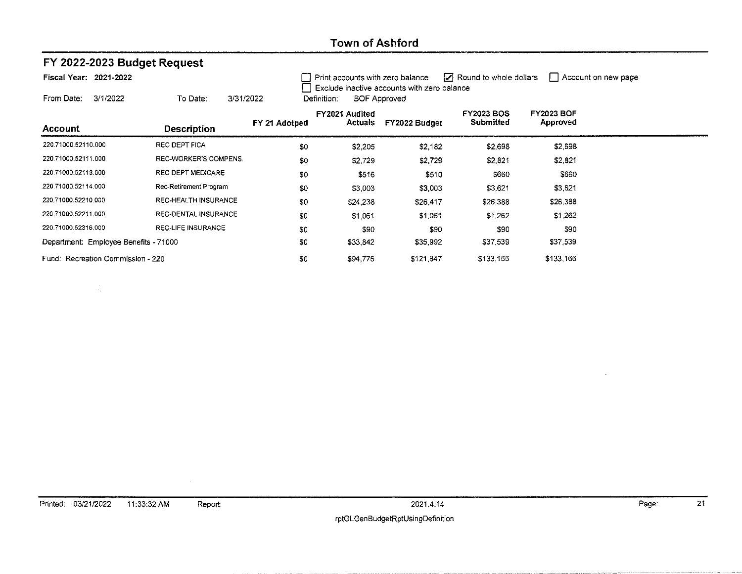# Town of Ashford

## FY 2022-2023 Budget Request

**Fiscal Year: 2021-2022**

From Date: 3/1/2022 To Date: 3/31/2022

☐ Print accounts with zero balance ☑ Round to whole dollars ☐ Account on new page
☐ Exclude inactive accounts with zero balance
Definition: BOF Approved

| Account | Description | FY 21 Adotped | FY2021 Audited Actuals | FY2022 Budget | FY2023 BOS Submitted | FY2023 BOF Approved |
|---|---|---|---|---|---|---|
| 220.71000.52110.000 | REC DEPT FICA | $0 | $2,205 | $2,182 | $2,698 | $2,698 |
| 220.71000.52111.000 | REC-WORKER'S COMPENS. | $0 | $2,729 | $2,729 | $2,821 | $2,821 |
| 220.71000.52113.000 | REC DEPT MEDICARE | $0 | $516 | $510 | $660 | $660 |
| 220.71000.52114.000 | Rec-Retirement Program | $0 | $3,003 | $3,003 | $3,621 | $3,621 |
| 220.71000.52210.000 | REC-HEALTH INSURANCE | $0 | $24,238 | $26,417 | $26,388 | $26,388 |
| 220.71000.52211.000 | REC-DENTAL INSURANCE | $0 | $1,061 | $1,061 | $1,262 | $1,262 |
| 220.71000.52316.000 | REC-LIFE INSURANCE | $0 | $90 | $90 | $90 | $90 |
| Department: Employee Benefits - 71000 | | $0 | $33,842 | $35,992 | $37,539 | $37,539 |
| Fund: Recreation Commission - 220 | | $0 | $94,776 | $121,847 | $133,166 | $133,166 |

Printed: 03/21/2022 11:33:32 AM Report: rptGLGenBudgetRptUsingDefinition 2021.4.14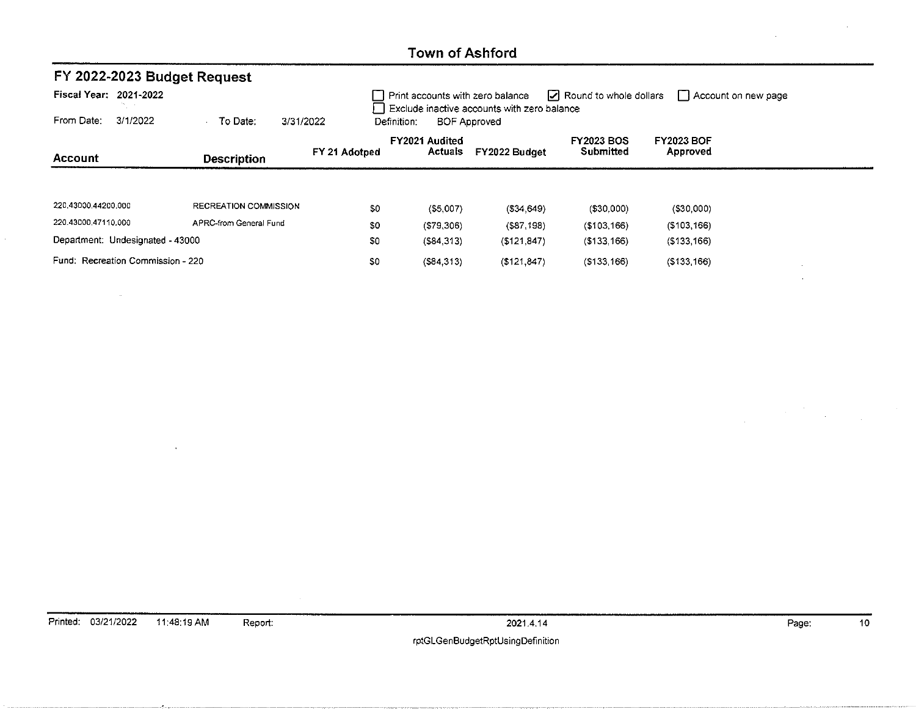# Town of Ashford

## FY 2022-2023 Budget Request

**Fiscal Year:** 2021-2022

From Date: 3/1/2022 To Date: 3/31/2022

☐ Print accounts with zero balance ☑ Round to whole dollars ☐ Account on new page
☐ Exclude inactive accounts with zero balance
Definition: BOF Approved

| Account | Description | FY 21 Adotped | FY2021 Audited Actuals | FY2022 Budget | FY2023 BOS Submitted | FY2023 BOF Approved |
|---|---|---|---|---|---|---|
| 220.43000.44200.000 | RECREATION COMMISSION | $0 | ($5,007) | ($34,649) | ($30,000) | ($30,000) |
| 220.43000.47110.000 | APRC-from General Fund | $0 | ($79,306) | ($87,198) | ($103,166) | ($103,166) |
| Department: Undesignated - 43000 | | $0 | ($84,313) | ($121,847) | ($133,166) | ($133,166) |
| Fund: Recreation Commission - 220 | | $0 | ($84,313) | ($121,847) | ($133,166) | ($133,166) |

Printed: 03/21/2022 11:48:19 AM Report: 2021.4.14 rptGLGenBudgetRptUsingDefinition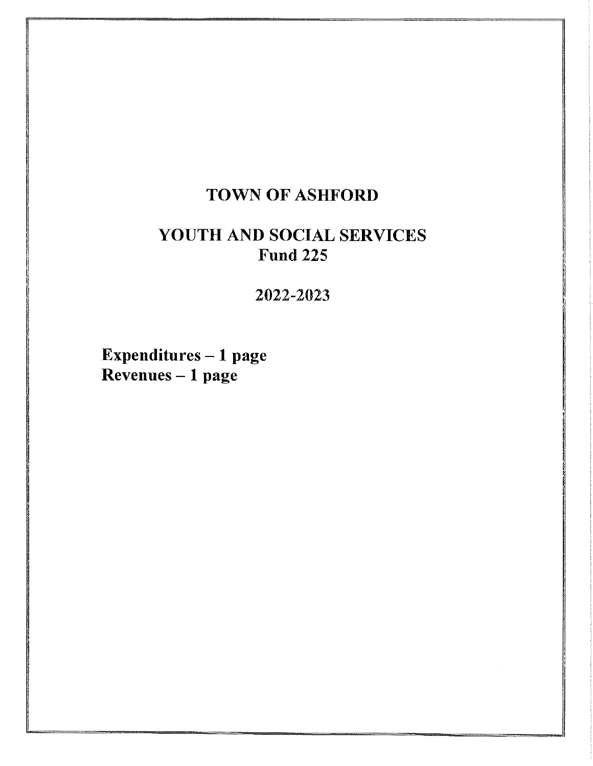# TOWN OF ASHFORD

## YOUTH AND SOCIAL SERVICES
## Fund 225

## 2022-2023

**Expenditures – 1 page**
**Revenues – 1 page**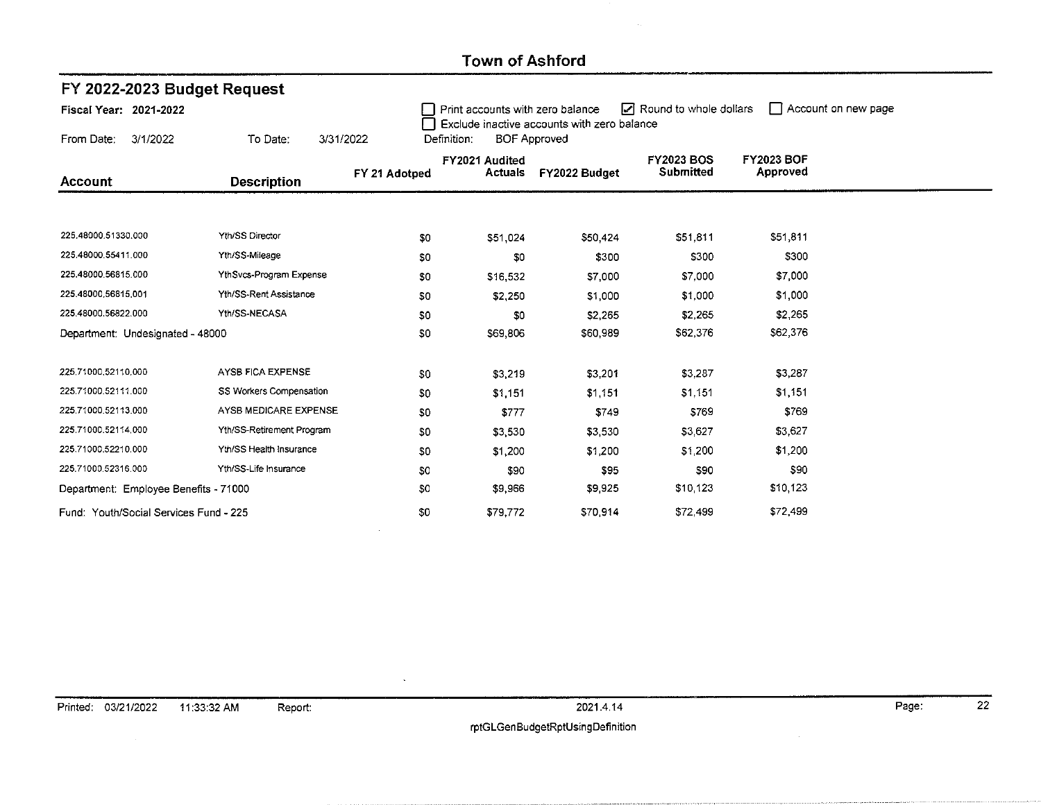## Town of Ashford

### FY 2022-2023 Budget Request

**Fiscal Year:** 2021-2022

From Date: 3/1/2022 To Date: 3/31/2022

☐ Print accounts with zero balance ☑ Round to whole dollars ☐ Account on new page
☐ Exclude inactive accounts with zero balance

Definition: BOF Approved

| Account | Description | FY 21 Adotped | FY2021 Audited Actuals | FY2022 Budget | FY2023 BOS Submitted | FY2023 BOF Approved |
|---|---|---|---|---|---|---|
| 225.48000.51330.000 | Yth/SS Director | $0 | $51,024 | $50,424 | $51,811 | $51,811 |
| 225.48000.55411.000 | Yth/SS-Mileage | $0 | $0 | $300 | $300 | $300 |
| 225.48000.56815.000 | YthSvcs-Program Expense | $0 | $16,532 | $7,000 | $7,000 | $7,000 |
| 225.48000.56815.001 | Yth/SS-Rent Assistance | $0 | $2,250 | $1,000 | $1,000 | $1,000 |
| 225.48000.56822.000 | Yth/SS-NECASA | $0 | $0 | $2,265 | $2,265 | $2,265 |
| Department: Undesignated - 48000 | | $0 | $69,806 | $60,989 | $62,376 | $62,376 |
| | | | | | | |
| 225.71000.52110.000 | AYSB FICA EXPENSE | $0 | $3,219 | $3,201 | $3,287 | $3,287 |
| 225.71000.52111.000 | SS Workers Compensation | $0 | $1,151 | $1,151 | $1,151 | $1,151 |
| 225.71000.52113.000 | AYSB MEDICARE EXPENSE | $0 | $777 | $749 | $769 | $769 |
| 225.71000.52114.000 | Yth/SS-Retirement Program | $0 | $3,530 | $3,530 | $3,627 | $3,627 |
| 225.71000.52210.000 | Yth/SS Health Insurance | $0 | $1,200 | $1,200 | $1,200 | $1,200 |
| 225.71000.52316.000 | Yth/SS-Life Insurance | $0 | $90 | $95 | $90 | $90 |
| Department: Employee Benefits - 71000 | | $0 | $9,966 | $9,925 | $10,123 | $10,123 |
| Fund: Youth/Social Services Fund - 225 | | $0 | $79,772 | $70,914 | $72,499 | $72,499 |

Printed: 03/21/2022 11:33:32 AM Report: rptGLGenBudgetRptUsingDefinition 2021.4.14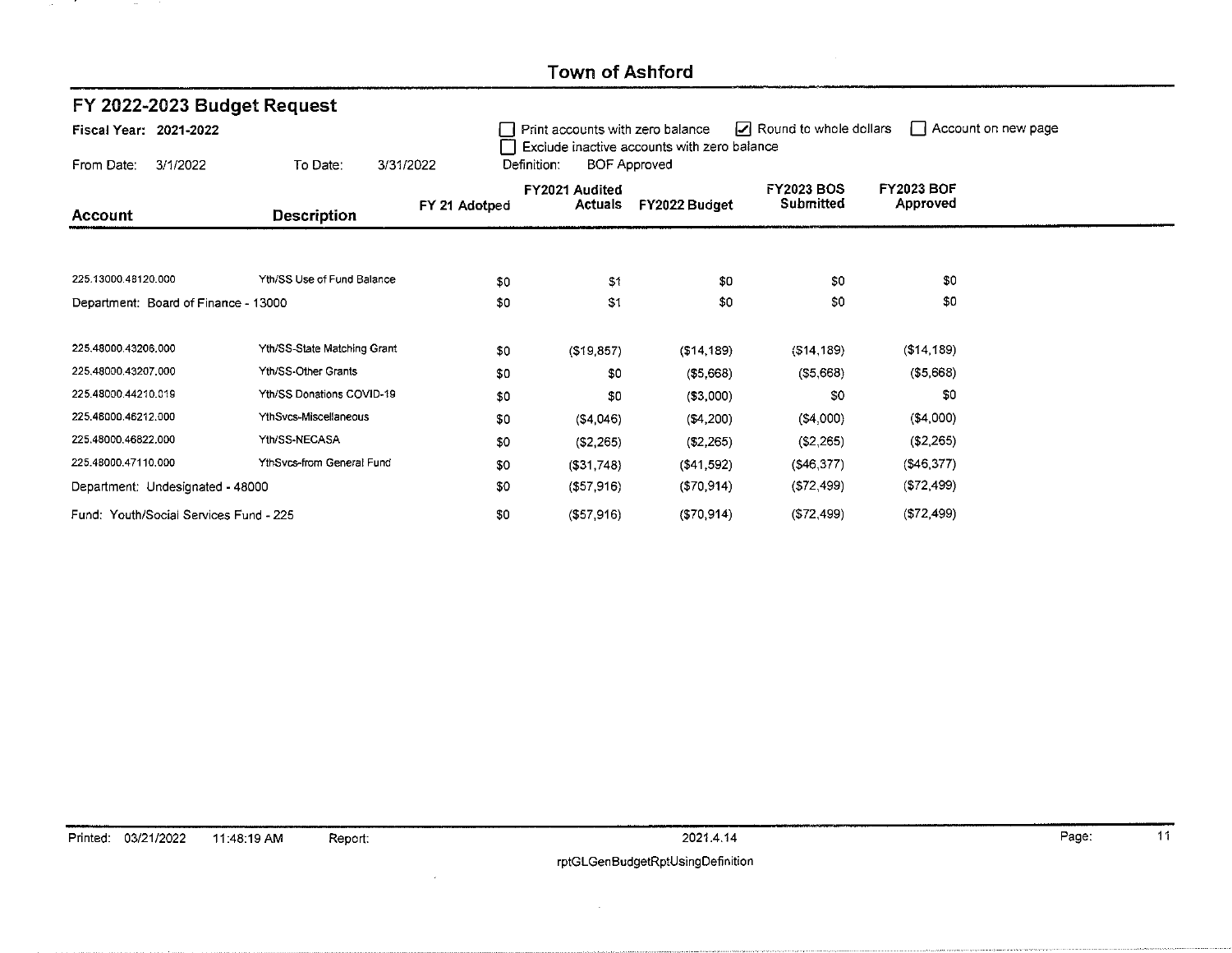# Town of Ashford

## FY 2022-2023 Budget Request

**Fiscal Year:** 2021-2022

From Date: 3/1/2022 To Date: 3/31/2022

☐ Print accounts with zero balance ☑ Round to whole dollars ☐ Account on new page

☐ Exclude inactive accounts with zero balance

Definition: BOF Approved

| Account | Description | FY 21 Adotped | FY2021 Audited Actuals | FY2022 Budget | FY2023 BOS Submitted | FY2023 BOF Approved |
|---|---|---|---|---|---|---|
| 225.13000.48120.000 | Yth/SS Use of Fund Balance | $0 | $1 | $0 | $0 | $0 |
| Department: Board of Finance - 13000 | | $0 | $1 | $0 | $0 | $0 |
| 225.48000.43206.000 | Yth/SS-State Matching Grant | $0 | ($19,857) | ($14,189) | ($14,189) | ($14,189) |
| 225.48000.43207.000 | Yth/SS-Other Grants | $0 | $0 | ($5,668) | ($5,668) | ($5,668) |
| 225.48000.44210.019 | Yth/SS Donations COVID-19 | $0 | $0 | ($3,000) | $0 | $0 |
| 225.48000.46212.000 | YthSvcs-Miscellaneous | $0 | ($4,046) | ($4,200) | ($4,000) | ($4,000) |
| 225.48000.46822.000 | Yth/SS-NECASA | $0 | ($2,265) | ($2,265) | ($2,265) | ($2,265) |
| 225.48000.47110.000 | YthSvcs-from General Fund | $0 | ($31,748) | ($41,592) | ($46,377) | ($46,377) |
| Department: Undesignated - 48000 | | $0 | ($57,916) | ($70,914) | ($72,499) | ($72,499) |
| Fund: Youth/Social Services Fund - 225 | | $0 | ($57,916) | ($70,914) | ($72,499) | ($72,499) |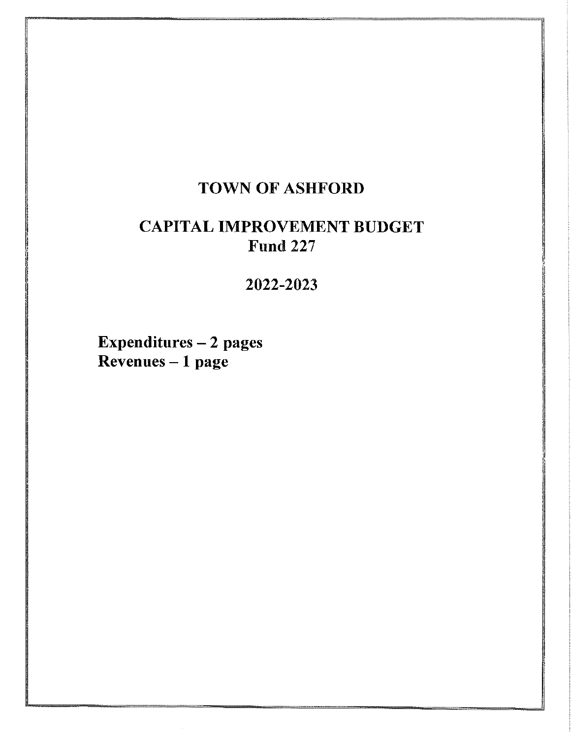# TOWN OF ASHFORD

## CAPITAL IMPROVEMENT BUDGET
## Fund 227

## 2022-2023

**Expenditures – 2 pages**
**Revenues – 1 page**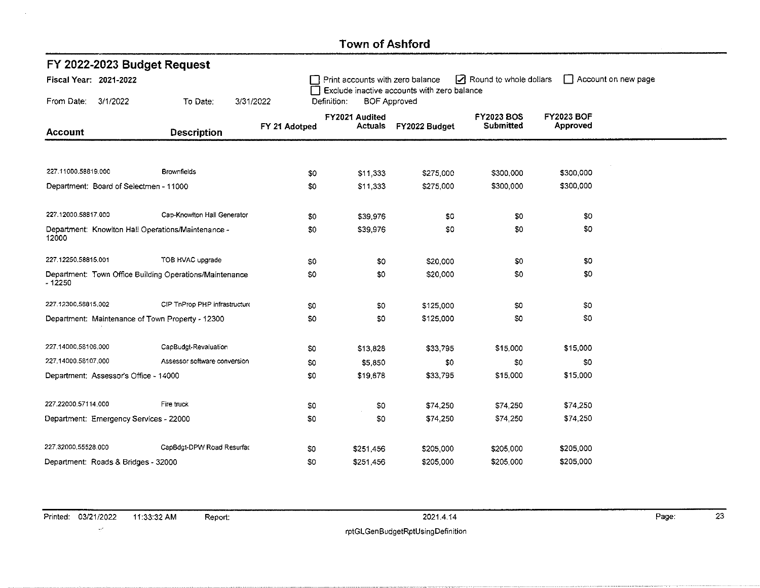## Town of Ashford

## FY 2022-2023 Budget Request

**Fiscal Year:** 2021-2022

From Date: 3/1/2022 To Date: 3/31/2022

☐ Print accounts with zero balance ☑ Round to whole dollars ☐ Account on new page

☐ Exclude inactive accounts with zero balance

Definition: BOF Approved

| Account | Description | FY 21 Adotped | FY2021 Audited Actuals | FY2022 Budget | FY2023 BOS Submitted | FY2023 BOF Approved |
|---|---|---|---|---|---|---|
| 227.11000.58819.000 | Brownfields | $0 | $11,333 | $275,000 | $300,000 | $300,000 |
| Department: Board of Selectmen - 11000 | | $0 | $11,333 | $275,000 | $300,000 | $300,000 |
| 227.12000.58817.000 | Cap-Knowlton Hall Generator | $0 | $39,976 | $0 | $0 | $0 |
| Department: Knowlton Hall Operations/Maintenance - 12000 | | $0 | $39,976 | $0 | $0 | $0 |
| 227.12250.58815.001 | TOB HVAC upgrade | $0 | $0 | $20,000 | $0 | $0 |
| Department: Town Office Building Operations/Maintenance - 12250 | | $0 | $0 | $20,000 | $0 | $0 |
| 227.12300.58815.002 | CIP TnProp PHP infrastructur | $0 | $0 | $125,000 | $0 | $0 |
| Department: Maintenance of Town Property - 12300 | | $0 | $0 | $125,000 | $0 | $0 |
| 227.14000.58106.000 | CapBudgt-Revaluation | $0 | $13,828 | $33,795 | $15,000 | $15,000 |
| 227.14000.58107.000 | Assessor software conversion | $0 | $5,850 | $0 | $0 | $0 |
| Department: Assessor's Office - 14000 | | $0 | $19,678 | $33,795 | $15,000 | $15,000 |
| 227.22000.57114.000 | Fire truck | $0 | $0 | $74,250 | $74,250 | $74,250 |
| Department: Emergency Services - 22000 | | $0 | $0 | $74,250 | $74,250 | $74,250 |
| 227.32000.55528.000 | CapBdgt-DPW Road Resurfac | $0 | $251,456 | $205,000 | $205,000 | $205,000 |
| Department: Roads & Bridges - 32000 | | $0 | $251,456 | $205,000 | $205,000 | $205,000 |

Printed: 03/21/2022 11:33:32 AM Report: 2021.4.14 rptGLGenBudgetRptUsingDefinition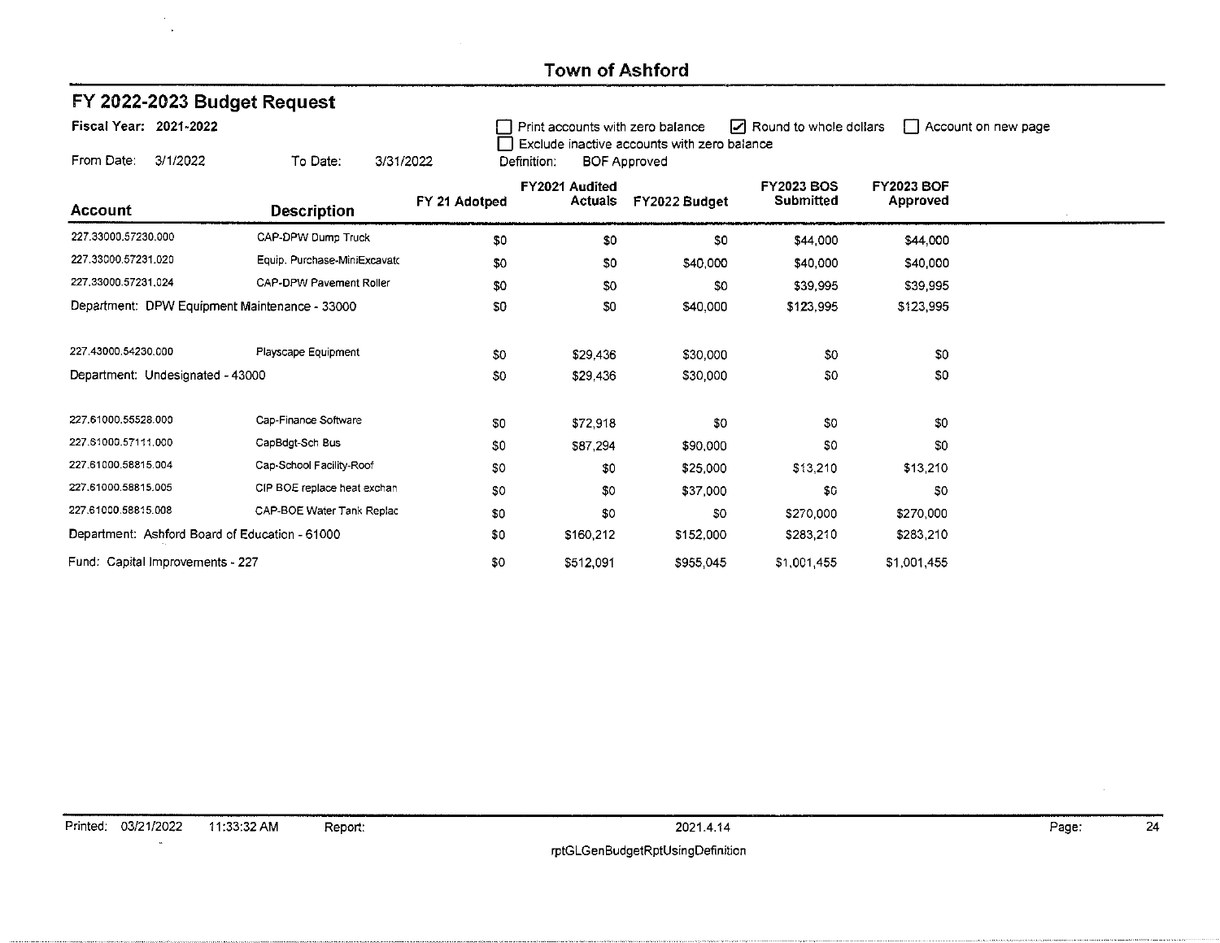## Town of Ashford

### FY 2022-2023 Budget Request

**Fiscal Year:** 2021-2022

From Date: 3/1/2022 To Date: 3/31/2022

☐ Print accounts with zero balance ☑ Round to whole dollars ☐ Account on new page
☐ Exclude inactive accounts with zero balance
Definition: BOF Approved

| Account | Description | FY 21 Adotped | FY2021 Audited Actuals | FY2022 Budget | FY2023 BOS Submitted | FY2023 BOF Approved |
|---|---|---|---|---|---|---|
| 227.33000.57230.000 | CAP-DPW Dump Truck | $0 | $0 | $0 | $44,000 | $44,000 |
| 227.33000.57231.020 | Equip. Purchase-MiniExcavatc | $0 | $0 | $40,000 | $40,000 | $40,000 |
| 227.33000.57231.024 | CAP-DPW Pavement Roller | $0 | $0 | $0 | $39,995 | $39,995 |
| Department: DPW Equipment Maintenance - 33000 | | $0 | $0 | $40,000 | $123,995 | $123,995 |
| 227.43000.54230.000 | Playscape Equipment | $0 | $29,436 | $30,000 | $0 | $0 |
| Department: Undesignated - 43000 | | $0 | $29,436 | $30,000 | $0 | $0 |
| 227.61000.55528.000 | Cap-Finance Software | $0 | $72,918 | $0 | $0 | $0 |
| 227.61000.57111.000 | CapBdgt-Sch Bus | $0 | $87,294 | $90,000 | $0 | $0 |
| 227.61000.58815.004 | Cap-School Facility-Roof | $0 | $0 | $25,000 | $13,210 | $13,210 |
| 227.61000.58815.005 | CIP BOE replace heat exchan | $0 | $0 | $37,000 | $0 | $0 |
| 227.61000.58815.008 | CAP-BOE Water Tank Replac | $0 | $0 | $0 | $270,000 | $270,000 |
| Department: Ashford Board of Education - 61000 | | $0 | $160,212 | $152,000 | $283,210 | $283,210 |
| Fund: Capital Improvements - 227 | | $0 | $512,091 | $955,045 | $1,001,455 | $1,001,455 |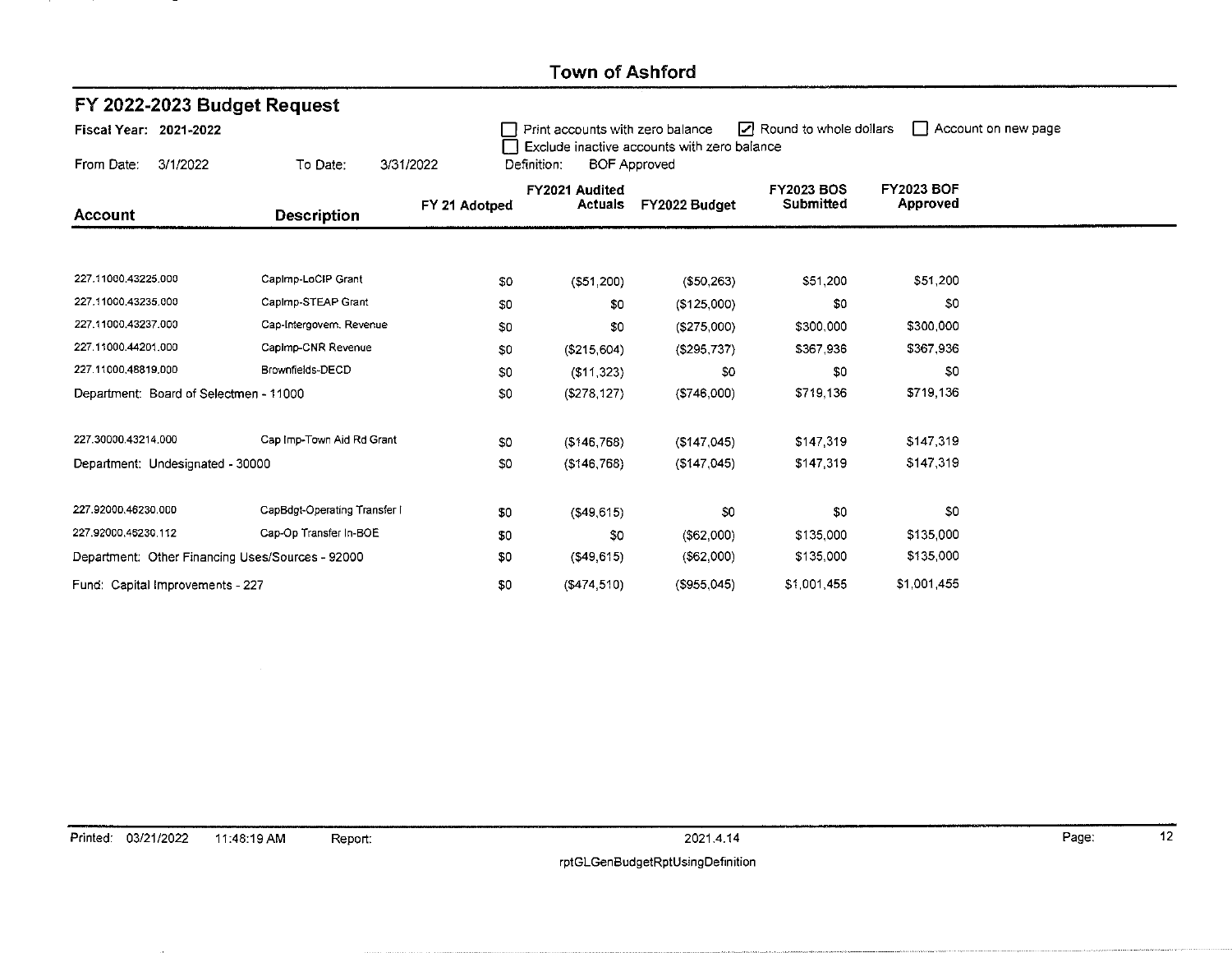## Town of Ashford

## FY 2022-2023 Budget Request

**Fiscal Year:** 2021-2022

**From Date:** 3/1/2022 **To Date:** 3/31/2022

☐ Print accounts with zero balance ☑ Round to whole dollars ☐ Account on new page

☐ Exclude inactive accounts with zero balance

Definition: BOF Approved

| Account | Description | FY 21 Adotped | FY2021 Audited Actuals | FY2022 Budget | FY2023 BOS Submitted | FY2023 BOF Approved |
|---|---|---|---|---|---|---|
| 227.11000.43225.000 | CapImp-LoCIP Grant | $0 | ($51,200) | ($50,263) | $51,200 | $51,200 |
| 227.11000.43235.000 | CapImp-STEAP Grant | $0 | $0 | ($125,000) | $0 | $0 |
| 227.11000.43237.000 | Cap-Intergovern. Revenue | $0 | $0 | ($275,000) | $300,000 | $300,000 |
| 227.11000.44201.000 | CapImp-CNR Revenue | $0 | ($215,604) | ($295,737) | $367,936 | $367,936 |
| 227.11000.48819.000 | Brownfields-DECD | $0 | ($11,323) | $0 | $0 | $0 |
| Department: Board of Selectmen - 11000 | | $0 | ($278,127) | ($746,000) | $719,136 | $719,136 |
| 227.30000.43214.000 | Cap Imp-Town Aid Rd Grant | $0 | ($146,768) | ($147,045) | $147,319 | $147,319 |
| Department: Undesignated - 30000 | | $0 | ($146,768) | ($147,045) | $147,319 | $147,319 |
| 227.92000.46230.000 | CapBdgt-Operating Transfer I | $0 | ($49,615) | $0 | $0 | $0 |
| 227.92000.46230.112 | Cap-Op Transfer In-BOE | $0 | $0 | ($62,000) | $135,000 | $135,000 |
| Department: Other Financing Uses/Sources - 92000 | | $0 | ($49,615) | ($62,000) | $135,000 | $135,000 |
| Fund: Capital Improvements - 227 | | $0 | ($474,510) | ($955,045) | $1,001,455 | $1,001,455 |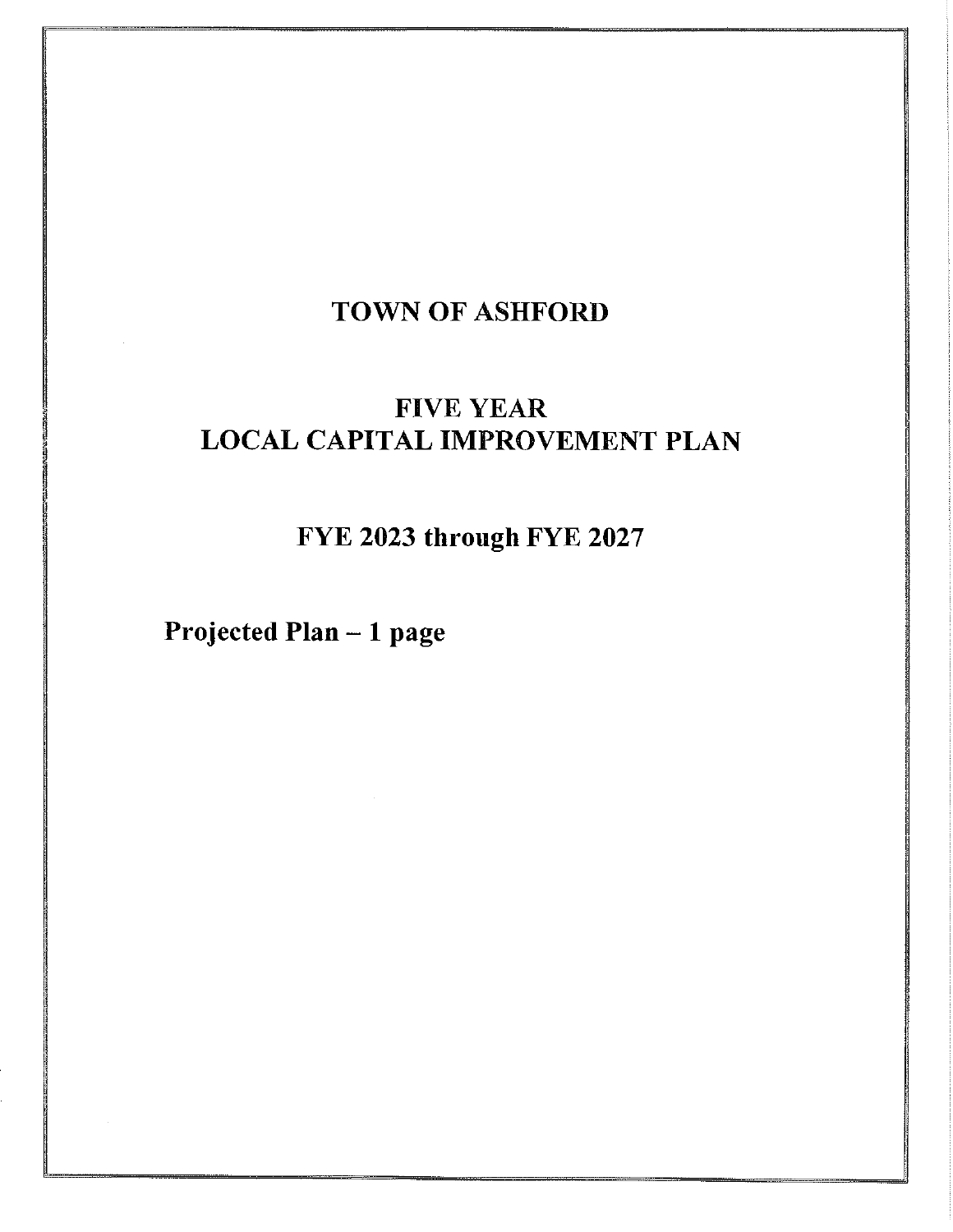# TOWN OF ASHFORD

## FIVE YEAR
## LOCAL CAPITAL IMPROVEMENT PLAN

## FYE 2023 through FYE 2027

**Projected Plan – 1 page**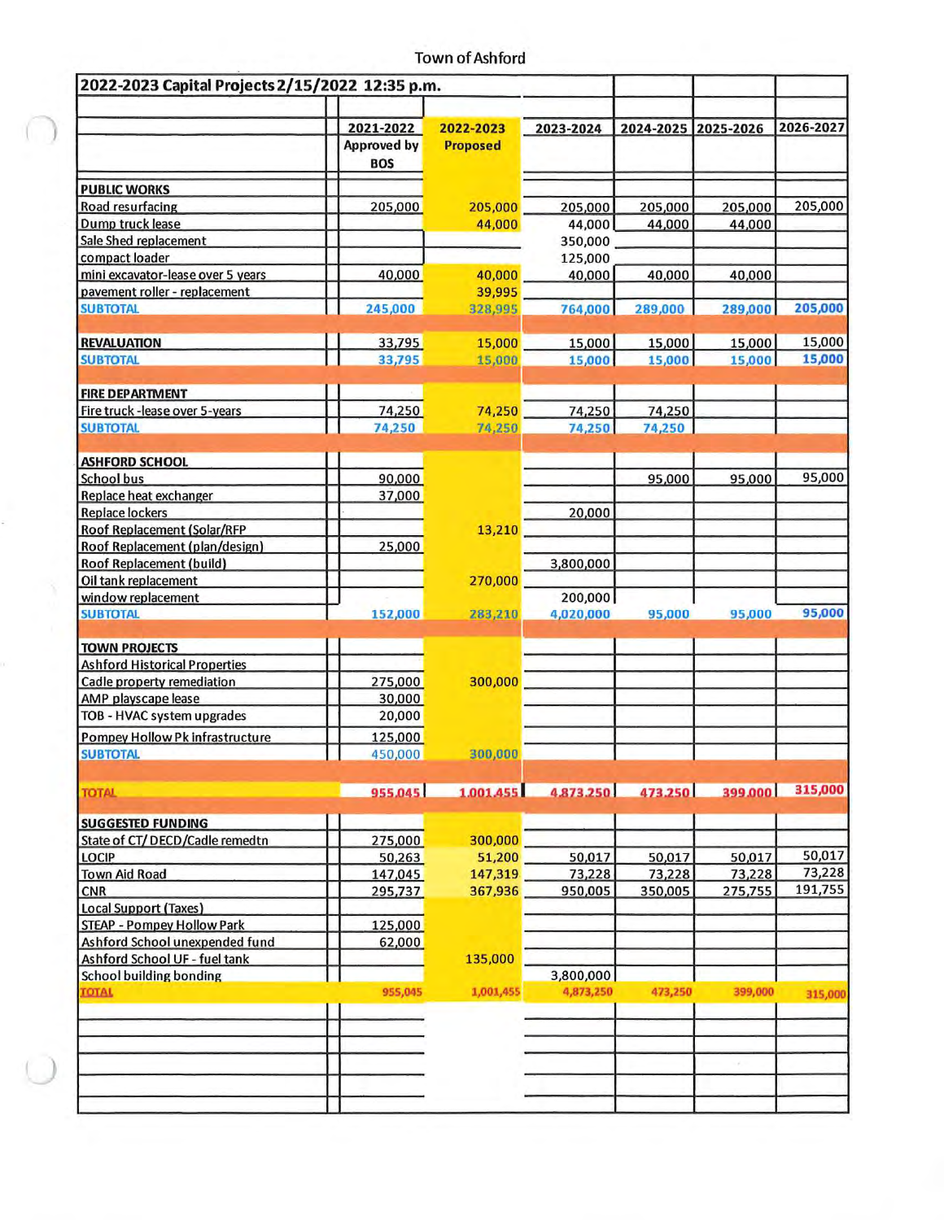Town of Ashford

| 2022-2023 Capital Projects 2/15/2022 12:35 p.m. | | | | | | |
|---|---|---|---|---|---|---|
| | 2021-2022 Approved by BOS | 2022-2023 Proposed | 2023-2024 | 2024-2025 | 2025-2026 | 2026-2027 |
| **PUBLIC WORKS** | | | | | | |
| Road resurfacing | 205,000 | 205,000 | 205,000 | 205,000 | 205,000 | 205,000 |
| Dump truck lease | | 44,000 | 44,000 | 44,000 | 44,000 | |
| Sale Shed replacement | | | 350,000 | | | |
| compact loader | | | 125,000 | | | |
| mini excavator-lease over 5 years | 40,000 | 40,000 | 40,000 | 40,000 | 40,000 | |
| pavement roller - replacement | | 39,995 | | | | |
| SUBTOTAL | 245,000 | 328,995 | 764,000 | 289,000 | 289,000 | 205,000 |
| **REVALUATION** | 33,795 | 15,000 | 15,000 | 15,000 | 15,000 | 15,000 |
| SUBTOTAL | 33,795 | 15,000 | 15,000 | 15,000 | 15,000 | 15,000 |
| **FIRE DEPARTMENT** | | | | | | |
| Fire truck -lease over 5-years | 74,250 | 74,250 | 74,250 | 74,250 | | |
| SUBTOTAL | 74,250 | 74,250 | 74,250 | 74,250 | | |
| **ASHFORD SCHOOL** | | | | | | |
| School bus | 90,000 | | | 95,000 | 95,000 | 95,000 |
| Replace heat exchanger | 37,000 | | | | | |
| Replace lockers | | | 20,000 | | | |
| Roof Replacement (Solar/RFP | | 13,210 | | | | |
| Roof Replacement (plan/design) | 25,000 | | | | | |
| Roof Replacement (build) | | | 3,800,000 | | | |
| Oil tank replacement | | 270,000 | | | | |
| window replacement | | | 200,000 | | | |
| SUBTOTAL | 152,000 | 283,210 | 4,020,000 | 95,000 | 95,000 | 95,000 |
| **TOWN PROJECTS** | | | | | | |
| Ashford Historical Properties | | | | | | |
| Cadle property remediation | 275,000 | 300,000 | | | | |
| AMP playscape lease | 30,000 | | | | | |
| TOB - HVAC system upgrades | 20,000 | | | | | |
| Pompey Hollow Pk infrastructure | 125,000 | | | | | |
| SUBTOTAL | 450,000 | 300,000 | | | | |
| TOTAL | 955,045 | 1,001,455 | 4,873,250 | 473,250 | 399,000 | 315,000 |
| **SUGGESTED FUNDING** | | | | | | |
| State of CT/ DECD/Cadle remedtn | 275,000 | 300,000 | | | | |
| LOCIP | 50,263 | 51,200 | 50,017 | 50,017 | 50,017 | 50,017 |
| Town Aid Road | 147,045 | 147,319 | 73,228 | 73,228 | 73,228 | 73,228 |
| CNR | 295,737 | 367,936 | 950,005 | 350,005 | 275,755 | 191,755 |
| Local Support (Taxes) | | | | | | |
| STEAP - Pompey Hollow Park | 125,000 | | | | | |
| Ashford School unexpended fund | 62,000 | | | | | |
| Ashford School UF - fuel tank | | 135,000 | | | | |
| School building bonding | | | 3,800,000 | | | |
| TOTAL | 955,045 | 1,001,455 | 4,873,250 | 473,250 | 399,000 | 315,000 |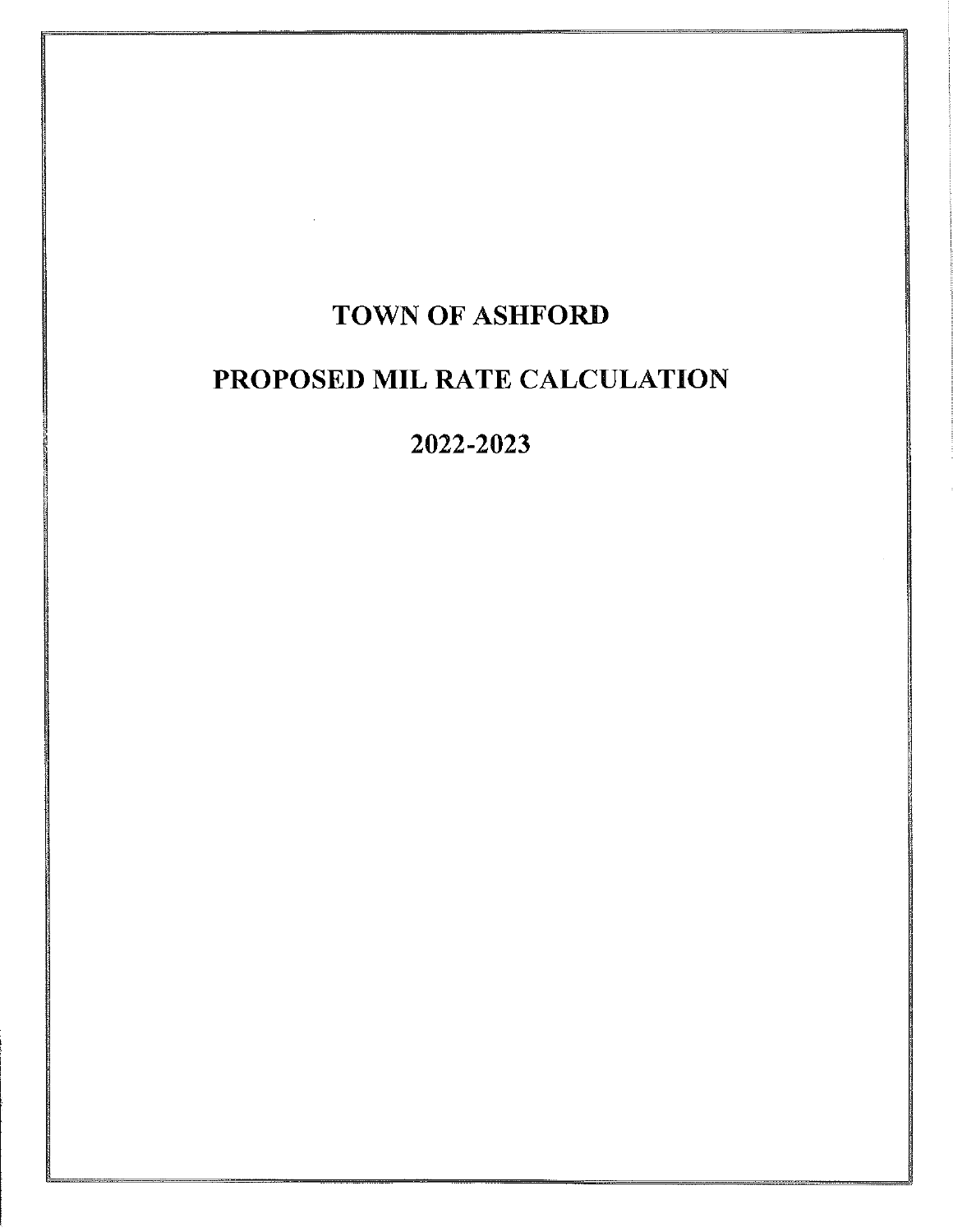# TOWN OF ASHFORD

# PROPOSED MIL RATE CALCULATION

# 2022-2023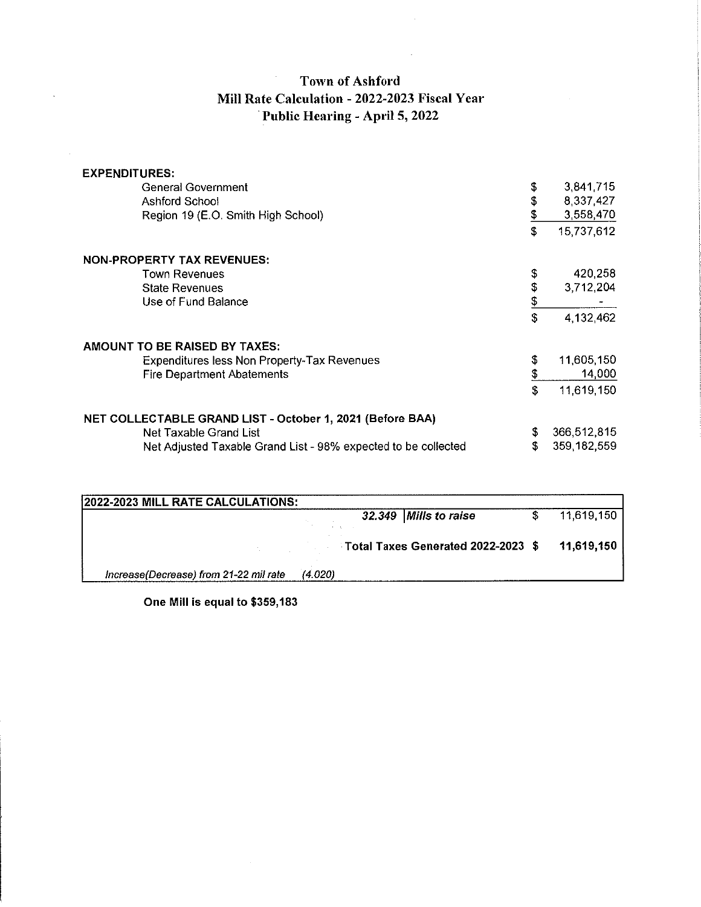# Town of Ashford
## Mill Rate Calculation - 2022-2023 Fiscal Year
### Public Hearing - April 5, 2022

| | | |
|---|---|---|
| **EXPENDITURES:** | | |
| General Government | $ | 3,841,715 |
| Ashford School | $ | 8,337,427 |
| Region 19 (E.O. Smith High School) | $ | 3,558,470 |
| | $ | 15,737,612 |
| **NON-PROPERTY TAX REVENUES:** | | |
| Town Revenues | $ | 420,258 |
| State Revenues | $ | 3,712,204 |
| Use of Fund Balance | $ | - |
| | $ | 4,132,462 |
| **AMOUNT TO BE RAISED BY TAXES:** | | |
| Expenditures less Non Property-Tax Revenues | $ | 11,605,150 |
| Fire Department Abatements | $ | 14,000 |
| | $ | 11,619,150 |
| **NET COLLECTABLE GRAND LIST - October 1, 2021 (Before BAA)** | | |
| Net Taxable Grand List | $ | 366,512,815 |
| Net Adjusted Taxable Grand List - 98% expected to be collected | $ | 359,182,559 |

| **2022-2023 MILL RATE CALCULATIONS:** | | | | |
|---|---|---|---|---|
| | ***32.349*** | ***Mills to raise*** | $ | 11,619,150 |
| | | **Total Taxes Generated 2022-2023** | **$** | **11,619,150** |
| *Increase(Decrease) from 21-22 mil rate* | *(4.020)* | | | |

**One Mill is equal to $359,183**